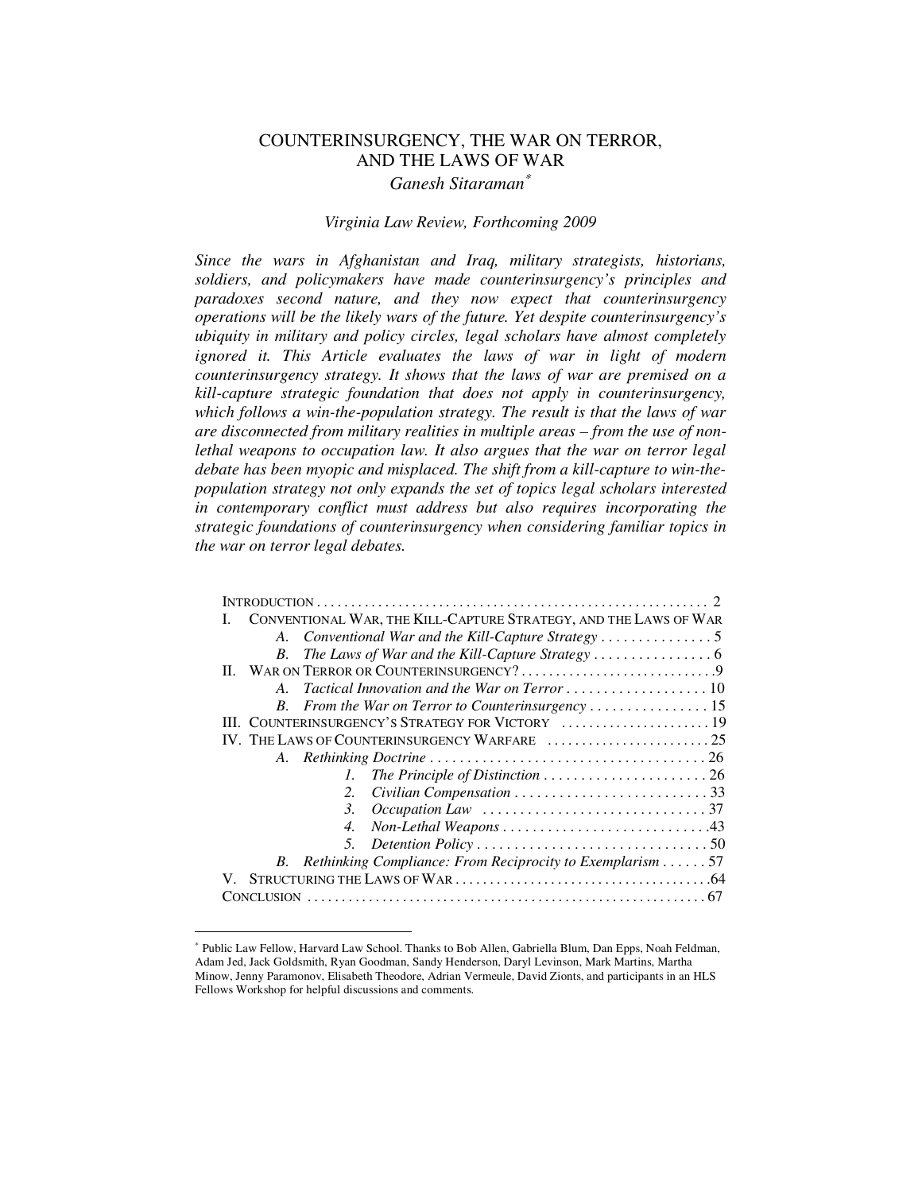# COUNTERINSURGENCY, THE WAR ON TERROR, AND THE LAWS OF WAR

*Ganesh Sitaraman*[*]

*Virginia Law Review, Forthcoming 2009*

*Since the wars in Afghanistan and Iraq, military strategists, historians, soldiers, and policymakers have made counterinsurgency's principles and paradoxes second nature, and they now expect that counterinsurgency operations will be the likely wars of the future. Yet despite counterinsurgency's ubiquity in military and policy circles, legal scholars have almost completely ignored it. This Article evaluates the laws of war in light of modern counterinsurgency strategy. It shows that the laws of war are premised on a kill-capture strategic foundation that does not apply in counterinsurgency, which follows a win-the-population strategy. The result is that the laws of war are disconnected from military realities in multiple areas – from the use of non-lethal weapons to occupation law. It also argues that the war on terror legal debate has been myopic and misplaced. The shift from a kill-capture to win-the-population strategy not only expands the set of topics legal scholars interested in contemporary conflict must address but also requires incorporating the strategic foundations of counterinsurgency when considering familiar topics in the war on terror legal debates.*

INTRODUCTION . . . . . . . . . . 2
I. CONVENTIONAL WAR, THE KILL-CAPTURE STRATEGY, AND THE LAWS OF WAR
- A. *Conventional War and the Kill-Capture Strategy* . . . . . . . . . . 5
- B. *The Laws of War and the Kill-Capture Strategy* . . . . . . . . . . 6

II. WAR ON TERROR OR COUNTERINSURGENCY? . . . . . . . . . . 9
- A. *Tactical Innovation and the War on Terror* . . . . . . . . . . 10
- B. *From the War on Terror to Counterinsurgency* . . . . . . . . . . 15

III. COUNTERINSURGENCY'S STRATEGY FOR VICTORY . . . . . . . . . . 19
IV. THE LAWS OF COUNTERINSURGENCY WARFARE . . . . . . . . . . 25
- A. *Rethinking Doctrine* . . . . . . . . . . 26
  1. *The Principle of Distinction* . . . . . . . . . . 26
  2. *Civilian Compensation* . . . . . . . . . . 33
  3. *Occupation Law* . . . . . . . . . . 37
  4. *Non-Lethal Weapons* . . . . . . . . . . 43
  5. *Detention Policy* . . . . . . . . . . 50
- B. *Rethinking Compliance: From Reciprocity to Exemplarism* . . . . . . . . . . 57

V. STRUCTURING THE LAWS OF WAR . . . . . . . . . . 64
CONCLUSION . . . . . . . . . . 67

---

[*] Public Law Fellow, Harvard Law School. Thanks to Bob Allen, Gabriella Blum, Dan Epps, Noah Feldman, Adam Jed, Jack Goldsmith, Ryan Goodman, Sandy Henderson, Daryl Levinson, Mark Martins, Martha Minow, Jenny Paramonov, Elisabeth Theodore, Adrian Vermeule, David Zionts, and participants in an HLS Fellows Workshop for helpful discussions and comments.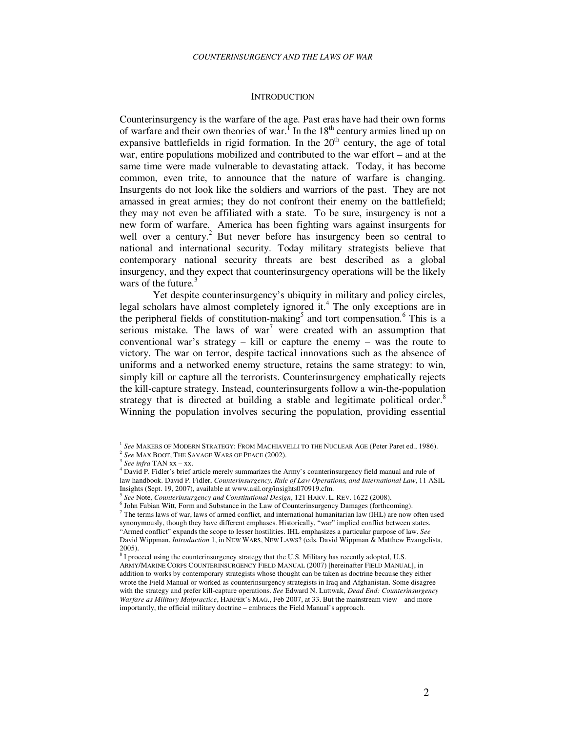## INTRODUCTION

Counterinsurgency is the warfare of the age. Past eras have had their own forms of warfare and their own theories of war.[1] In the 18th century armies lined up on expansive battlefields in rigid formation. In the 20th century, the age of total war, entire populations mobilized and contributed to the war effort – and at the same time were made vulnerable to devastating attack. Today, it has become common, even trite, to announce that the nature of warfare is changing. Insurgents do not look like the soldiers and warriors of the past. They are not amassed in great armies; they do not confront their enemy on the battlefield; they may not even be affiliated with a state. To be sure, insurgency is not a new form of warfare. America has been fighting wars against insurgents for well over a century.[2] But never before has insurgency been so central to national and international security. Today military strategists believe that contemporary national security threats are best described as a global insurgency, and they expect that counterinsurgency operations will be the likely wars of the future.[3]

Yet despite counterinsurgency's ubiquity in military and policy circles, legal scholars have almost completely ignored it.[4] The only exceptions are in the peripheral fields of constitution-making[5] and tort compensation.[6] This is a serious mistake. The laws of war[7] were created with an assumption that conventional war's strategy – kill or capture the enemy – was the route to victory. The war on terror, despite tactical innovations such as the absence of uniforms and a networked enemy structure, retains the same strategy: to win, simply kill or capture all the terrorists. Counterinsurgency emphatically rejects the kill-capture strategy. Instead, counterinsurgents follow a win-the-population strategy that is directed at building a stable and legitimate political order.[8] Winning the population involves securing the population, providing essential

---

[1] *See* MAKERS OF MODERN STRATEGY: FROM MACHIAVELLI TO THE NUCLEAR AGE (Peter Paret ed., 1986).

[2] *See* MAX BOOT, THE SAVAGE WARS OF PEACE (2002).

[3] *See infra* TAN xx – xx.

[4] David P. Fidler's brief article merely summarizes the Army's counterinsurgency field manual and rule of law handbook. David P. Fidler, *Counterinsurgency, Rule of Law Operations, and International Law*, 11 ASIL Insights (Sept. 19, 2007), available at www.asil.org/insights070919.cfm.

[5] *See* Note, *Counterinsurgency and Constitutional Design*, 121 HARV. L. REV. 1622 (2008).

[6] John Fabian Witt, Form and Substance in the Law of Counterinsurgency Damages (forthcoming).

[7] The terms laws of war, laws of armed conflict, and international humanitarian law (IHL) are now often used synonymously, though they have different emphases. Historically, "war" implied conflict between states. "Armed conflict" expands the scope to lesser hostilities. IHL emphasizes a particular purpose of law. *See* David Wippman, *Introduction* 1, in NEW WARS, NEW LAWS? (eds. David Wippman & Matthew Evangelista, 2005).

[8] I proceed using the counterinsurgency strategy that the U.S. Military has recently adopted, U.S. ARMY/MARINE CORPS COUNTERINSURGENCY FIELD MANUAL (2007) [hereinafter FIELD MANUAL], in addition to works by contemporary strategists whose thought can be taken as doctrine because they either wrote the Field Manual or worked as counterinsurgency strategists in Iraq and Afghanistan. Some disagree with the strategy and prefer kill-capture operations. *See* Edward N. Luttwak, *Dead End: Counterinsurgency Warfare as Military Malpractice*, HARPER'S MAG., Feb 2007, at 33. But the mainstream view – and more importantly, the official military doctrine – embraces the Field Manual's approach.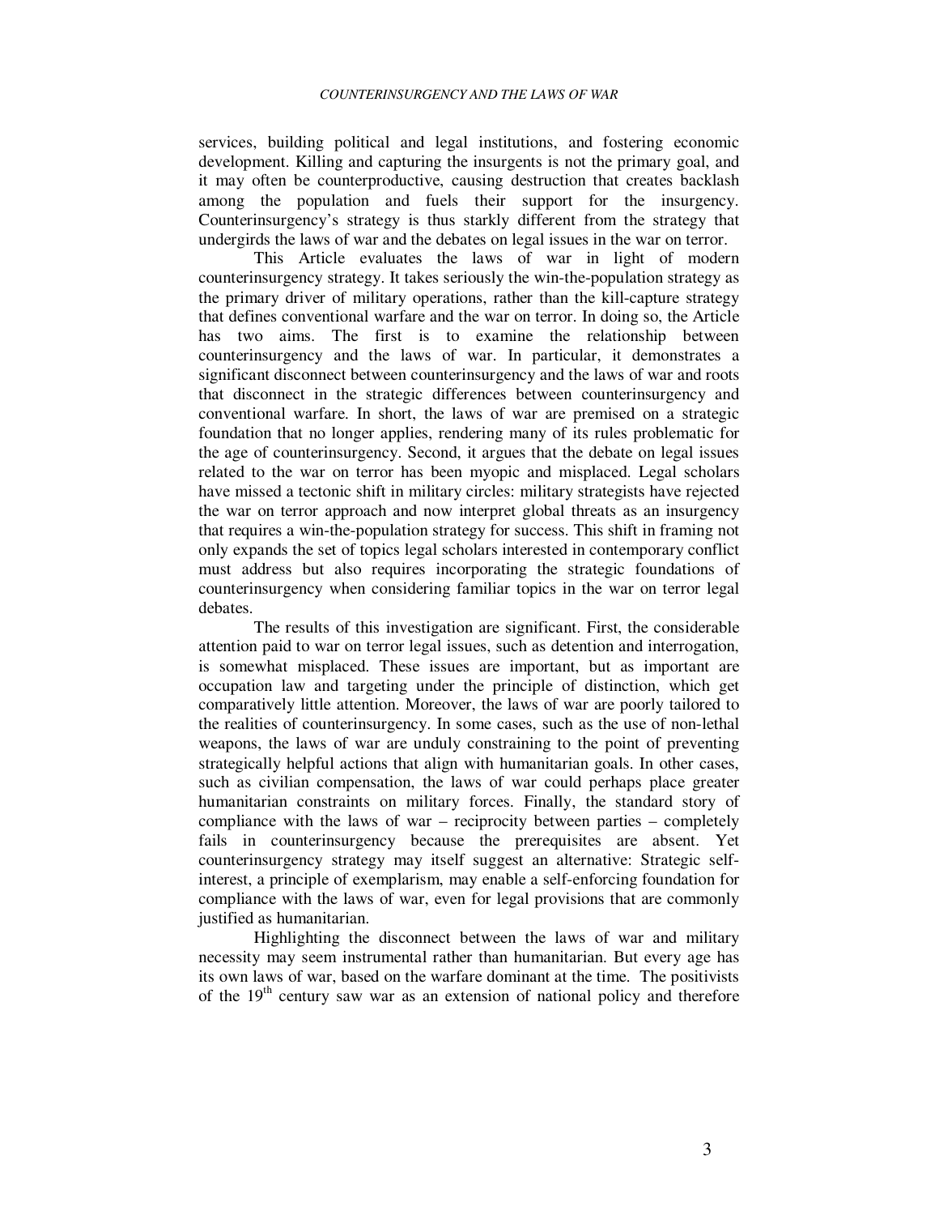services, building political and legal institutions, and fostering economic development. Killing and capturing the insurgents is not the primary goal, and it may often be counterproductive, causing destruction that creates backlash among the population and fuels their support for the insurgency. Counterinsurgency's strategy is thus starkly different from the strategy that undergirds the laws of war and the debates on legal issues in the war on terror.

This Article evaluates the laws of war in light of modern counterinsurgency strategy. It takes seriously the win-the-population strategy as the primary driver of military operations, rather than the kill-capture strategy that defines conventional warfare and the war on terror. In doing so, the Article has two aims. The first is to examine the relationship between counterinsurgency and the laws of war. In particular, it demonstrates a significant disconnect between counterinsurgency and the laws of war and roots that disconnect in the strategic differences between counterinsurgency and conventional warfare. In short, the laws of war are premised on a strategic foundation that no longer applies, rendering many of its rules problematic for the age of counterinsurgency. Second, it argues that the debate on legal issues related to the war on terror has been myopic and misplaced. Legal scholars have missed a tectonic shift in military circles: military strategists have rejected the war on terror approach and now interpret global threats as an insurgency that requires a win-the-population strategy for success. This shift in framing not only expands the set of topics legal scholars interested in contemporary conflict must address but also requires incorporating the strategic foundations of counterinsurgency when considering familiar topics in the war on terror legal debates.

The results of this investigation are significant. First, the considerable attention paid to war on terror legal issues, such as detention and interrogation, is somewhat misplaced. These issues are important, but as important are occupation law and targeting under the principle of distinction, which get comparatively little attention. Moreover, the laws of war are poorly tailored to the realities of counterinsurgency. In some cases, such as the use of non-lethal weapons, the laws of war are unduly constraining to the point of preventing strategically helpful actions that align with humanitarian goals. In other cases, such as civilian compensation, the laws of war could perhaps place greater humanitarian constraints on military forces. Finally, the standard story of compliance with the laws of war – reciprocity between parties – completely fails in counterinsurgency because the prerequisites are absent. Yet counterinsurgency strategy may itself suggest an alternative: Strategic self-interest, a principle of exemplarism, may enable a self-enforcing foundation for compliance with the laws of war, even for legal provisions that are commonly justified as humanitarian.

Highlighting the disconnect between the laws of war and military necessity may seem instrumental rather than humanitarian. But every age has its own laws of war, based on the warfare dominant at the time. The positivists of the 19th century saw war as an extension of national policy and therefore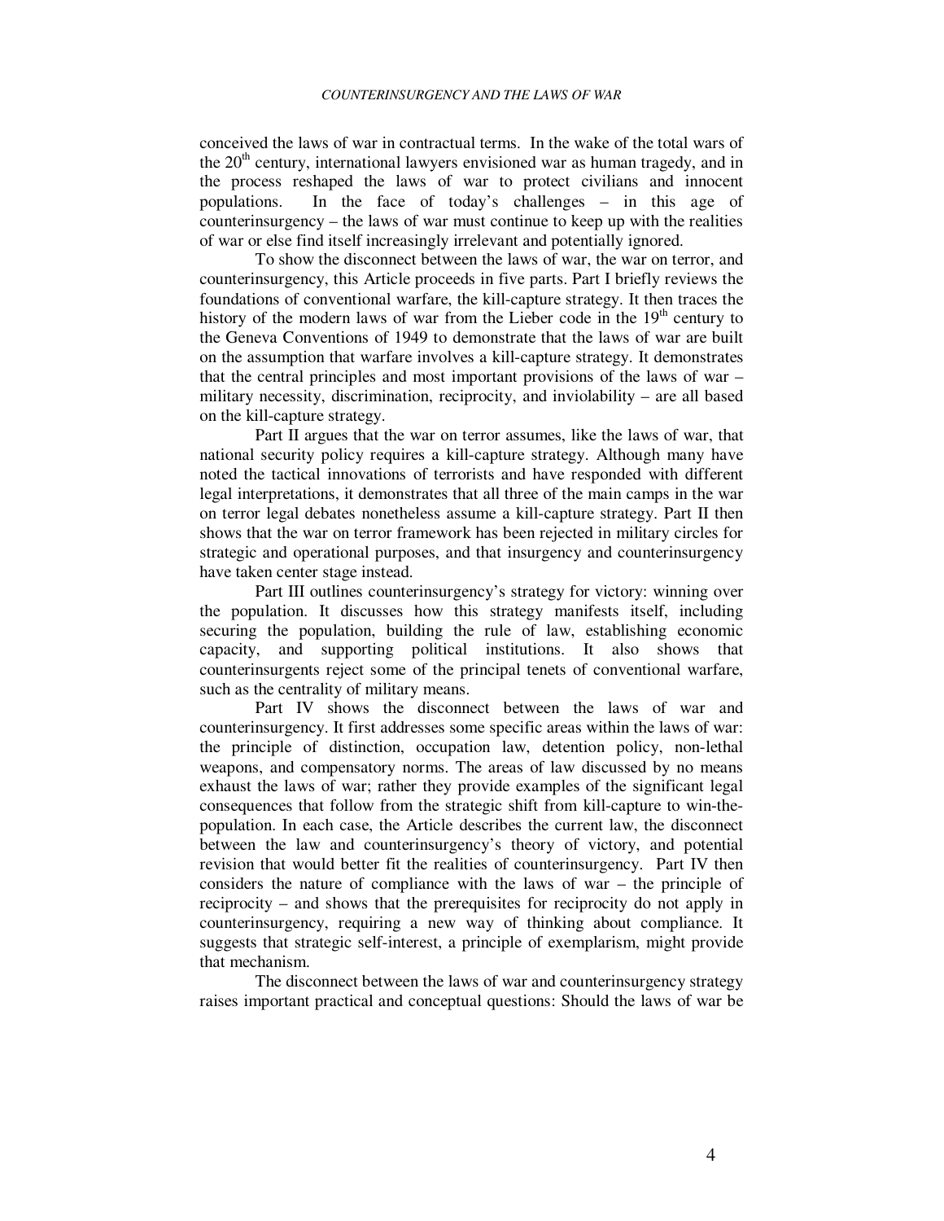conceived the laws of war in contractual terms. In the wake of the total wars of the 20th century, international lawyers envisioned war as human tragedy, and in the process reshaped the laws of war to protect civilians and innocent populations. In the face of today's challenges – in this age of counterinsurgency – the laws of war must continue to keep up with the realities of war or else find itself increasingly irrelevant and potentially ignored.

To show the disconnect between the laws of war, the war on terror, and counterinsurgency, this Article proceeds in five parts. Part I briefly reviews the foundations of conventional warfare, the kill-capture strategy. It then traces the history of the modern laws of war from the Lieber code in the 19th century to the Geneva Conventions of 1949 to demonstrate that the laws of war are built on the assumption that warfare involves a kill-capture strategy. It demonstrates that the central principles and most important provisions of the laws of war – military necessity, discrimination, reciprocity, and inviolability – are all based on the kill-capture strategy.

Part II argues that the war on terror assumes, like the laws of war, that national security policy requires a kill-capture strategy. Although many have noted the tactical innovations of terrorists and have responded with different legal interpretations, it demonstrates that all three of the main camps in the war on terror legal debates nonetheless assume a kill-capture strategy. Part II then shows that the war on terror framework has been rejected in military circles for strategic and operational purposes, and that insurgency and counterinsurgency have taken center stage instead.

Part III outlines counterinsurgency's strategy for victory: winning over the population. It discusses how this strategy manifests itself, including securing the population, building the rule of law, establishing economic capacity, and supporting political institutions. It also shows that counterinsurgents reject some of the principal tenets of conventional warfare, such as the centrality of military means.

Part IV shows the disconnect between the laws of war and counterinsurgency. It first addresses some specific areas within the laws of war: the principle of distinction, occupation law, detention policy, non-lethal weapons, and compensatory norms. The areas of law discussed by no means exhaust the laws of war; rather they provide examples of the significant legal consequences that follow from the strategic shift from kill-capture to win-the-population. In each case, the Article describes the current law, the disconnect between the law and counterinsurgency's theory of victory, and potential revision that would better fit the realities of counterinsurgency. Part IV then considers the nature of compliance with the laws of war – the principle of reciprocity – and shows that the prerequisites for reciprocity do not apply in counterinsurgency, requiring a new way of thinking about compliance. It suggests that strategic self-interest, a principle of exemplarism, might provide that mechanism.

The disconnect between the laws of war and counterinsurgency strategy raises important practical and conceptual questions: Should the laws of war be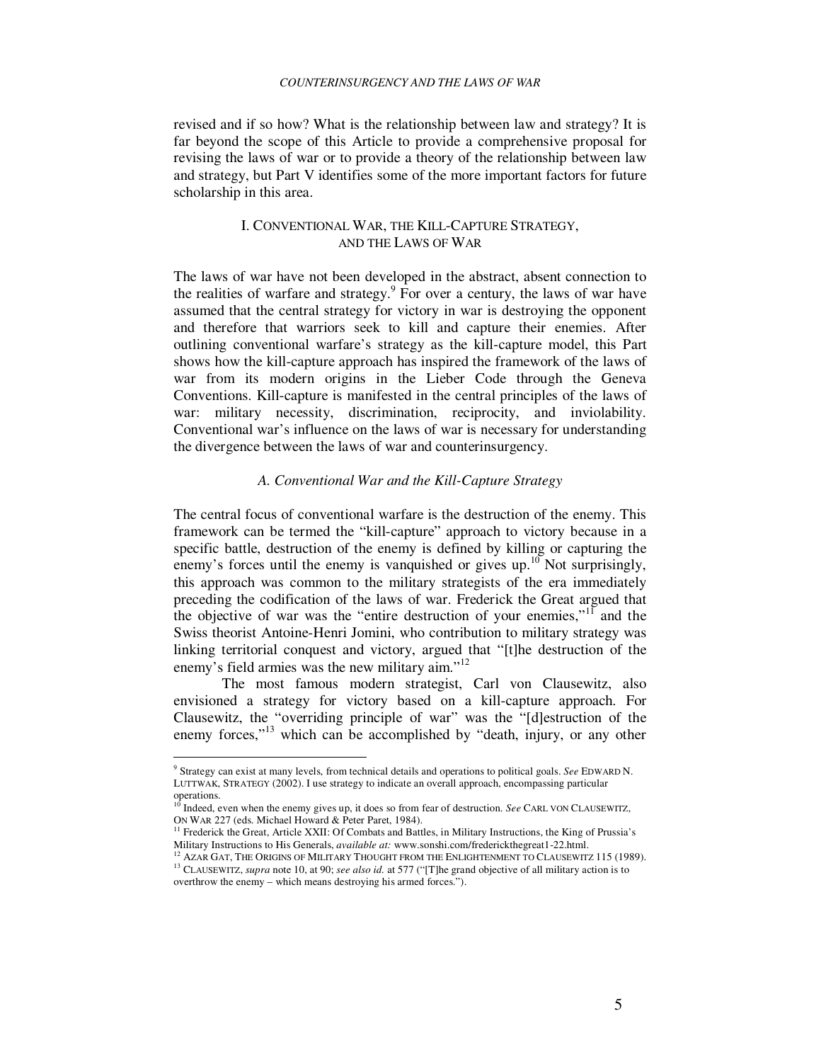revised and if so how? What is the relationship between law and strategy? It is far beyond the scope of this Article to provide a comprehensive proposal for revising the laws of war or to provide a theory of the relationship between law and strategy, but Part V identifies some of the more important factors for future scholarship in this area.

## I. CONVENTIONAL WAR, THE KILL-CAPTURE STRATEGY, AND THE LAWS OF WAR

The laws of war have not been developed in the abstract, absent connection to the realities of warfare and strategy.[9] For over a century, the laws of war have assumed that the central strategy for victory in war is destroying the opponent and therefore that warriors seek to kill and capture their enemies. After outlining conventional warfare's strategy as the kill-capture model, this Part shows how the kill-capture approach has inspired the framework of the laws of war from its modern origins in the Lieber Code through the Geneva Conventions. Kill-capture is manifested in the central principles of the laws of war: military necessity, discrimination, reciprocity, and inviolability. Conventional war's influence on the laws of war is necessary for understanding the divergence between the laws of war and counterinsurgency.

### *A. Conventional War and the Kill-Capture Strategy*

The central focus of conventional warfare is the destruction of the enemy. This framework can be termed the "kill-capture" approach to victory because in a specific battle, destruction of the enemy is defined by killing or capturing the enemy's forces until the enemy is vanquished or gives up.[10] Not surprisingly, this approach was common to the military strategists of the era immediately preceding the codification of the laws of war. Frederick the Great argued that the objective of war was the "entire destruction of your enemies,"[11] and the Swiss theorist Antoine-Henri Jomini, who contribution to military strategy was linking territorial conquest and victory, argued that "[t]he destruction of the enemy's field armies was the new military aim."[12]

The most famous modern strategist, Carl von Clausewitz, also envisioned a strategy for victory based on a kill-capture approach. For Clausewitz, the "overriding principle of war" was the "[d]estruction of the enemy forces,"[13] which can be accomplished by "death, injury, or any other

---

[9] Strategy can exist at many levels, from technical details and operations to political goals. *See* EDWARD N. LUTTWAK, STRATEGY (2002). I use strategy to indicate an overall approach, encompassing particular operations.

[10] Indeed, even when the enemy gives up, it does so from fear of destruction. *See* CARL VON CLAUSEWITZ, ON WAR 227 (eds. Michael Howard & Peter Paret, 1984).

[11] Frederick the Great, Article XXII: Of Combats and Battles, in Military Instructions, the King of Prussia's Military Instructions to His Generals, *available at:* www.sonshi.com/frederickthegreat1-22.html.

[12] AZAR GAT, THE ORIGINS OF MILITARY THOUGHT FROM THE ENLIGHTENMENT TO CLAUSEWITZ 115 (1989).

[13] CLAUSEWITZ, *supra* note 10, at 90; *see also id.* at 577 ("[T]he grand objective of all military action is to overthrow the enemy – which means destroying his armed forces.").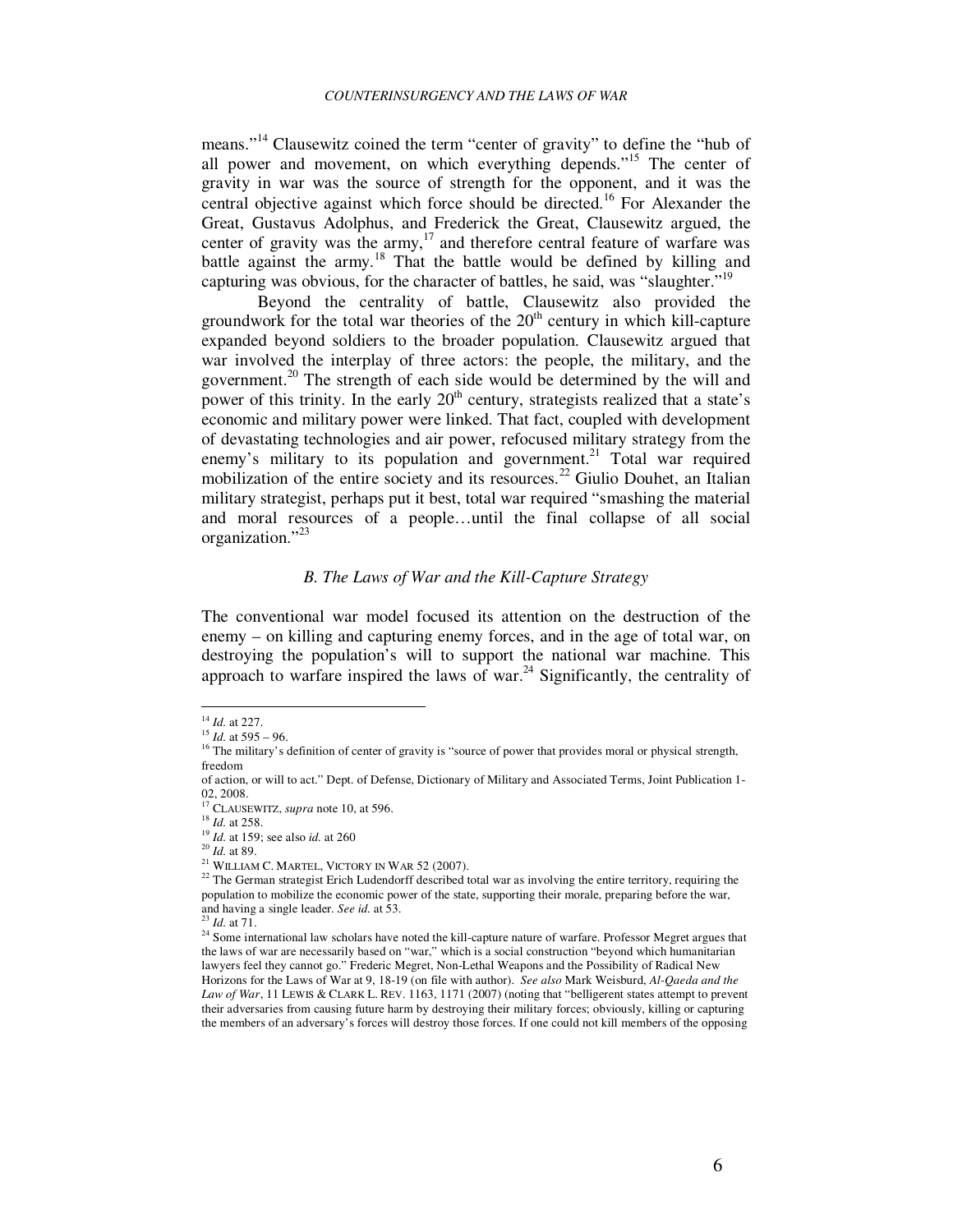means."[14] Clausewitz coined the term "center of gravity" to define the "hub of all power and movement, on which everything depends."[15] The center of gravity in war was the source of strength for the opponent, and it was the central objective against which force should be directed.[16] For Alexander the Great, Gustavus Adolphus, and Frederick the Great, Clausewitz argued, the center of gravity was the army,[17] and therefore central feature of warfare was battle against the army.[18] That the battle would be defined by killing and capturing was obvious, for the character of battles, he said, was "slaughter."[19]

Beyond the centrality of battle, Clausewitz also provided the groundwork for the total war theories of the 20th century in which kill-capture expanded beyond soldiers to the broader population. Clausewitz argued that war involved the interplay of three actors: the people, the military, and the government.[20] The strength of each side would be determined by the will and power of this trinity. In the early 20th century, strategists realized that a state's economic and military power were linked. That fact, coupled with development of devastating technologies and air power, refocused military strategy from the enemy's military to its population and government.[21] Total war required mobilization of the entire society and its resources.[22] Giulio Douhet, an Italian military strategist, perhaps put it best, total war required "smashing the material and moral resources of a people…until the final collapse of all social organization."[23]

### *B. The Laws of War and the Kill-Capture Strategy*

The conventional war model focused its attention on the destruction of the enemy – on killing and capturing enemy forces, and in the age of total war, on destroying the population's will to support the national war machine. This approach to warfare inspired the laws of war.[24] Significantly, the centrality of

---

[14] *Id.* at 227.

[15] *Id.* at 595 – 96.

[16] The military's definition of center of gravity is "source of power that provides moral or physical strength, freedom of action, or will to act." Dept. of Defense, Dictionary of Military and Associated Terms, Joint Publication 1-02, 2008.

[17] CLAUSEWITZ, *supra* note 10, at 596.

[18] *Id.* at 258.

[19] *Id.* at 159; see also *id.* at 260

[20] *Id.* at 89.

[21] WILLIAM C. MARTEL, VICTORY IN WAR 52 (2007).

[22] The German strategist Erich Ludendorff described total war as involving the entire territory, requiring the population to mobilize the economic power of the state, supporting their morale, preparing before the war, and having a single leader. *See id.* at 53.

[23] *Id.* at 71.

[24] Some international law scholars have noted the kill-capture nature of warfare. Professor Megret argues that the laws of war are necessarily based on "war," which is a social construction "beyond which humanitarian lawyers feel they cannot go." Frederic Megret, Non-Lethal Weapons and the Possibility of Radical New Horizons for the Laws of War at 9, 18-19 (on file with author). *See also* Mark Weisburd, *Al-Qaeda and the Law of War*, 11 LEWIS & CLARK L. REV. 1163, 1171 (2007) (noting that "belligerent states attempt to prevent their adversaries from causing future harm by destroying their military forces; obviously, killing or capturing the members of an adversary's forces will destroy those forces. If one could not kill members of the opposing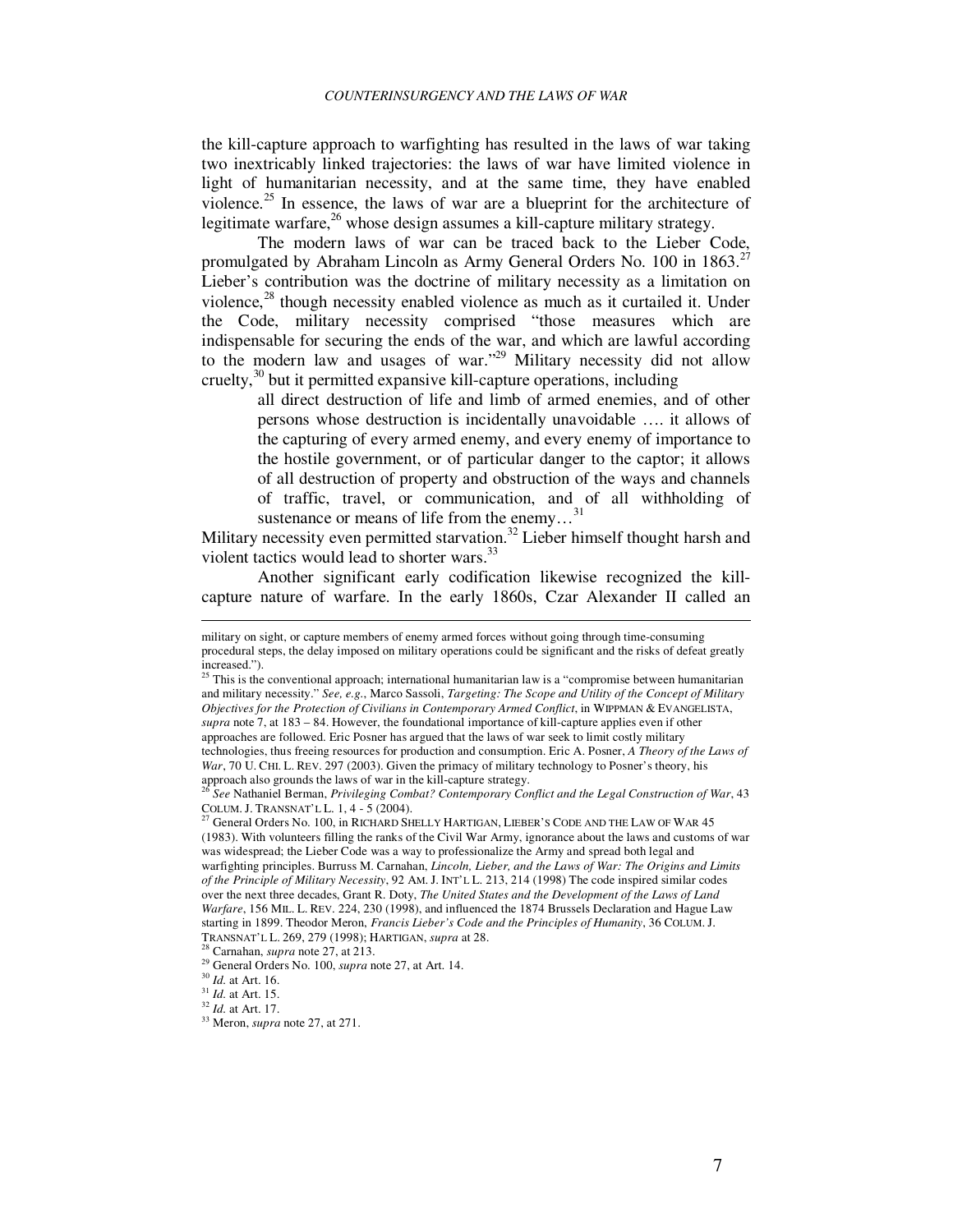the kill-capture approach to warfighting has resulted in the laws of war taking two inextricably linked trajectories: the laws of war have limited violence in light of humanitarian necessity, and at the same time, they have enabled violence.[25] In essence, the laws of war are a blueprint for the architecture of legitimate warfare,[26] whose design assumes a kill-capture military strategy.

The modern laws of war can be traced back to the Lieber Code, promulgated by Abraham Lincoln as Army General Orders No. 100 in 1863.[27] Lieber's contribution was the doctrine of military necessity as a limitation on violence,[28] though necessity enabled violence as much as it curtailed it. Under the Code, military necessity comprised "those measures which are indispensable for securing the ends of the war, and which are lawful according to the modern law and usages of war."[29] Military necessity did not allow cruelty,[30] but it permitted expansive kill-capture operations, including

> all direct destruction of life and limb of armed enemies, and of other persons whose destruction is incidentally unavoidable …. it allows of the capturing of every armed enemy, and every enemy of importance to the hostile government, or of particular danger to the captor; it allows of all destruction of property and obstruction of the ways and channels of traffic, travel, or communication, and of all withholding of sustenance or means of life from the enemy…[31]

Military necessity even permitted starvation.[32] Lieber himself thought harsh and violent tactics would lead to shorter wars.[33]

Another significant early codification likewise recognized the kill-capture nature of warfare. In the early 1860s, Czar Alexander II called an

---

military on sight, or capture members of enemy armed forces without going through time-consuming procedural steps, the delay imposed on military operations could be significant and the risks of defeat greatly increased.").

[25] This is the conventional approach; international humanitarian law is a "compromise between humanitarian and military necessity." *See, e.g.*, Marco Sassoli, *Targeting: The Scope and Utility of the Concept of Military Objectives for the Protection of Civilians in Contemporary Armed Conflict*, in WIPPMAN & EVANGELISTA, *supra* note 7, at 183 – 84. However, the foundational importance of kill-capture applies even if other approaches are followed. Eric Posner has argued that the laws of war seek to limit costly military technologies, thus freeing resources for production and consumption. Eric A. Posner, *A Theory of the Laws of War*, 70 U. CHI. L. REV. 297 (2003). Given the primacy of military technology to Posner's theory, his approach also grounds the laws of war in the kill-capture strategy.

[26] *See* Nathaniel Berman, *Privileging Combat? Contemporary Conflict and the Legal Construction of War*, 43 COLUM. J. TRANSNAT'L L. 1, 4 - 5 (2004).

[27] General Orders No. 100, in RICHARD SHELLY HARTIGAN, LIEBER'S CODE AND THE LAW OF WAR 45 (1983). With volunteers filling the ranks of the Civil War Army, ignorance about the laws and customs of war was widespread; the Lieber Code was a way to professionalize the Army and spread both legal and warfighting principles. Burruss M. Carnahan, *Lincoln, Lieber, and the Laws of War: The Origins and Limits of the Principle of Military Necessity*, 92 AM. J. INT'L L. 213, 214 (1998) The code inspired similar codes over the next three decades, Grant R. Doty, *The United States and the Development of the Laws of Land Warfare*, 156 MIL. L. REV. 224, 230 (1998), and influenced the 1874 Brussels Declaration and Hague Law starting in 1899. Theodor Meron, *Francis Lieber's Code and the Principles of Humanity*, 36 COLUM. J. TRANSNAT'L L. 269, 279 (1998); HARTIGAN, *supra* at 28.

[28] Carnahan, *supra* note 27, at 213.

[29] General Orders No. 100, *supra* note 27, at Art. 14.

[30] *Id.* at Art. 16.

[31] *Id.* at Art. 15.

[32] *Id.* at Art. 17.

[33] Meron, *supra* note 27, at 271.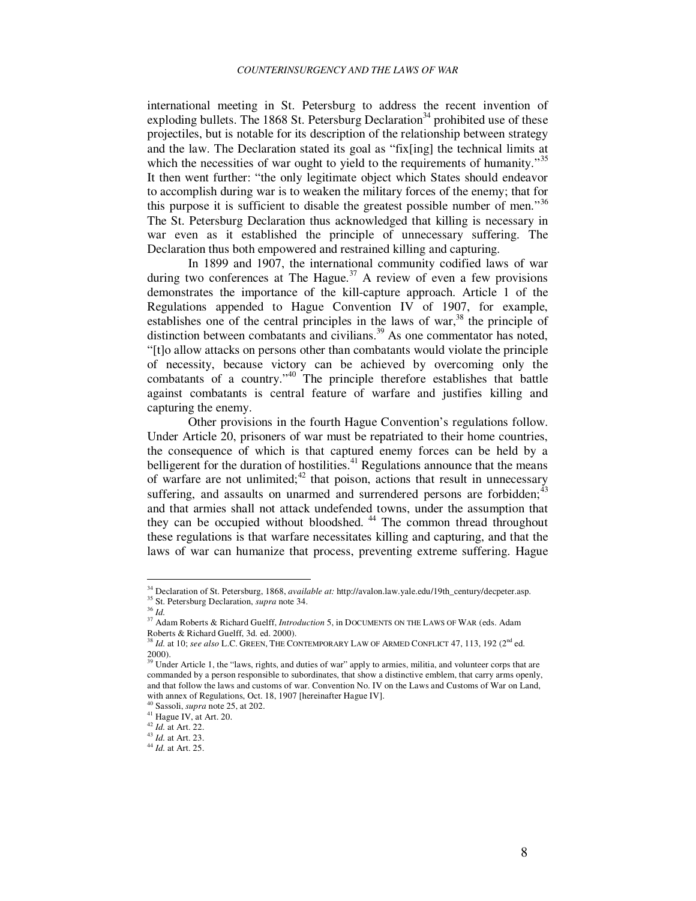international meeting in St. Petersburg to address the recent invention of exploding bullets. The 1868 St. Petersburg Declaration[34] prohibited use of these projectiles, but is notable for its description of the relationship between strategy and the law. The Declaration stated its goal as "fix[ing] the technical limits at which the necessities of war ought to yield to the requirements of humanity."[35] It then went further: "the only legitimate object which States should endeavor to accomplish during war is to weaken the military forces of the enemy; that for this purpose it is sufficient to disable the greatest possible number of men."[36] The St. Petersburg Declaration thus acknowledged that killing is necessary in war even as it established the principle of unnecessary suffering. The Declaration thus both empowered and restrained killing and capturing.

In 1899 and 1907, the international community codified laws of war during two conferences at The Hague.[37] A review of even a few provisions demonstrates the importance of the kill-capture approach. Article 1 of the Regulations appended to Hague Convention IV of 1907, for example, establishes one of the central principles in the laws of war,[38] the principle of distinction between combatants and civilians.[39] As one commentator has noted, "[t]o allow attacks on persons other than combatants would violate the principle of necessity, because victory can be achieved by overcoming only the combatants of a country."[40] The principle therefore establishes that battle against combatants is central feature of warfare and justifies killing and capturing the enemy.

Other provisions in the fourth Hague Convention's regulations follow. Under Article 20, prisoners of war must be repatriated to their home countries, the consequence of which is that captured enemy forces can be held by a belligerent for the duration of hostilities.[41] Regulations announce that the means of warfare are not unlimited;[42] that poison, actions that result in unnecessary suffering, and assaults on unarmed and surrendered persons are forbidden;[43] and that armies shall not attack undefended towns, under the assumption that they can be occupied without bloodshed.[44] The common thread throughout these regulations is that warfare necessitates killing and capturing, and that the laws of war can humanize that process, preventing extreme suffering. Hague

---

[34] Declaration of St. Petersburg, 1868, *available at:* http://avalon.law.yale.edu/19th_century/decpeter.asp.

[35] St. Petersburg Declaration, *supra* note 34.

[36] *Id.*

[37] Adam Roberts & Richard Guelff, *Introduction* 5, in DOCUMENTS ON THE LAWS OF WAR (eds. Adam Roberts & Richard Guelff, 3d. ed. 2000).

[38] *Id.* at 10; *see also* L.C. GREEN, THE CONTEMPORARY LAW OF ARMED CONFLICT 47, 113, 192 (2nd ed. 2000).

[39] Under Article 1, the "laws, rights, and duties of war" apply to armies, militia, and volunteer corps that are commanded by a person responsible to subordinates, that show a distinctive emblem, that carry arms openly, and that follow the laws and customs of war. Convention No. IV on the Laws and Customs of War on Land, with annex of Regulations, Oct. 18, 1907 [hereinafter Hague IV].

[40] Sassoli, *supra* note 25, at 202.

[41] Hague IV, at Art. 20.

[42] *Id.* at Art. 22.

[43] *Id.* at Art. 23.

[44] *Id.* at Art. 25.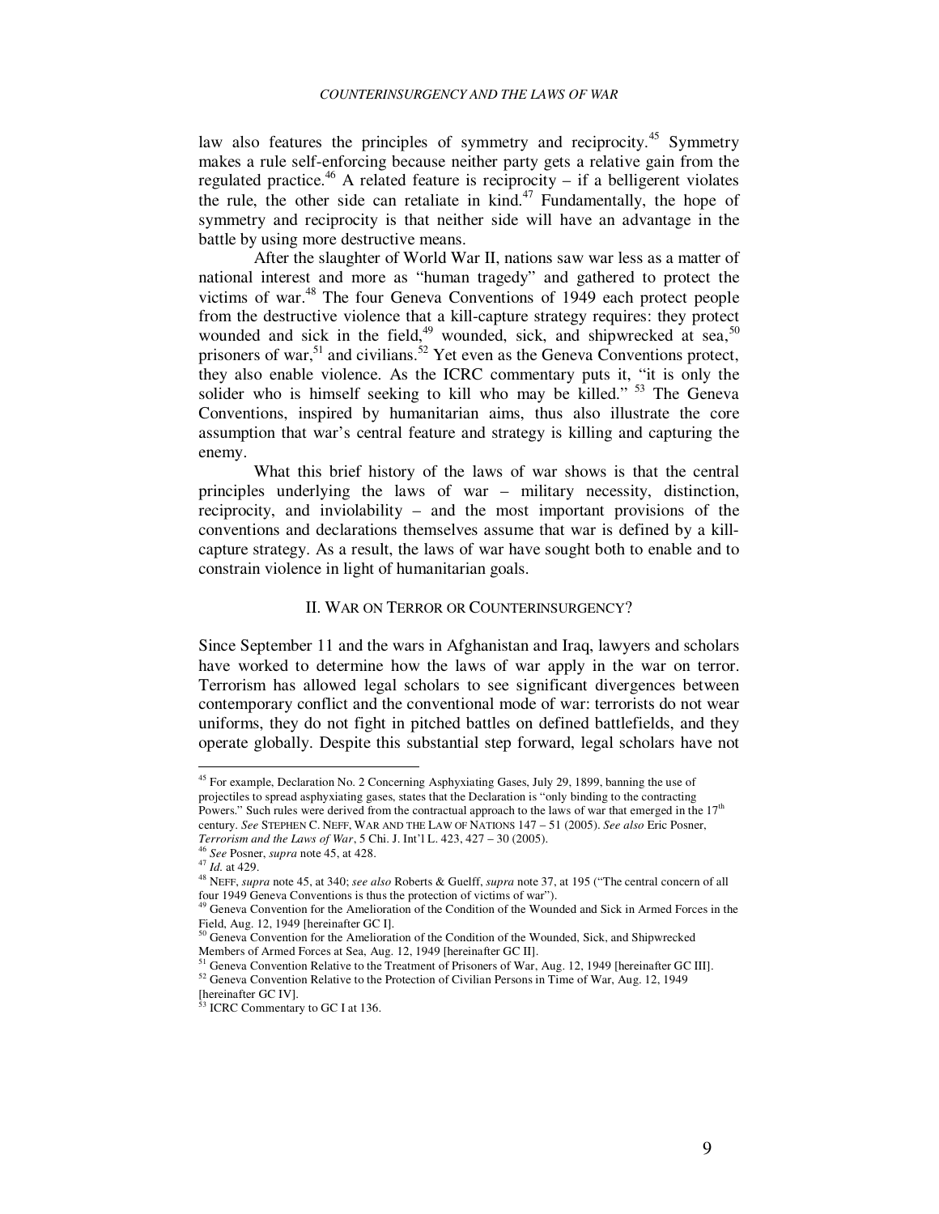law also features the principles of symmetry and reciprocity.[45] Symmetry makes a rule self-enforcing because neither party gets a relative gain from the regulated practice.[46] A related feature is reciprocity – if a belligerent violates the rule, the other side can retaliate in kind.[47] Fundamentally, the hope of symmetry and reciprocity is that neither side will have an advantage in the battle by using more destructive means.

After the slaughter of World War II, nations saw war less as a matter of national interest and more as "human tragedy" and gathered to protect the victims of war.[48] The four Geneva Conventions of 1949 each protect people from the destructive violence that a kill-capture strategy requires: they protect wounded and sick in the field,[49] wounded, sick, and shipwrecked at sea,[50] prisoners of war,[51] and civilians.[52] Yet even as the Geneva Conventions protect, they also enable violence. As the ICRC commentary puts it, "it is only the solider who is himself seeking to kill who may be killed." [53] The Geneva Conventions, inspired by humanitarian aims, thus also illustrate the core assumption that war's central feature and strategy is killing and capturing the enemy.

What this brief history of the laws of war shows is that the central principles underlying the laws of war – military necessity, distinction, reciprocity, and inviolability – and the most important provisions of the conventions and declarations themselves assume that war is defined by a kill-capture strategy. As a result, the laws of war have sought both to enable and to constrain violence in light of humanitarian goals.

## II. WAR ON TERROR OR COUNTERINSURGENCY?

Since September 11 and the wars in Afghanistan and Iraq, lawyers and scholars have worked to determine how the laws of war apply in the war on terror. Terrorism has allowed legal scholars to see significant divergences between contemporary conflict and the conventional mode of war: terrorists do not wear uniforms, they do not fight in pitched battles on defined battlefields, and they operate globally. Despite this substantial step forward, legal scholars have not

---

[45] For example, Declaration No. 2 Concerning Asphyxiating Gases, July 29, 1899, banning the use of projectiles to spread asphyxiating gases, states that the Declaration is "only binding to the contracting Powers." Such rules were derived from the contractual approach to the laws of war that emerged in the 17th century. *See* STEPHEN C. NEFF, WAR AND THE LAW OF NATIONS 147 – 51 (2005). *See also* Eric Posner, *Terrorism and the Laws of War*, 5 Chi. J. Int'l L. 423, 427 – 30 (2005).

[46] *See* Posner, *supra* note 45, at 428.

[47] *Id.* at 429.

[48] NEFF, *supra* note 45, at 340; *see also* Roberts & Guelff, *supra* note 37, at 195 ("The central concern of all four 1949 Geneva Conventions is thus the protection of victims of war").

[49] Geneva Convention for the Amelioration of the Condition of the Wounded and Sick in Armed Forces in the Field, Aug. 12, 1949 [hereinafter GC I].

[50] Geneva Convention for the Amelioration of the Condition of the Wounded, Sick, and Shipwrecked Members of Armed Forces at Sea, Aug. 12, 1949 [hereinafter GC II].

[51] Geneva Convention Relative to the Treatment of Prisoners of War, Aug. 12, 1949 [hereinafter GC III].

[52] Geneva Convention Relative to the Protection of Civilian Persons in Time of War, Aug. 12, 1949 [hereinafter GC IV].

[53] ICRC Commentary to GC I at 136.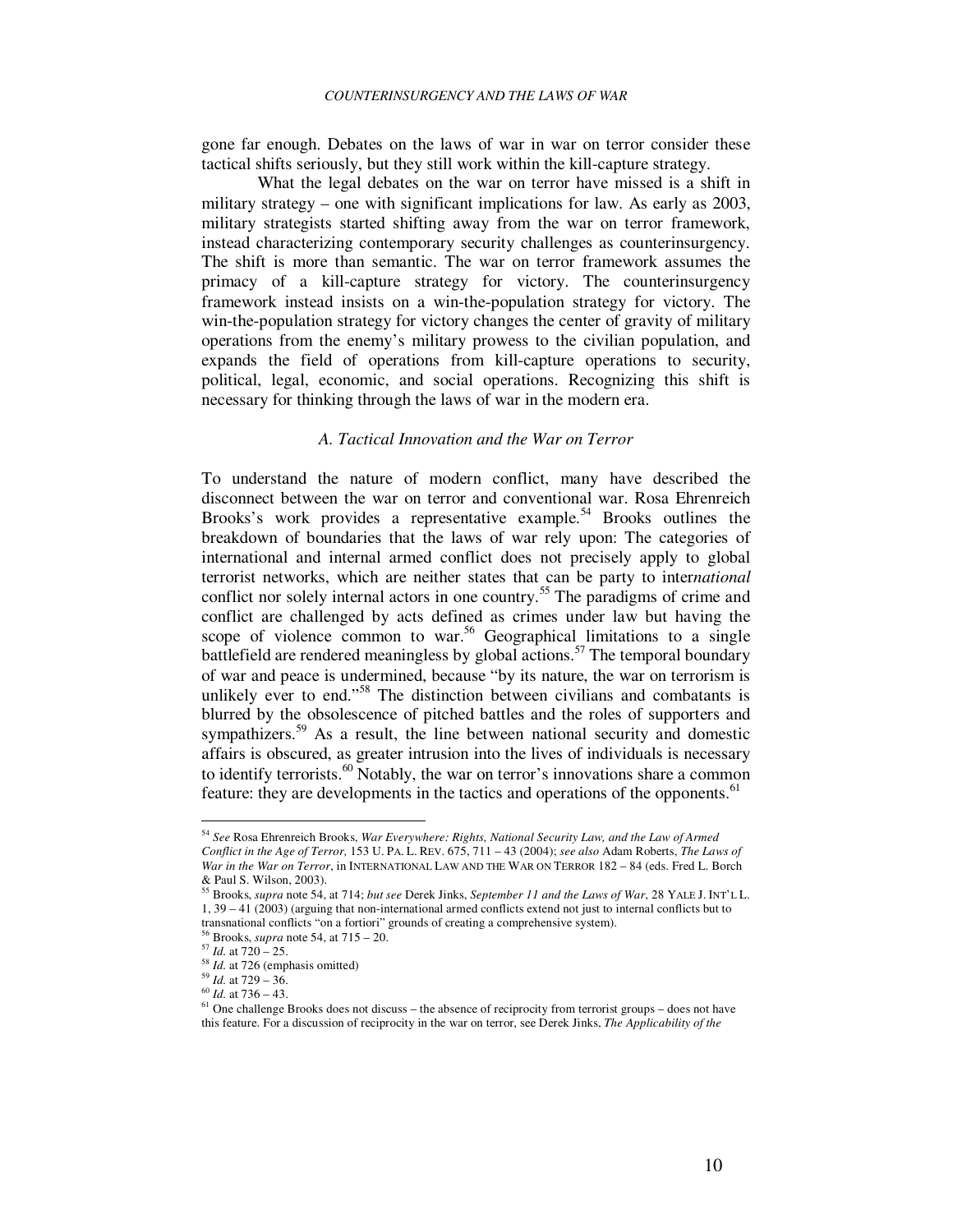gone far enough. Debates on the laws of war in war on terror consider these tactical shifts seriously, but they still work within the kill-capture strategy.

What the legal debates on the war on terror have missed is a shift in military strategy – one with significant implications for law. As early as 2003, military strategists started shifting away from the war on terror framework, instead characterizing contemporary security challenges as counterinsurgency. The shift is more than semantic. The war on terror framework assumes the primacy of a kill-capture strategy for victory. The counterinsurgency framework instead insists on a win-the-population strategy for victory. The win-the-population strategy for victory changes the center of gravity of military operations from the enemy's military prowess to the civilian population, and expands the field of operations from kill-capture operations to security, political, legal, economic, and social operations. Recognizing this shift is necessary for thinking through the laws of war in the modern era.

### *A. Tactical Innovation and the War on Terror*

To understand the nature of modern conflict, many have described the disconnect between the war on terror and conventional war. Rosa Ehrenreich Brooks's work provides a representative example.[54] Brooks outlines the breakdown of boundaries that the laws of war rely upon: The categories of international and internal armed conflict does not precisely apply to global terrorist networks, which are neither states that can be party to inter*national* conflict nor solely internal actors in one country.[55] The paradigms of crime and conflict are challenged by acts defined as crimes under law but having the scope of violence common to war.[56] Geographical limitations to a single battlefield are rendered meaningless by global actions.[57] The temporal boundary of war and peace is undermined, because "by its nature, the war on terrorism is unlikely ever to end."[58] The distinction between civilians and combatants is blurred by the obsolescence of pitched battles and the roles of supporters and sympathizers.[59] As a result, the line between national security and domestic affairs is obscured, as greater intrusion into the lives of individuals is necessary to identify terrorists.[60] Notably, the war on terror's innovations share a common feature: they are developments in the tactics and operations of the opponents.[61]

---

[54] *See* Rosa Ehrenreich Brooks, *War Everywhere: Rights, National Security Law, and the Law of Armed Conflict in the Age of Terror,* 153 U. PA. L. REV. 675, 711 – 43 (2004); *see also* Adam Roberts, *The Laws of War in the War on Terror*, in INTERNATIONAL LAW AND THE WAR ON TERROR 182 – 84 (eds. Fred L. Borch & Paul S. Wilson, 2003).

[55] Brooks, *supra* note 54, at 714; *but see* Derek Jinks, *September 11 and the Laws of War*, 28 YALE J. INT'L L. 1, 39 – 41 (2003) (arguing that non-international armed conflicts extend not just to internal conflicts but to transnational conflicts "on a fortiori" grounds of creating a comprehensive system).

[56] Brooks, *supra* note 54, at 715 – 20.

[57] *Id.* at 720 – 25.

[58] *Id.* at 726 (emphasis omitted)

[59] *Id.* at 729 – 36.

[60] *Id.* at 736 – 43.

[61] One challenge Brooks does not discuss – the absence of reciprocity from terrorist groups – does not have this feature. For a discussion of reciprocity in the war on terror, see Derek Jinks, *The Applicability of the*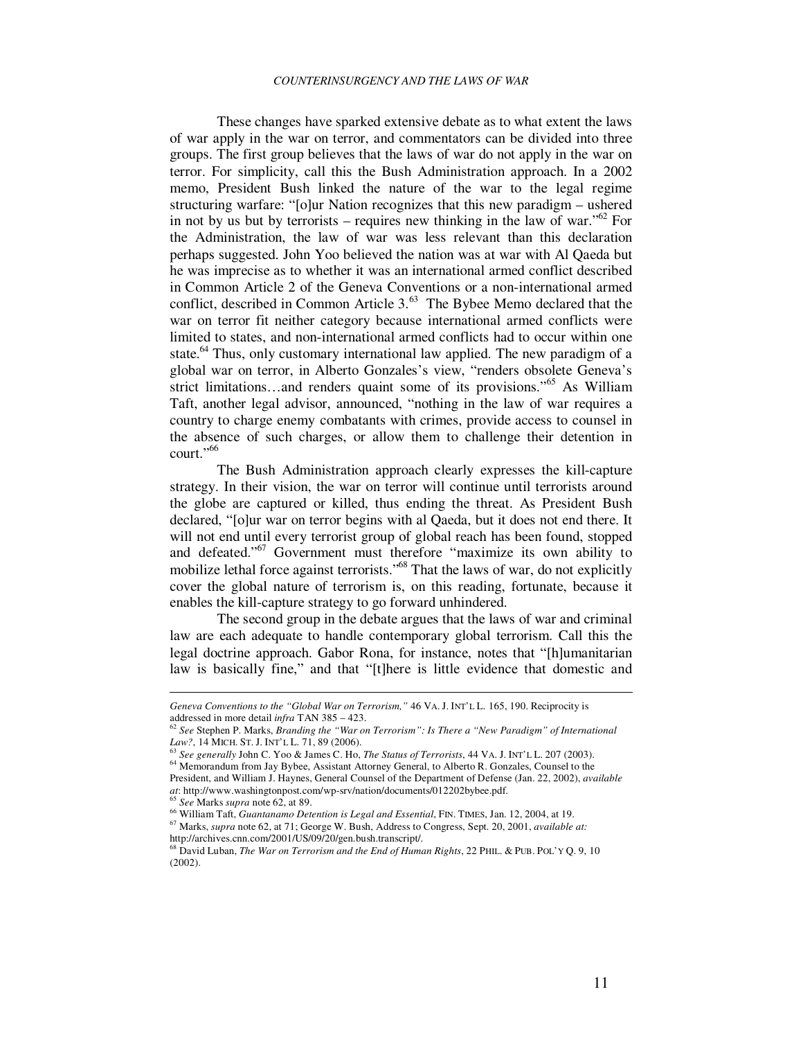These changes have sparked extensive debate as to what extent the laws of war apply in the war on terror, and commentators can be divided into three groups. The first group believes that the laws of war do not apply in the war on terror. For simplicity, call this the Bush Administration approach. In a 2002 memo, President Bush linked the nature of the war to the legal regime structuring warfare: "[o]ur Nation recognizes that this new paradigm – ushered in not by us but by terrorists – requires new thinking in the law of war."[62] For the Administration, the law of war was less relevant than this declaration perhaps suggested. John Yoo believed the nation was at war with Al Qaeda but he was imprecise as to whether it was an international armed conflict described in Common Article 2 of the Geneva Conventions or a non-international armed conflict, described in Common Article 3.[63] The Bybee Memo declared that the war on terror fit neither category because international armed conflicts were limited to states, and non-international armed conflicts had to occur within one state.[64] Thus, only customary international law applied. The new paradigm of a global war on terror, in Alberto Gonzales's view, "renders obsolete Geneva's strict limitations…and renders quaint some of its provisions."[65] As William Taft, another legal advisor, announced, "nothing in the law of war requires a country to charge enemy combatants with crimes, provide access to counsel in the absence of such charges, or allow them to challenge their detention in court."[66]

The Bush Administration approach clearly expresses the kill-capture strategy. In their vision, the war on terror will continue until terrorists around the globe are captured or killed, thus ending the threat. As President Bush declared, "[o]ur war on terror begins with al Qaeda, but it does not end there. It will not end until every terrorist group of global reach has been found, stopped and defeated."[67] Government must therefore "maximize its own ability to mobilize lethal force against terrorists."[68] That the laws of war, do not explicitly cover the global nature of terrorism is, on this reading, fortunate, because it enables the kill-capture strategy to go forward unhindered.

The second group in the debate argues that the laws of war and criminal law are each adequate to handle contemporary global terrorism. Call this the legal doctrine approach. Gabor Rona, for instance, notes that "[h]umanitarian law is basically fine," and that "[t]here is little evidence that domestic and

---

*Geneva Conventions to the "Global War on Terrorism,"* 46 VA. J. INT'L L. 165, 190. Reciprocity is addressed in more detail *infra* TAN 385 – 423.

[62] *See* Stephen P. Marks, *Branding the "War on Terrorism": Is There a "New Paradigm" of International Law?*, 14 MICH. ST. J. INT'L L. 71, 89 (2006).

[63] *See generally* John C. Yoo & James C. Ho, *The Status of Terrorists*, 44 VA. J. INT'L L. 207 (2003).

[64] Memorandum from Jay Bybee, Assistant Attorney General, to Alberto R. Gonzales, Counsel to the President, and William J. Haynes, General Counsel of the Department of Defense (Jan. 22, 2002), *available at*: http://www.washingtonpost.com/wp-srv/nation/documents/012202bybee.pdf.

[65] *See* Marks *supra* note 62, at 89.

[66] William Taft, *Guantanamo Detention is Legal and Essential*, FIN. TIMES, Jan. 12, 2004, at 19.

[67] Marks, *supra* note 62, at 71; George W. Bush, Address to Congress, Sept. 20, 2001, *available at:* http://archives.cnn.com/2001/US/09/20/gen.bush.transcript/.

[68] David Luban, *The War on Terrorism and the End of Human Rights*, 22 PHIL. & PUB. POL'Y Q. 9, 10 (2002).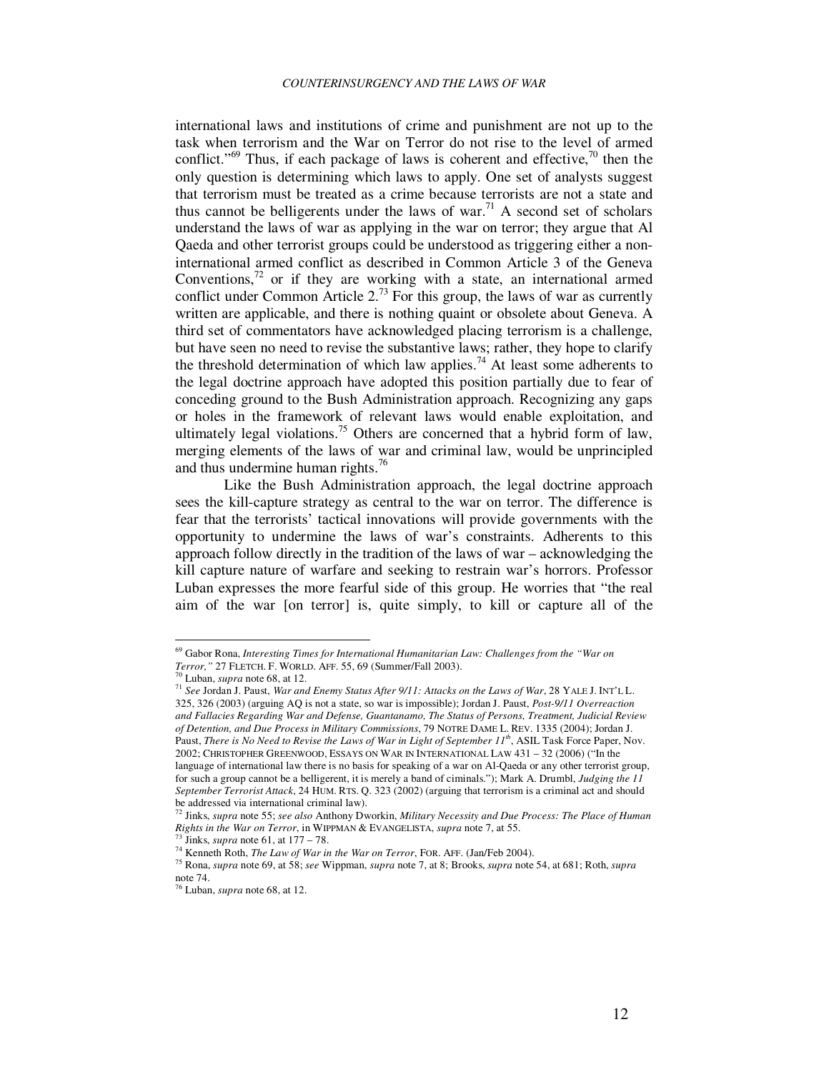international laws and institutions of crime and punishment are not up to the task when terrorism and the War on Terror do not rise to the level of armed conflict."[69] Thus, if each package of laws is coherent and effective,[70] then the only question is determining which laws to apply. One set of analysts suggest that terrorism must be treated as a crime because terrorists are not a state and thus cannot be belligerents under the laws of war.[71] A second set of scholars understand the laws of war as applying in the war on terror; they argue that Al Qaeda and other terrorist groups could be understood as triggering either a non-international armed conflict as described in Common Article 3 of the Geneva Conventions,[72] or if they are working with a state, an international armed conflict under Common Article 2.[73] For this group, the laws of war as currently written are applicable, and there is nothing quaint or obsolete about Geneva. A third set of commentators have acknowledged placing terrorism is a challenge, but have seen no need to revise the substantive laws; rather, they hope to clarify the threshold determination of which law applies.[74] At least some adherents to the legal doctrine approach have adopted this position partially due to fear of conceding ground to the Bush Administration approach. Recognizing any gaps or holes in the framework of relevant laws would enable exploitation, and ultimately legal violations.[75] Others are concerned that a hybrid form of law, merging elements of the laws of war and criminal law, would be unprincipled and thus undermine human rights.[76]

Like the Bush Administration approach, the legal doctrine approach sees the kill-capture strategy as central to the war on terror. The difference is fear that the terrorists' tactical innovations will provide governments with the opportunity to undermine the laws of war's constraints. Adherents to this approach follow directly in the tradition of the laws of war – acknowledging the kill capture nature of warfare and seeking to restrain war's horrors. Professor Luban expresses the more fearful side of this group. He worries that "the real aim of the war [on terror] is, quite simply, to kill or capture all of the

---

[69] Gabor Rona, *Interesting Times for International Humanitarian Law: Challenges from the "War on Terror,"* 27 FLETCH. F. WORLD. AFF. 55, 69 (Summer/Fall 2003).

[70] Luban, *supra* note 68, at 12.

[71] *See* Jordan J. Paust, *War and Enemy Status After 9/11: Attacks on the Laws of War*, 28 YALE J. INT'L L. 325, 326 (2003) (arguing AQ is not a state, so war is impossible); Jordan J. Paust, *Post-9/11 Overreaction and Fallacies Regarding War and Defense, Guantanamo, The Status of Persons, Treatment, Judicial Review of Detention, and Due Process in Military Commissions*, 79 NOTRE DAME L. REV. 1335 (2004); Jordan J. Paust, *There is No Need to Revise the Laws of War in Light of September 11th*, ASIL Task Force Paper, Nov. 2002; CHRISTOPHER GREENWOOD, ESSAYS ON WAR IN INTERNATIONAL LAW 431 – 32 (2006) ("In the language of international law there is no basis for speaking of a war on Al-Qaeda or any other terrorist group, for such a group cannot be a belligerent, it is merely a band of ciminals."); Mark A. Drumbl, *Judging the 11 September Terrorist Attack*, 24 HUM. RTS. Q. 323 (2002) (arguing that terrorism is a criminal act and should be addressed via international criminal law).

[72] Jinks, *supra* note 55; *see also* Anthony Dworkin, *Military Necessity and Due Process: The Place of Human Rights in the War on Terror*, in WIPPMAN & EVANGELISTA, *supra* note 7, at 55.

[73] Jinks, *supra* note 61, at 177 – 78.

[74] Kenneth Roth, *The Law of War in the War on Terror*, FOR. AFF. (Jan/Feb 2004).

[75] Rona, *supra* note 69, at 58; *see* Wippman, *supra* note 7, at 8; Brooks, *supra* note 54, at 681; Roth, *supra* note 74.

[76] Luban, *supra* note 68, at 12.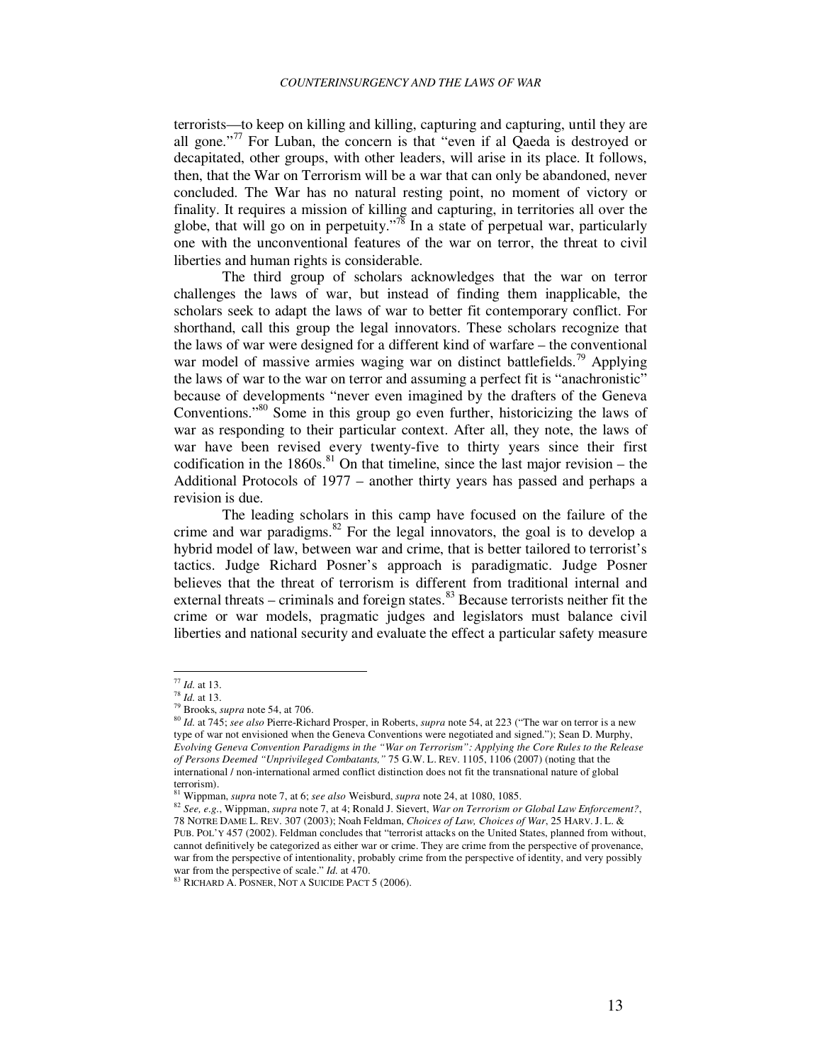terrorists—to keep on killing and killing, capturing and capturing, until they are all gone."[77] For Luban, the concern is that "even if al Qaeda is destroyed or decapitated, other groups, with other leaders, will arise in its place. It follows, then, that the War on Terrorism will be a war that can only be abandoned, never concluded. The War has no natural resting point, no moment of victory or finality. It requires a mission of killing and capturing, in territories all over the globe, that will go on in perpetuity."[78] In a state of perpetual war, particularly one with the unconventional features of the war on terror, the threat to civil liberties and human rights is considerable.

The third group of scholars acknowledges that the war on terror challenges the laws of war, but instead of finding them inapplicable, the scholars seek to adapt the laws of war to better fit contemporary conflict. For shorthand, call this group the legal innovators. These scholars recognize that the laws of war were designed for a different kind of warfare – the conventional war model of massive armies waging war on distinct battlefields.[79] Applying the laws of war to the war on terror and assuming a perfect fit is "anachronistic" because of developments "never even imagined by the drafters of the Geneva Conventions."[80] Some in this group go even further, historicizing the laws of war as responding to their particular context. After all, they note, the laws of war have been revised every twenty-five to thirty years since their first codification in the 1860s.[81] On that timeline, since the last major revision – the Additional Protocols of 1977 – another thirty years has passed and perhaps a revision is due.

The leading scholars in this camp have focused on the failure of the crime and war paradigms.[82] For the legal innovators, the goal is to develop a hybrid model of law, between war and crime, that is better tailored to terrorist's tactics. Judge Richard Posner's approach is paradigmatic. Judge Posner believes that the threat of terrorism is different from traditional internal and external threats – criminals and foreign states.[83] Because terrorists neither fit the crime or war models, pragmatic judges and legislators must balance civil liberties and national security and evaluate the effect a particular safety measure

---

[77] *Id.* at 13.

[78] *Id.* at 13.

[79] Brooks, *supra* note 54, at 706.

[80] *Id.* at 745; *see also* Pierre-Richard Prosper, in Roberts, *supra* note 54, at 223 ("The war on terror is a new type of war not envisioned when the Geneva Conventions were negotiated and signed."); Sean D. Murphy, *Evolving Geneva Convention Paradigms in the "War on Terrorism": Applying the Core Rules to the Release of Persons Deemed "Unprivileged Combatants,"* 75 G.W. L. REV. 1105, 1106 (2007) (noting that the international / non-international armed conflict distinction does not fit the transnational nature of global terrorism).

[81] Wippman, *supra* note 7, at 6; *see also* Weisburd, *supra* note 24, at 1080, 1085.

[82] *See, e.g.*, Wippman, *supra* note 7, at 4; Ronald J. Sievert, *War on Terrorism or Global Law Enforcement?*, 78 NOTRE DAME L. REV. 307 (2003); Noah Feldman, *Choices of Law, Choices of War*, 25 HARV. J. L. & PUB. POL'Y 457 (2002). Feldman concludes that "terrorist attacks on the United States, planned from without, cannot definitively be categorized as either war or crime. They are crime from the perspective of provenance, war from the perspective of intentionality, probably crime from the perspective of identity, and very possibly war from the perspective of scale." *Id.* at 470.

[83] RICHARD A. POSNER, NOT A SUICIDE PACT 5 (2006).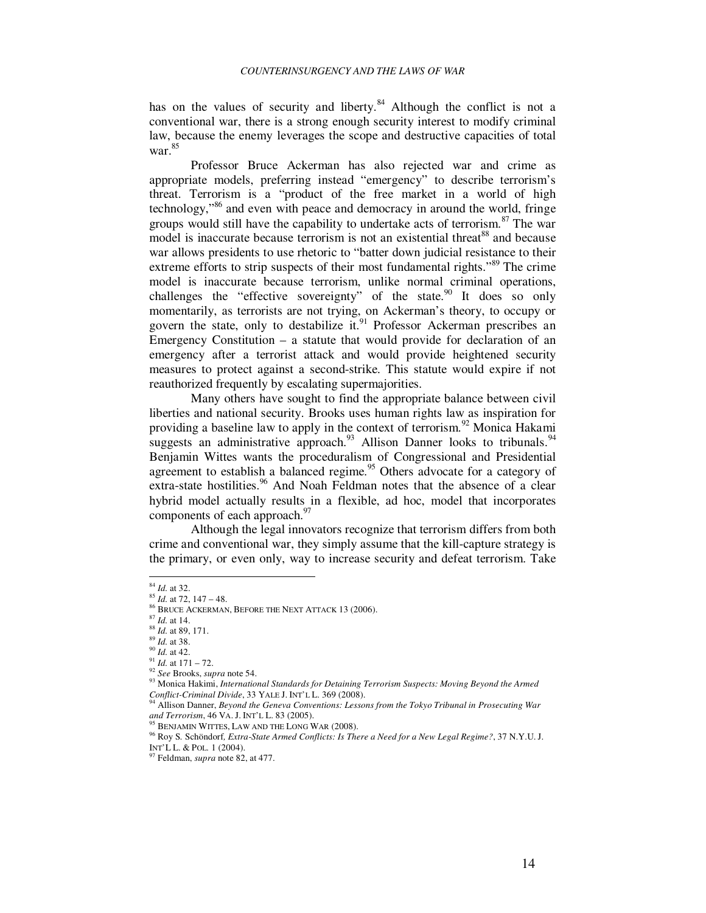has on the values of security and liberty.[84] Although the conflict is not a conventional war, there is a strong enough security interest to modify criminal law, because the enemy leverages the scope and destructive capacities of total war.[85]

Professor Bruce Ackerman has also rejected war and crime as appropriate models, preferring instead "emergency" to describe terrorism's threat. Terrorism is a "product of the free market in a world of high technology,"[86] and even with peace and democracy in around the world, fringe groups would still have the capability to undertake acts of terrorism.[87] The war model is inaccurate because terrorism is not an existential threat[88] and because war allows presidents to use rhetoric to "batter down judicial resistance to their extreme efforts to strip suspects of their most fundamental rights."[89] The crime model is inaccurate because terrorism, unlike normal criminal operations, challenges the "effective sovereignty" of the state.[90] It does so only momentarily, as terrorists are not trying, on Ackerman's theory, to occupy or govern the state, only to destabilize it.[91] Professor Ackerman prescribes an Emergency Constitution – a statute that would provide for declaration of an emergency after a terrorist attack and would provide heightened security measures to protect against a second-strike. This statute would expire if not reauthorized frequently by escalating supermajorities.

Many others have sought to find the appropriate balance between civil liberties and national security. Brooks uses human rights law as inspiration for providing a baseline law to apply in the context of terrorism.[92] Monica Hakami suggests an administrative approach.[93] Allison Danner looks to tribunals.[94] Benjamin Wittes wants the proceduralism of Congressional and Presidential agreement to establish a balanced regime.[95] Others advocate for a category of extra-state hostilities.[96] And Noah Feldman notes that the absence of a clear hybrid model actually results in a flexible, ad hoc, model that incorporates components of each approach.[97]

Although the legal innovators recognize that terrorism differs from both crime and conventional war, they simply assume that the kill-capture strategy is the primary, or even only, way to increase security and defeat terrorism. Take

---

[84] *Id.* at 32.

[85] *Id.* at 72, 147 – 48.

[86] BRUCE ACKERMAN, BEFORE THE NEXT ATTACK 13 (2006).

[87] *Id.* at 14.

[88] *Id.* at 89, 171.

[89] *Id.* at 38.

[90] *Id.* at 42.

[91] *Id.* at 171 – 72.

[92] *See* Brooks, *supra* note 54.

[93] Monica Hakimi, *International Standards for Detaining Terrorism Suspects: Moving Beyond the Armed Conflict-Criminal Divide*, 33 YALE J. INT'L L. 369 (2008).

[94] Allison Danner, *Beyond the Geneva Conventions: Lessons from the Tokyo Tribunal in Prosecuting War and Terrorism*, 46 VA. J. INT'L L. 83 (2005).

[95] BENJAMIN WITTES, LAW AND THE LONG WAR (2008).

[96] Roy S. Schöndorf, *Extra-State Armed Conflicts: Is There a Need for a New Legal Regime?*, 37 N.Y.U. J. INT'L L. & POL. 1 (2004).

[97] Feldman, *supra* note 82, at 477.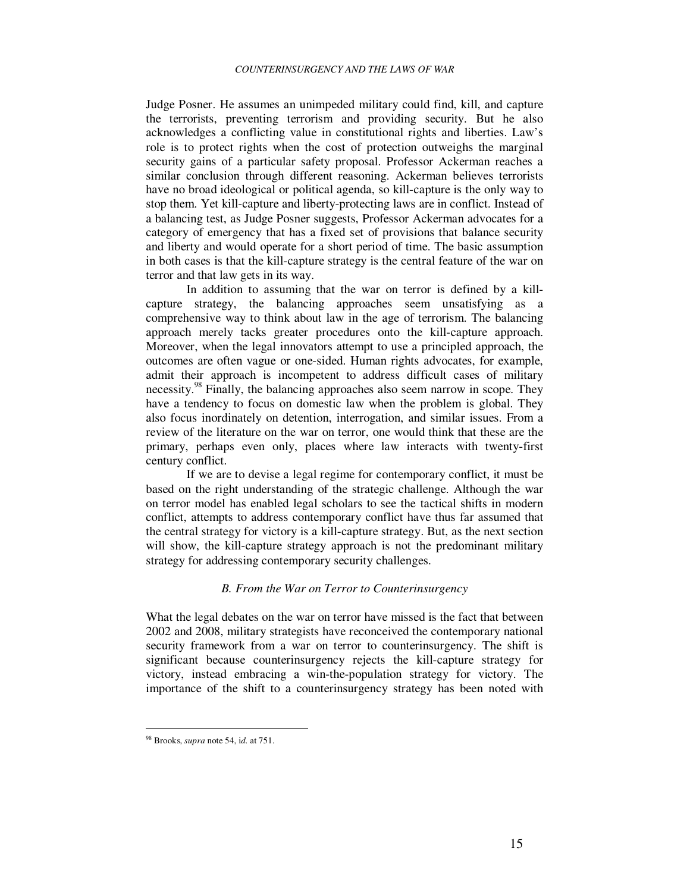Judge Posner. He assumes an unimpeded military could find, kill, and capture the terrorists, preventing terrorism and providing security. But he also acknowledges a conflicting value in constitutional rights and liberties. Law's role is to protect rights when the cost of protection outweighs the marginal security gains of a particular safety proposal. Professor Ackerman reaches a similar conclusion through different reasoning. Ackerman believes terrorists have no broad ideological or political agenda, so kill-capture is the only way to stop them. Yet kill-capture and liberty-protecting laws are in conflict. Instead of a balancing test, as Judge Posner suggests, Professor Ackerman advocates for a category of emergency that has a fixed set of provisions that balance security and liberty and would operate for a short period of time. The basic assumption in both cases is that the kill-capture strategy is the central feature of the war on terror and that law gets in its way.

In addition to assuming that the war on terror is defined by a kill-capture strategy, the balancing approaches seem unsatisfying as a comprehensive way to think about law in the age of terrorism. The balancing approach merely tacks greater procedures onto the kill-capture approach. Moreover, when the legal innovators attempt to use a principled approach, the outcomes are often vague or one-sided. Human rights advocates, for example, admit their approach is incompetent to address difficult cases of military necessity.[98] Finally, the balancing approaches also seem narrow in scope. They have a tendency to focus on domestic law when the problem is global. They also focus inordinately on detention, interrogation, and similar issues. From a review of the literature on the war on terror, one would think that these are the primary, perhaps even only, places where law interacts with twenty-first century conflict.

If we are to devise a legal regime for contemporary conflict, it must be based on the right understanding of the strategic challenge. Although the war on terror model has enabled legal scholars to see the tactical shifts in modern conflict, attempts to address contemporary conflict have thus far assumed that the central strategy for victory is a kill-capture strategy. But, as the next section will show, the kill-capture strategy approach is not the predominant military strategy for addressing contemporary security challenges.

### *B. From the War on Terror to Counterinsurgency*

What the legal debates on the war on terror have missed is the fact that between 2002 and 2008, military strategists have reconceived the contemporary national security framework from a war on terror to counterinsurgency. The shift is significant because counterinsurgency rejects the kill-capture strategy for victory, instead embracing a win-the-population strategy for victory. The importance of the shift to a counterinsurgency strategy has been noted with

---

[98] Brooks, *supra* note 54, i*d.* at 751.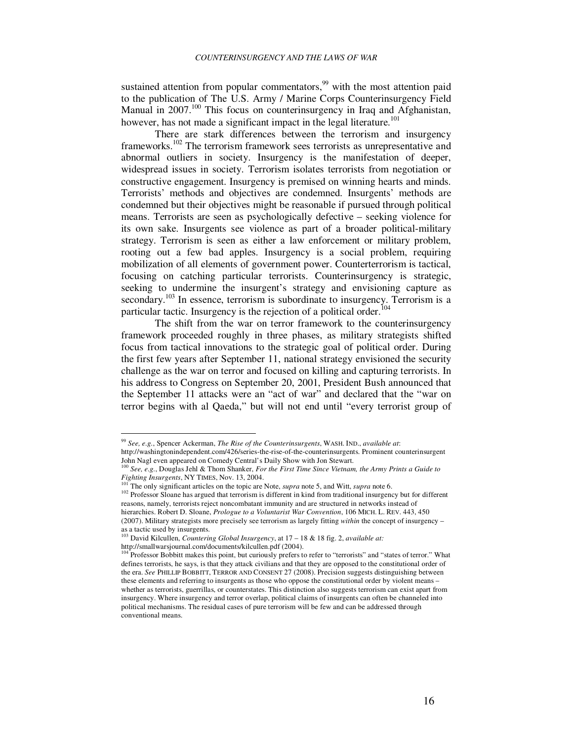sustained attention from popular commentators,[99] with the most attention paid to the publication of The U.S. Army / Marine Corps Counterinsurgency Field Manual in 2007.[100] This focus on counterinsurgency in Iraq and Afghanistan, however, has not made a significant impact in the legal literature.[101]

There are stark differences between the terrorism and insurgency frameworks.[102] The terrorism framework sees terrorists as unrepresentative and abnormal outliers in society. Insurgency is the manifestation of deeper, widespread issues in society. Terrorism isolates terrorists from negotiation or constructive engagement. Insurgency is premised on winning hearts and minds. Terrorists' methods and objectives are condemned. Insurgents' methods are condemned but their objectives might be reasonable if pursued through political means. Terrorists are seen as psychologically defective – seeking violence for its own sake. Insurgents see violence as part of a broader political-military strategy. Terrorism is seen as either a law enforcement or military problem, rooting out a few bad apples. Insurgency is a social problem, requiring mobilization of all elements of government power. Counterterrorism is tactical, focusing on catching particular terrorists. Counterinsurgency is strategic, seeking to undermine the insurgent's strategy and envisioning capture as secondary.[103] In essence, terrorism is subordinate to insurgency. Terrorism is a particular tactic. Insurgency is the rejection of a political order.[104]

The shift from the war on terror framework to the counterinsurgency framework proceeded roughly in three phases, as military strategists shifted focus from tactical innovations to the strategic goal of political order. During the first few years after September 11, national strategy envisioned the security challenge as the war on terror and focused on killing and capturing terrorists. In his address to Congress on September 20, 2001, President Bush announced that the September 11 attacks were an "act of war" and declared that the "war on terror begins with al Qaeda," but will not end until "every terrorist group of

---

[99] *See, e.g.*, Spencer Ackerman, *The Rise of the Counterinsurgents*, WASH. IND., *available at*: http://washingtonindependent.com/426/series-the-rise-of-the-counterinsurgents. Prominent counterinsurgent John Nagl even appeared on Comedy Central's Daily Show with Jon Stewart.

[100] *See, e.g.*, Douglas Jehl & Thom Shanker, *For the First Time Since Vietnam, the Army Prints a Guide to Fighting Insurgents*, NY TIMES, Nov. 13, 2004.

[101] The only significant articles on the topic are Note, *supra* note 5, and Witt, *supra* note 6.

[102] Professor Sloane has argued that terrorism is different in kind from traditional insurgency but for different reasons, namely, terrorists reject noncombatant immunity and are structured in networks instead of hierarchies. Robert D. Sloane, *Prologue to a Voluntarist War Convention*, 106 MICH. L. REV. 443, 450 (2007). Military strategists more precisely see terrorism as largely fitting *within* the concept of insurgency – as a tactic used by insurgents.

[103] David Kilcullen, *Countering Global Insurgency*, at 17 – 18 & 18 fig. 2, *available at:* http://smallwarsjournal.com/documents/kilcullen.pdf (2004).

[104] Professor Bobbitt makes this point, but curiously prefers to refer to "terrorists" and "states of terror." What defines terrorists, he says, is that they attack civilians and that they are opposed to the constitutional order of the era. *See* PHILLIP BOBBITT, TERROR AND CONSENT 27 (2008). Precision suggests distinguishing between these elements and referring to insurgents as those who oppose the constitutional order by violent means – whether as terrorists, guerrillas, or counterstates. This distinction also suggests terrorism can exist apart from insurgency. Where insurgency and terror overlap, political claims of insurgents can often be channeled into political mechanisms. The residual cases of pure terrorism will be few and can be addressed through conventional means.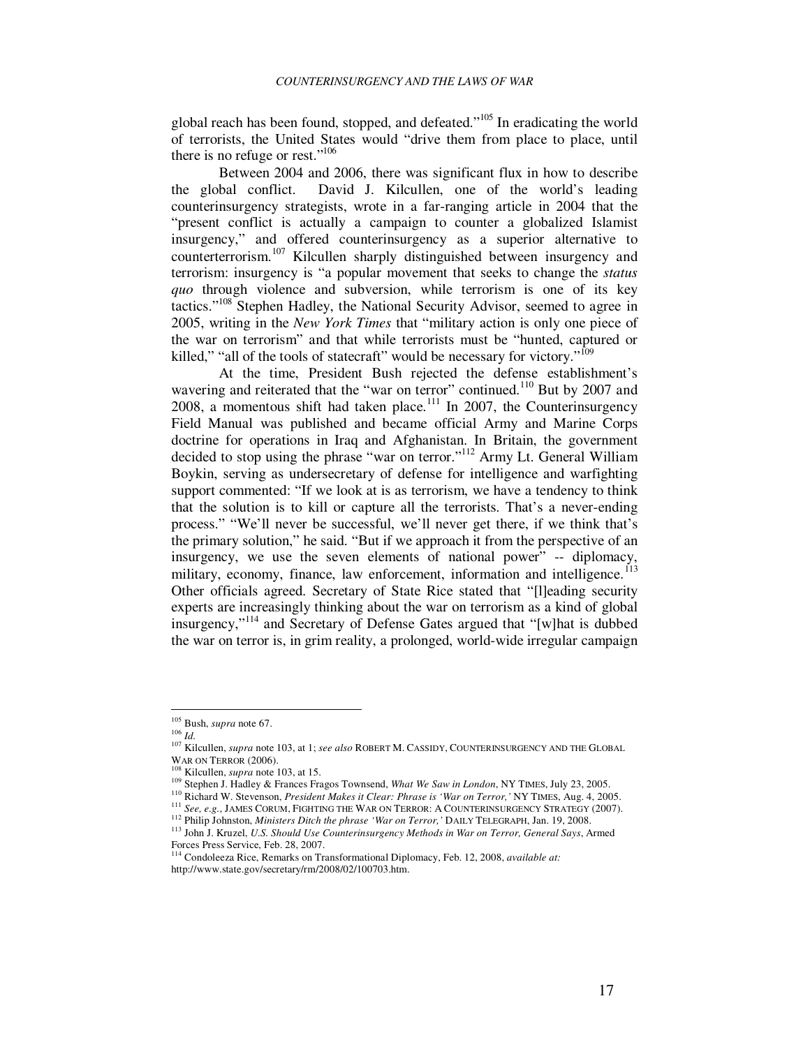global reach has been found, stopped, and defeated."[105] In eradicating the world of terrorists, the United States would "drive them from place to place, until there is no refuge or rest."[106]

Between 2004 and 2006, there was significant flux in how to describe the global conflict. David J. Kilcullen, one of the world's leading counterinsurgency strategists, wrote in a far-ranging article in 2004 that the "present conflict is actually a campaign to counter a globalized Islamist insurgency," and offered counterinsurgency as a superior alternative to counterterrorism.[107] Kilcullen sharply distinguished between insurgency and terrorism: insurgency is "a popular movement that seeks to change the *status quo* through violence and subversion, while terrorism is one of its key tactics."[108] Stephen Hadley, the National Security Advisor, seemed to agree in 2005, writing in the *New York Times* that "military action is only one piece of the war on terrorism" and that while terrorists must be "hunted, captured or killed," "all of the tools of statecraft" would be necessary for victory."[109]

At the time, President Bush rejected the defense establishment's wavering and reiterated that the "war on terror" continued.[110] But by 2007 and 2008, a momentous shift had taken place.[111] In 2007, the Counterinsurgency Field Manual was published and became official Army and Marine Corps doctrine for operations in Iraq and Afghanistan. In Britain, the government decided to stop using the phrase "war on terror."[112] Army Lt. General William Boykin, serving as undersecretary of defense for intelligence and warfighting support commented: "If we look at is as terrorism, we have a tendency to think that the solution is to kill or capture all the terrorists. That's a never-ending process." "We'll never be successful, we'll never get there, if we think that's the primary solution," he said. "But if we approach it from the perspective of an insurgency, we use the seven elements of national power" -- diplomacy, military, economy, finance, law enforcement, information and intelligence.[113] Other officials agreed. Secretary of State Rice stated that "[l]eading security experts are increasingly thinking about the war on terrorism as a kind of global insurgency,"[114] and Secretary of Defense Gates argued that "[w]hat is dubbed the war on terror is, in grim reality, a prolonged, world-wide irregular campaign

---

[105] Bush, *supra* note 67.

[106] *Id.*

[107] Kilcullen, *supra* note 103, at 1; *see also* ROBERT M. CASSIDY, COUNTERINSURGENCY AND THE GLOBAL WAR ON TERROR (2006).

[108] Kilcullen, *supra* note 103, at 15.

[109] Stephen J. Hadley & Frances Fragos Townsend, *What We Saw in London*, NY TIMES, July 23, 2005.

[110] Richard W. Stevenson, *President Makes it Clear: Phrase is 'War on Terror,'* NY TIMES, Aug. 4, 2005.

[111] *See, e.g.*, JAMES CORUM, FIGHTING THE WAR ON TERROR: A COUNTERINSURGENCY STRATEGY (2007).

[112] Philip Johnston, *Ministers Ditch the phrase 'War on Terror,'* DAILY TELEGRAPH, Jan. 19, 2008.

[113] John J. Kruzel, *U.S. Should Use Counterinsurgency Methods in War on Terror, General Says*, Armed Forces Press Service, Feb. 28, 2007.

[114] Condoleeza Rice, Remarks on Transformational Diplomacy, Feb. 12, 2008, *available at:* http://www.state.gov/secretary/rm/2008/02/100703.htm.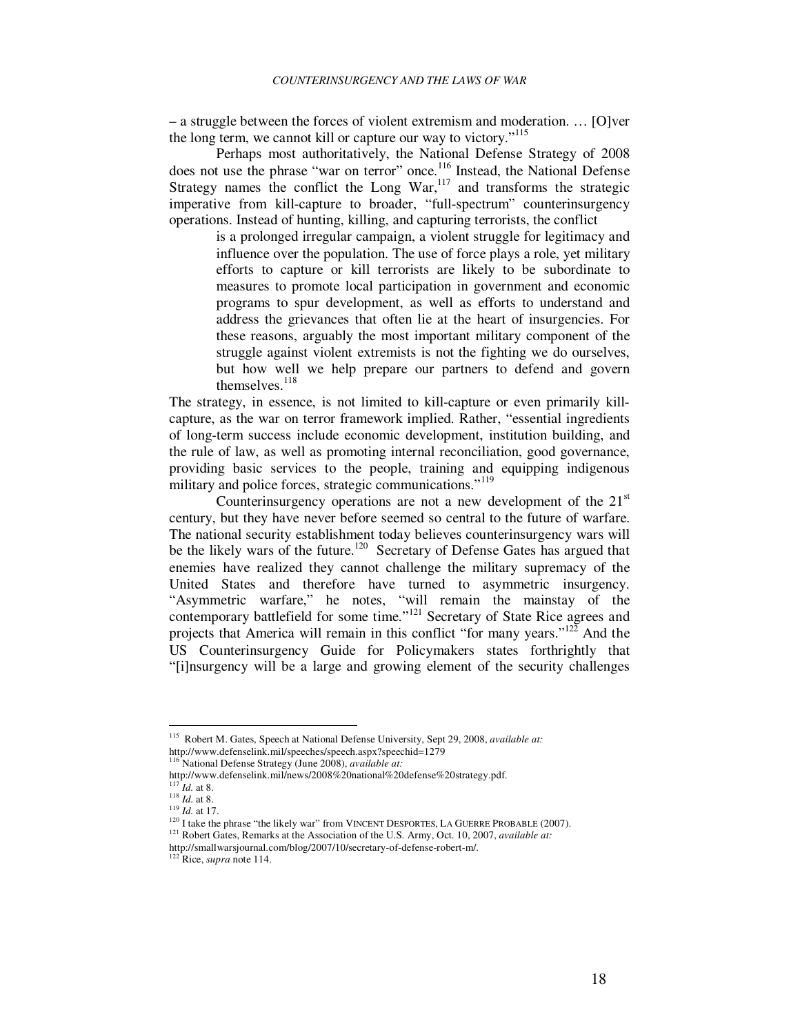– a struggle between the forces of violent extremism and moderation. … [O]ver the long term, we cannot kill or capture our way to victory."[115]

Perhaps most authoritatively, the National Defense Strategy of 2008 does not use the phrase "war on terror" once.[116] Instead, the National Defense Strategy names the conflict the Long War,[117] and transforms the strategic imperative from kill-capture to broader, "full-spectrum" counterinsurgency operations. Instead of hunting, killing, and capturing terrorists, the conflict

> is a prolonged irregular campaign, a violent struggle for legitimacy and influence over the population. The use of force plays a role, yet military efforts to capture or kill terrorists are likely to be subordinate to measures to promote local participation in government and economic programs to spur development, as well as efforts to understand and address the grievances that often lie at the heart of insurgencies. For these reasons, arguably the most important military component of the struggle against violent extremists is not the fighting we do ourselves, but how well we help prepare our partners to defend and govern themselves.[118]

The strategy, in essence, is not limited to kill-capture or even primarily kill-capture, as the war on terror framework implied. Rather, "essential ingredients of long-term success include economic development, institution building, and the rule of law, as well as promoting internal reconciliation, good governance, providing basic services to the people, training and equipping indigenous military and police forces, strategic communications."[119]

Counterinsurgency operations are not a new development of the 21st century, but they have never before seemed so central to the future of warfare. The national security establishment today believes counterinsurgency wars will be the likely wars of the future.[120] Secretary of Defense Gates has argued that enemies have realized they cannot challenge the military supremacy of the United States and therefore have turned to asymmetric insurgency. "Asymmetric warfare," he notes, "will remain the mainstay of the contemporary battlefield for some time."[121] Secretary of State Rice agrees and projects that America will remain in this conflict "for many years."[122] And the US Counterinsurgency Guide for Policymakers states forthrightly that "[i]nsurgency will be a large and growing element of the security challenges

---

[115] Robert M. Gates, Speech at National Defense University, Sept 29, 2008, *available at:* http://www.defenselink.mil/speeches/speech.aspx?speechid=1279

[116] National Defense Strategy (June 2008), *available at:* http://www.defenselink.mil/news/2008%20national%20defense%20strategy.pdf.

[117] *Id.* at 8.

[118] *Id.* at 8.

[119] *Id.* at 17.

[120] I take the phrase "the likely war" from VINCENT DESPORTES, LA GUERRE PROBABLE (2007).

[121] Robert Gates, Remarks at the Association of the U.S. Army, Oct. 10, 2007, *available at:* http://smallwarsjournal.com/blog/2007/10/secretary-of-defense-robert-m/.

[122] Rice, *supra* note 114.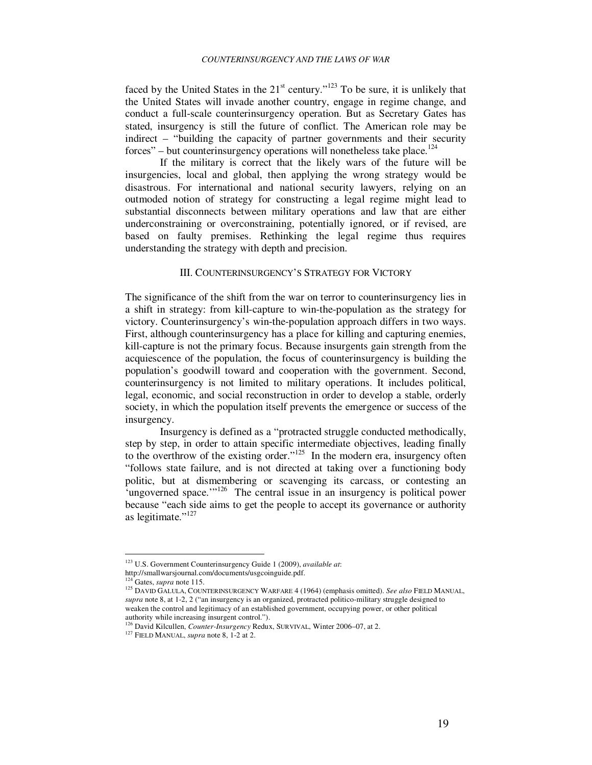faced by the United States in the 21st century."[123] To be sure, it is unlikely that the United States will invade another country, engage in regime change, and conduct a full-scale counterinsurgency operation. But as Secretary Gates has stated, insurgency is still the future of conflict. The American role may be indirect – "building the capacity of partner governments and their security forces" – but counterinsurgency operations will nonetheless take place.[124]

If the military is correct that the likely wars of the future will be insurgencies, local and global, then applying the wrong strategy would be disastrous. For international and national security lawyers, relying on an outmoded notion of strategy for constructing a legal regime might lead to substantial disconnects between military operations and law that are either underconstraining or overconstraining, potentially ignored, or if revised, are based on faulty premises. Rethinking the legal regime thus requires understanding the strategy with depth and precision.

## III. COUNTERINSURGENCY'S STRATEGY FOR VICTORY

The significance of the shift from the war on terror to counterinsurgency lies in a shift in strategy: from kill-capture to win-the-population as the strategy for victory. Counterinsurgency's win-the-population approach differs in two ways. First, although counterinsurgency has a place for killing and capturing enemies, kill-capture is not the primary focus. Because insurgents gain strength from the acquiescence of the population, the focus of counterinsurgency is building the population's goodwill toward and cooperation with the government. Second, counterinsurgency is not limited to military operations. It includes political, legal, economic, and social reconstruction in order to develop a stable, orderly society, in which the population itself prevents the emergence or success of the insurgency.

Insurgency is defined as a "protracted struggle conducted methodically, step by step, in order to attain specific intermediate objectives, leading finally to the overthrow of the existing order."[125] In the modern era, insurgency often "follows state failure, and is not directed at taking over a functioning body politic, but at dismembering or scavenging its carcass, or contesting an 'ungoverned space.'"[126] The central issue in an insurgency is political power because "each side aims to get the people to accept its governance or authority as legitimate."[127]

---

[123] U.S. Government Counterinsurgency Guide 1 (2009), *available at*: http://smallwarsjournal.com/documents/usgcoinguide.pdf.

[124] Gates, *supra* note 115.

[125] DAVID GALULA, COUNTERINSURGENCY WARFARE 4 (1964) (emphasis omitted). *See also* FIELD MANUAL, *supra* note 8, at 1-2, 2 ("an insurgency is an organized, protracted politico-military struggle designed to weaken the control and legitimacy of an established government, occupying power, or other political authority while increasing insurgent control.").

[126] David Kilcullen, *Counter-Insurgency* Redux, SURVIVAL, Winter 2006–07, at 2.

[127] FIELD MANUAL, *supra* note 8, 1-2 at 2.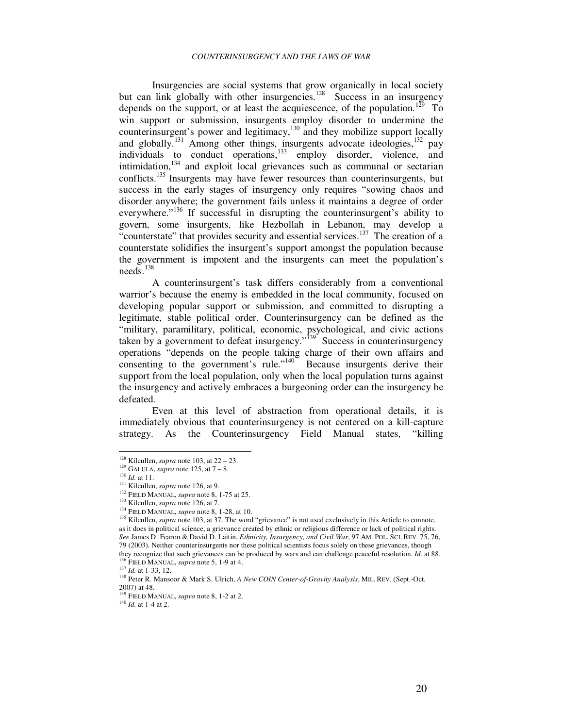Insurgencies are social systems that grow organically in local society but can link globally with other insurgencies.[128] Success in an insurgency depends on the support, or at least the acquiescence, of the population.[129] To win support or submission, insurgents employ disorder to undermine the counterinsurgent's power and legitimacy,[130] and they mobilize support locally and globally.[131] Among other things, insurgents advocate ideologies,[132] pay individuals to conduct operations,[133] employ disorder, violence, and intimidation,[134] and exploit local grievances such as communal or sectarian conflicts.[135] Insurgents may have fewer resources than counterinsurgents, but success in the early stages of insurgency only requires "sowing chaos and disorder anywhere; the government fails unless it maintains a degree of order everywhere."[136] If successful in disrupting the counterinsurgent's ability to govern, some insurgents, like Hezbollah in Lebanon, may develop a "counterstate" that provides security and essential services.[137] The creation of a counterstate solidifies the insurgent's support amongst the population because the government is impotent and the insurgents can meet the population's needs.[138]

A counterinsurgent's task differs considerably from a conventional warrior's because the enemy is embedded in the local community, focused on developing popular support or submission, and committed to disrupting a legitimate, stable political order. Counterinsurgency can be defined as the "military, paramilitary, political, economic, psychological, and civic actions taken by a government to defeat insurgency."[139] Success in counterinsurgency operations "depends on the people taking charge of their own affairs and consenting to the government's rule."[140] Because insurgents derive their support from the local population, only when the local population turns against the insurgency and actively embraces a burgeoning order can the insurgency be defeated.

Even at this level of abstraction from operational details, it is immediately obvious that counterinsurgency is not centered on a kill-capture strategy. As the Counterinsurgency Field Manual states, "killing

---

[128] Kilcullen, *supra* note 103, at 22 – 23.
[129] GALULA, *supra* note 125, at 7 – 8.
[130] *Id.* at 11.
[131] Kilcullen, *supra* note 126, at 9.
[132] FIELD MANUAL, *supra* note 8, 1-75 at 25.
[133] Kilcullen, *supra* note 126, at 7.
[134] FIELD MANUAL, *supra* note 8, 1-28, at 10.
[135] Kilcullen, *supra* note 103, at 37. The word "grievance" is not used exclusively in this Article to connote, as it does in political science, a grievance created by ethnic or religious difference or lack of political rights. *See* James D. Fearon & David D. Laitin, *Ethnicity, Insurgency, and Civil War*, 97 AM. POL. SCI. REV. 75, 76, 79 (2003). Neither counterinsurgents nor these political scientists focus solely on these grievances, though they recognize that such grievances can be produced by wars and can challenge peaceful resolution. *Id.* at 88.
[136] FIELD MANUAL, *supra* note 5, 1-9 at 4.
[137] *Id.* at 1-33, 12.
[138] Peter R. Mansoor & Mark S. Ulrich, *A New COIN Center-of-Gravity Analysis*, MIL. REV. (Sept.-Oct. 2007) at 48.
[139] FIELD MANUAL, *supra* note 8, 1-2 at 2.
[140] *Id.* at 1-4 at 2.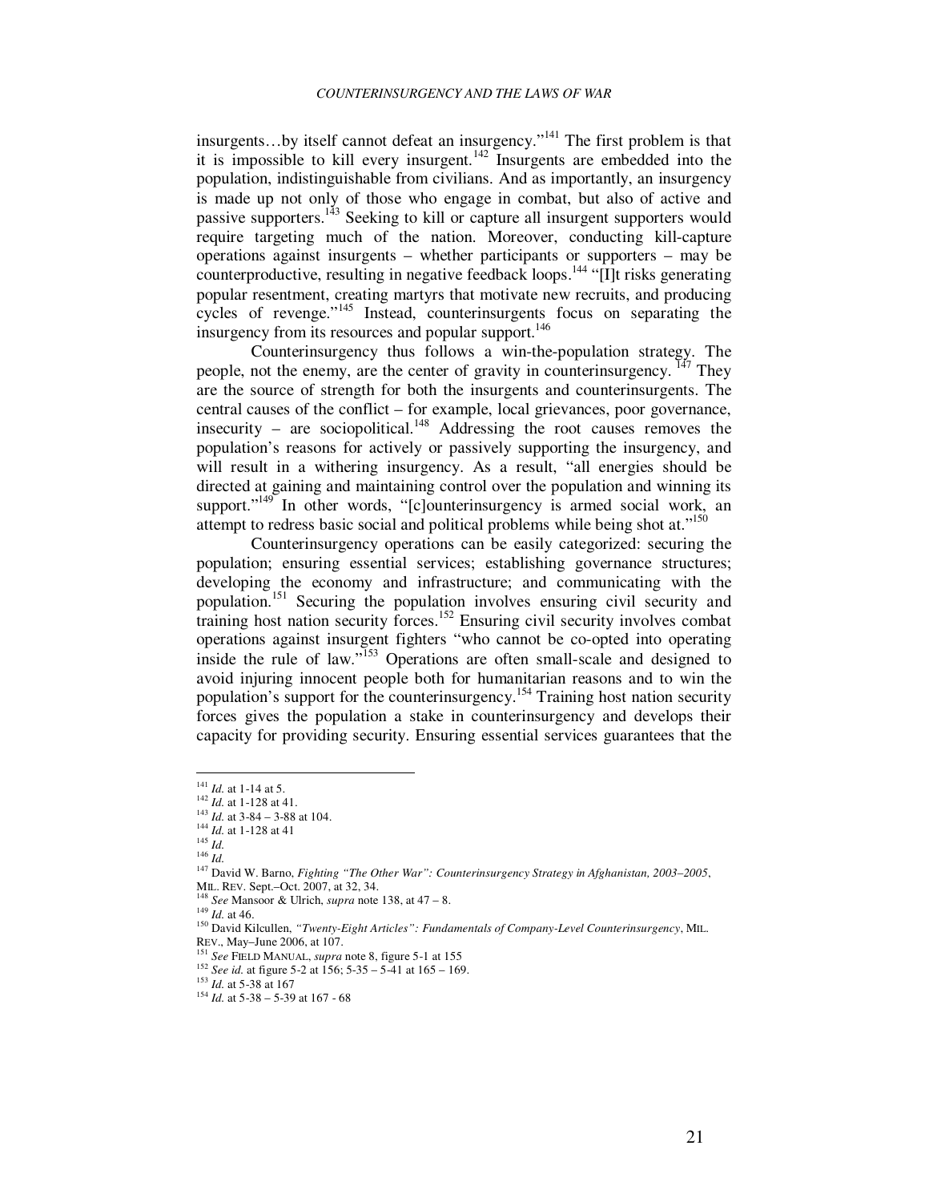insurgents…by itself cannot defeat an insurgency."[141] The first problem is that it is impossible to kill every insurgent.[142] Insurgents are embedded into the population, indistinguishable from civilians. And as importantly, an insurgency is made up not only of those who engage in combat, but also of active and passive supporters.[143] Seeking to kill or capture all insurgent supporters would require targeting much of the nation. Moreover, conducting kill-capture operations against insurgents – whether participants or supporters – may be counterproductive, resulting in negative feedback loops.[144] "[I]t risks generating popular resentment, creating martyrs that motivate new recruits, and producing cycles of revenge."[145] Instead, counterinsurgents focus on separating the insurgency from its resources and popular support.[146]

Counterinsurgency thus follows a win-the-population strategy. The people, not the enemy, are the center of gravity in counterinsurgency. [147] They are the source of strength for both the insurgents and counterinsurgents. The central causes of the conflict – for example, local grievances, poor governance, insecurity – are sociopolitical.[148] Addressing the root causes removes the population's reasons for actively or passively supporting the insurgency, and will result in a withering insurgency. As a result, "all energies should be directed at gaining and maintaining control over the population and winning its support."[149] In other words, "[c]ounterinsurgency is armed social work, an attempt to redress basic social and political problems while being shot at."[150]

Counterinsurgency operations can be easily categorized: securing the population; ensuring essential services; establishing governance structures; developing the economy and infrastructure; and communicating with the population.[151] Securing the population involves ensuring civil security and training host nation security forces.[152] Ensuring civil security involves combat operations against insurgent fighters "who cannot be co-opted into operating inside the rule of law."[153] Operations are often small-scale and designed to avoid injuring innocent people both for humanitarian reasons and to win the population's support for the counterinsurgency.[154] Training host nation security forces gives the population a stake in counterinsurgency and develops their capacity for providing security. Ensuring essential services guarantees that the

---

[141] *Id.* at 1-14 at 5.
[142] *Id.* at 1-128 at 41.
[143] *Id.* at 3-84 – 3-88 at 104.
[144] *Id.* at 1-128 at 41
[145] *Id.*
[146] *Id.*
[147] David W. Barno, *Fighting "The Other War": Counterinsurgency Strategy in Afghanistan, 2003–2005*, MIL. REV. Sept.–Oct. 2007, at 32, 34.
[148] *See* Mansoor & Ulrich, *supra* note 138, at 47 – 8.
[149] *Id.* at 46.
[150] David Kilcullen, *"Twenty-Eight Articles": Fundamentals of Company-Level Counterinsurgency*, MIL. REV., May–June 2006, at 107.
[151] *See* FIELD MANUAL, *supra* note 8, figure 5-1 at 155
[152] *See id.* at figure 5-2 at 156; 5-35 – 5-41 at 165 – 169.
[153] *Id.* at 5-38 at 167
[154] *Id.* at 5-38 – 5-39 at 167 - 68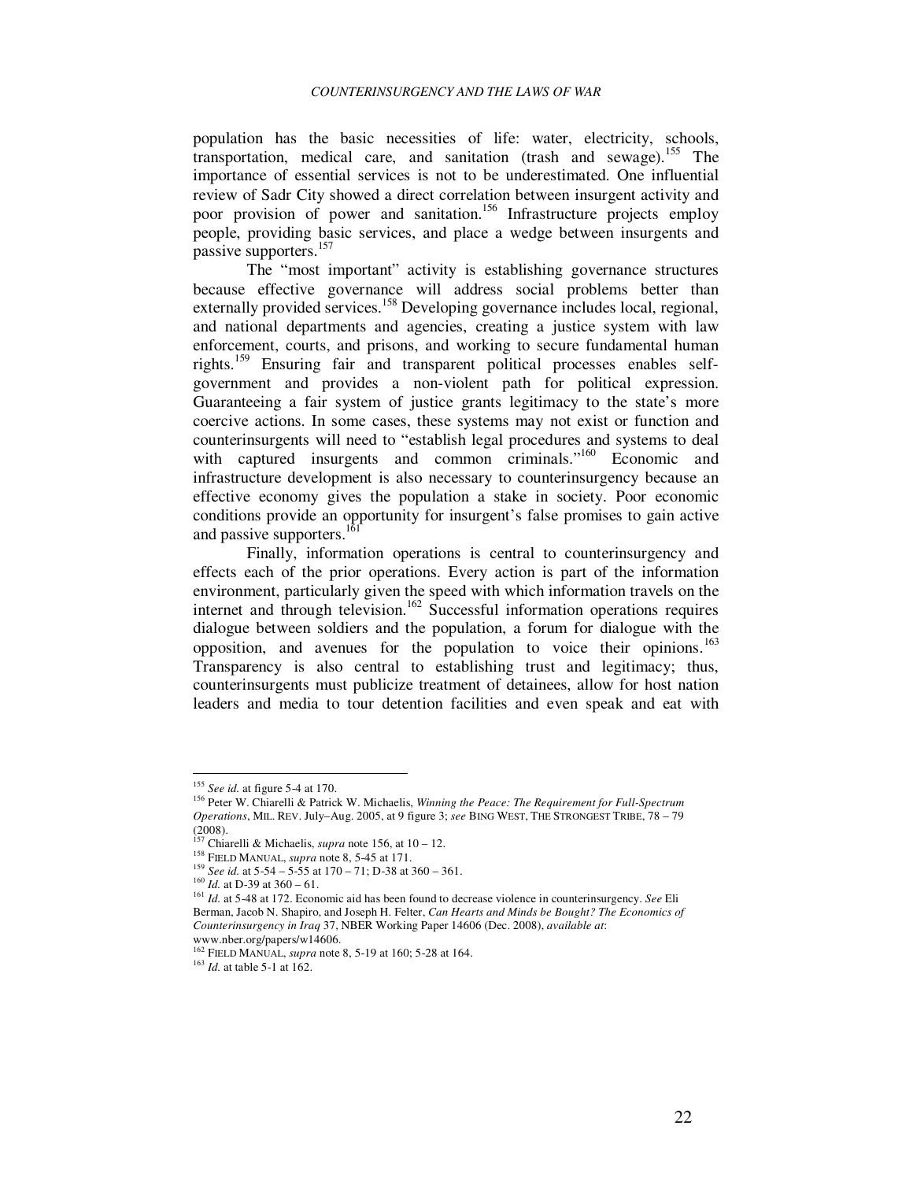population has the basic necessities of life: water, electricity, schools, transportation, medical care, and sanitation (trash and sewage).[155] The importance of essential services is not to be underestimated. One influential review of Sadr City showed a direct correlation between insurgent activity and poor provision of power and sanitation.[156] Infrastructure projects employ people, providing basic services, and place a wedge between insurgents and passive supporters.[157]

The "most important" activity is establishing governance structures because effective governance will address social problems better than externally provided services.[158] Developing governance includes local, regional, and national departments and agencies, creating a justice system with law enforcement, courts, and prisons, and working to secure fundamental human rights.[159] Ensuring fair and transparent political processes enables self-government and provides a non-violent path for political expression. Guaranteeing a fair system of justice grants legitimacy to the state's more coercive actions. In some cases, these systems may not exist or function and counterinsurgents will need to "establish legal procedures and systems to deal with captured insurgents and common criminals."[160] Economic and infrastructure development is also necessary to counterinsurgency because an effective economy gives the population a stake in society. Poor economic conditions provide an opportunity for insurgent's false promises to gain active and passive supporters.[161]

Finally, information operations is central to counterinsurgency and effects each of the prior operations. Every action is part of the information environment, particularly given the speed with which information travels on the internet and through television.[162] Successful information operations requires dialogue between soldiers and the population, a forum for dialogue with the opposition, and avenues for the population to voice their opinions.[163] Transparency is also central to establishing trust and legitimacy; thus, counterinsurgents must publicize treatment of detainees, allow for host nation leaders and media to tour detention facilities and even speak and eat with

---

[155] *See id.* at figure 5-4 at 170.

[156] Peter W. Chiarelli & Patrick W. Michaelis, *Winning the Peace: The Requirement for Full-Spectrum Operations*, MIL. REV. July–Aug. 2005, at 9 figure 3; *see* BING WEST, THE STRONGEST TRIBE, 78 – 79 (2008).

[157] Chiarelli & Michaelis, *supra* note 156, at 10 – 12.

[158] FIELD MANUAL, *supra* note 8, 5-45 at 171.

[159] *See id.* at 5-54 – 5-55 at 170 – 71; D-38 at 360 – 361.

[160] *Id.* at D-39 at 360 – 61.

[161] *Id.* at 5-48 at 172. Economic aid has been found to decrease violence in counterinsurgency. *See* Eli Berman, Jacob N. Shapiro, and Joseph H. Felter, *Can Hearts and Minds be Bought? The Economics of Counterinsurgency in Iraq* 37, NBER Working Paper 14606 (Dec. 2008), *available at*: www.nber.org/papers/w14606.

[162] FIELD MANUAL, *supra* note 8, 5-19 at 160; 5-28 at 164.

[163] *Id.* at table 5-1 at 162.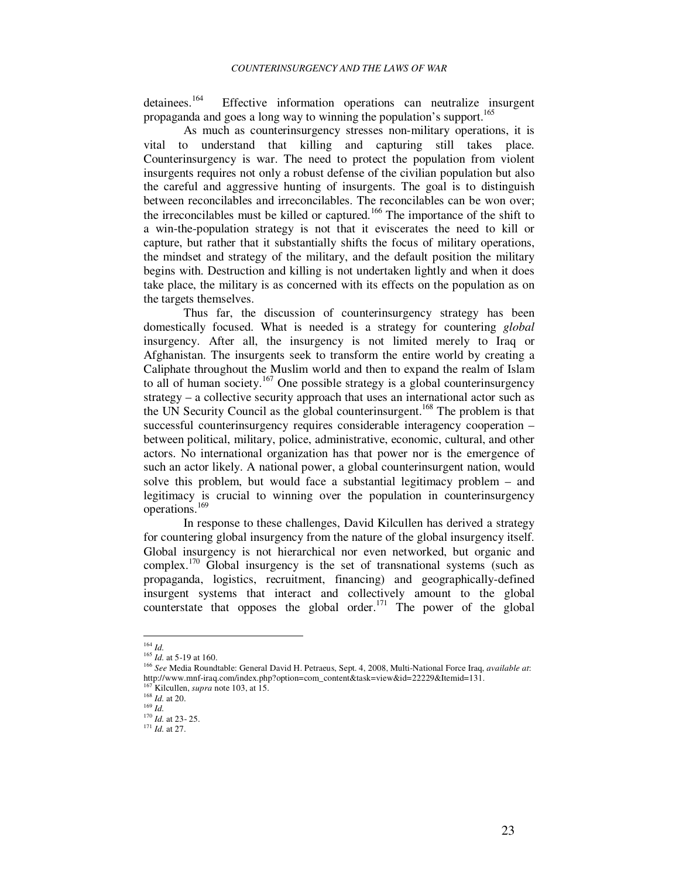detainees.[164] Effective information operations can neutralize insurgent propaganda and goes a long way to winning the population's support.[165]

As much as counterinsurgency stresses non-military operations, it is vital to understand that killing and capturing still takes place. Counterinsurgency is war. The need to protect the population from violent insurgents requires not only a robust defense of the civilian population but also the careful and aggressive hunting of insurgents. The goal is to distinguish between reconcilables and irreconcilables. The reconcilables can be won over; the irreconcilables must be killed or captured.[166] The importance of the shift to a win-the-population strategy is not that it eviscerates the need to kill or capture, but rather that it substantially shifts the focus of military operations, the mindset and strategy of the military, and the default position the military begins with. Destruction and killing is not undertaken lightly and when it does take place, the military is as concerned with its effects on the population as on the targets themselves.

Thus far, the discussion of counterinsurgency strategy has been domestically focused. What is needed is a strategy for countering *global* insurgency. After all, the insurgency is not limited merely to Iraq or Afghanistan. The insurgents seek to transform the entire world by creating a Caliphate throughout the Muslim world and then to expand the realm of Islam to all of human society.[167] One possible strategy is a global counterinsurgency strategy – a collective security approach that uses an international actor such as the UN Security Council as the global counterinsurgent.[168] The problem is that successful counterinsurgency requires considerable interagency cooperation – between political, military, police, administrative, economic, cultural, and other actors. No international organization has that power nor is the emergence of such an actor likely. A national power, a global counterinsurgent nation, would solve this problem, but would face a substantial legitimacy problem – and legitimacy is crucial to winning over the population in counterinsurgency operations.[169]

In response to these challenges, David Kilcullen has derived a strategy for countering global insurgency from the nature of the global insurgency itself. Global insurgency is not hierarchical nor even networked, but organic and complex.[170] Global insurgency is the set of transnational systems (such as propaganda, logistics, recruitment, financing) and geographically-defined insurgent systems that interact and collectively amount to the global counterstate that opposes the global order.[171] The power of the global

---

[164] *Id.*
[165] *Id.* at 5-19 at 160.
[166] *See* Media Roundtable: General David H. Petraeus, Sept. 4, 2008, Multi-National Force Iraq, *available at*: http://www.mnf-iraq.com/index.php?option=com_content&task=view&id=22229&Itemid=131.
[167] Kilcullen, *supra* note 103, at 15.
[168] *Id.* at 20.
[169] *Id.*
[170] *Id.* at 23- 25.
[171] *Id.* at 27.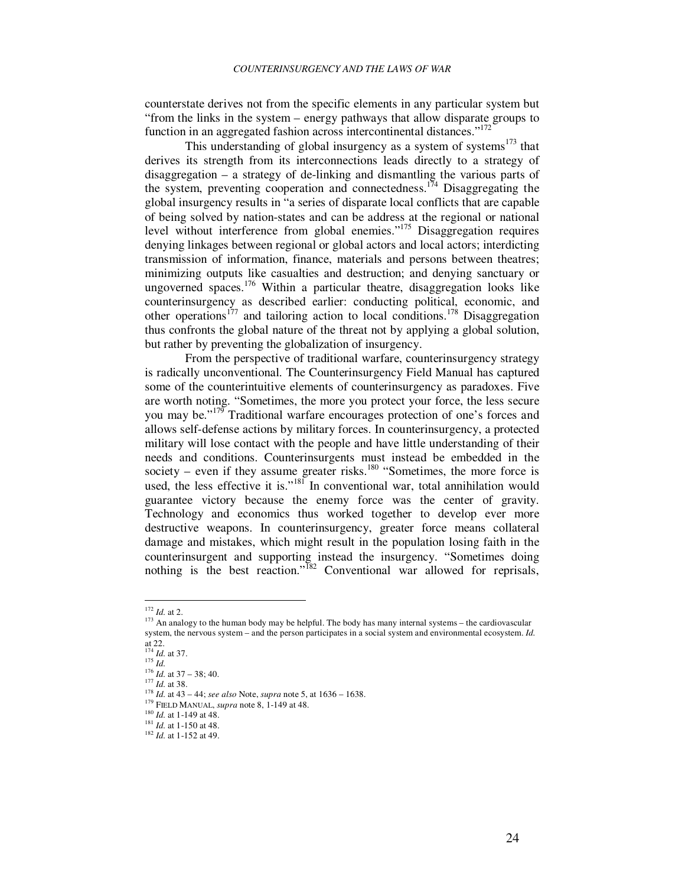counterstate derives not from the specific elements in any particular system but "from the links in the system – energy pathways that allow disparate groups to function in an aggregated fashion across intercontinental distances."[172]

This understanding of global insurgency as a system of systems[173] that derives its strength from its interconnections leads directly to a strategy of disaggregation – a strategy of de-linking and dismantling the various parts of the system, preventing cooperation and connectedness.[174] Disaggregating the global insurgency results in "a series of disparate local conflicts that are capable of being solved by nation-states and can be address at the regional or national level without interference from global enemies."[175] Disaggregation requires denying linkages between regional or global actors and local actors; interdicting transmission of information, finance, materials and persons between theatres; minimizing outputs like casualties and destruction; and denying sanctuary or ungoverned spaces.[176] Within a particular theatre, disaggregation looks like counterinsurgency as described earlier: conducting political, economic, and other operations[177] and tailoring action to local conditions.[178] Disaggregation thus confronts the global nature of the threat not by applying a global solution, but rather by preventing the globalization of insurgency.

From the perspective of traditional warfare, counterinsurgency strategy is radically unconventional. The Counterinsurgency Field Manual has captured some of the counterintuitive elements of counterinsurgency as paradoxes. Five are worth noting. "Sometimes, the more you protect your force, the less secure you may be."[179] Traditional warfare encourages protection of one's forces and allows self-defense actions by military forces. In counterinsurgency, a protected military will lose contact with the people and have little understanding of their needs and conditions. Counterinsurgents must instead be embedded in the society – even if they assume greater risks.[180] "Sometimes, the more force is used, the less effective it is."[181] In conventional war, total annihilation would guarantee victory because the enemy force was the center of gravity. Technology and economics thus worked together to develop ever more destructive weapons. In counterinsurgency, greater force means collateral damage and mistakes, which might result in the population losing faith in the counterinsurgent and supporting instead the insurgency. "Sometimes doing nothing is the best reaction."[182] Conventional war allowed for reprisals,

---

[172] *Id.* at 2.

[173] An analogy to the human body may be helpful. The body has many internal systems – the cardiovascular system, the nervous system – and the person participates in a social system and environmental ecosystem. *Id.* at 22.

[174] *Id.* at 37.

[175] *Id.*

[176] *Id.* at 37 – 38; 40.

[177] *Id.* at 38.

[178] *Id.* at 43 – 44; *see also* Note, *supra* note 5, at 1636 – 1638.

[179] FIELD MANUAL, *supra* note 8, 1-149 at 48.

[180] *Id.* at 1-149 at 48.

[181] *Id.* at 1-150 at 48.

[182] *Id.* at 1-152 at 49.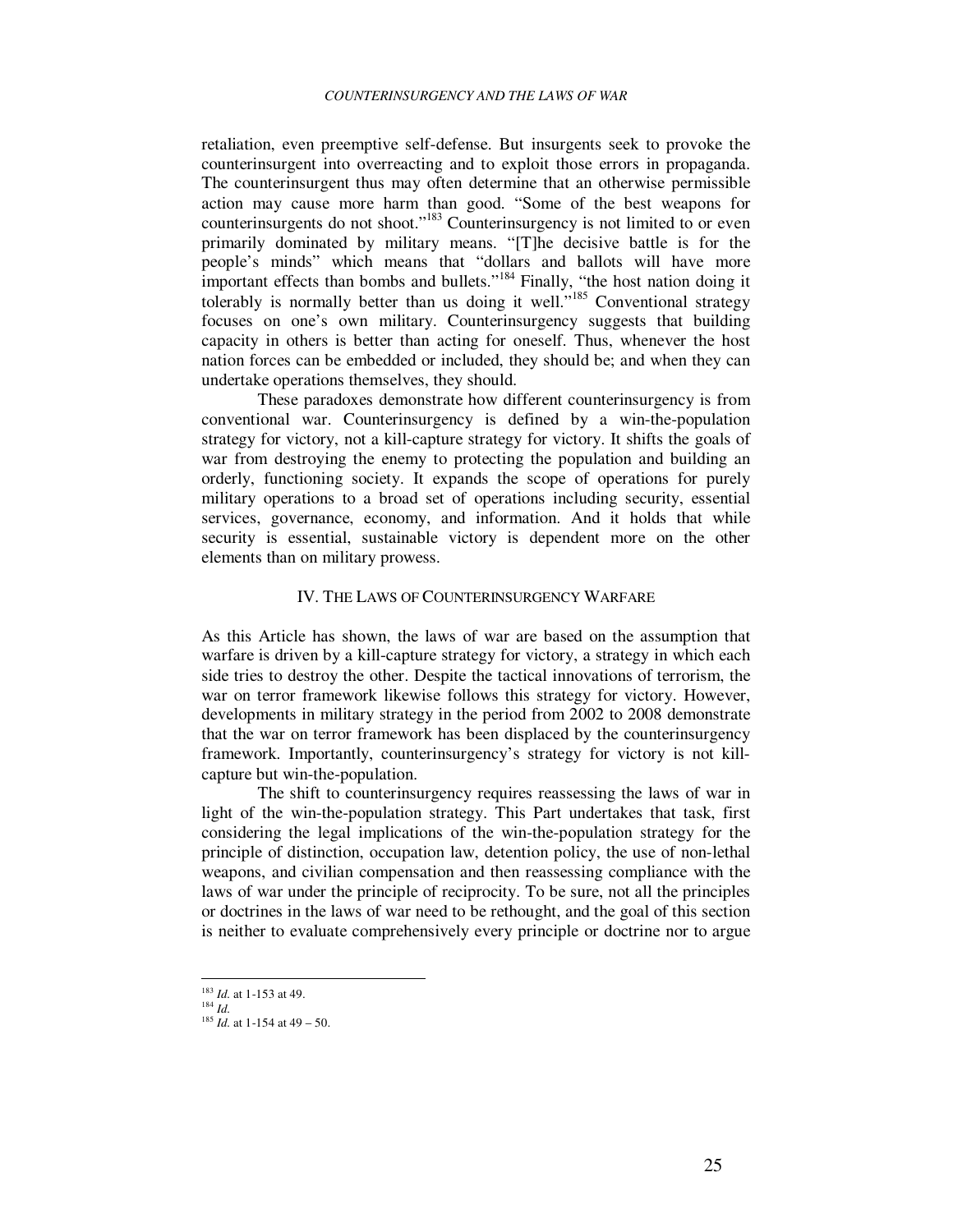retaliation, even preemptive self-defense. But insurgents seek to provoke the counterinsurgent into overreacting and to exploit those errors in propaganda. The counterinsurgent thus may often determine that an otherwise permissible action may cause more harm than good. "Some of the best weapons for counterinsurgents do not shoot."[183] Counterinsurgency is not limited to or even primarily dominated by military means. "[T]he decisive battle is for the people's minds" which means that "dollars and ballots will have more important effects than bombs and bullets."[184] Finally, "the host nation doing it tolerably is normally better than us doing it well."[185] Conventional strategy focuses on one's own military. Counterinsurgency suggests that building capacity in others is better than acting for oneself. Thus, whenever the host nation forces can be embedded or included, they should be; and when they can undertake operations themselves, they should.

These paradoxes demonstrate how different counterinsurgency is from conventional war. Counterinsurgency is defined by a win-the-population strategy for victory, not a kill-capture strategy for victory. It shifts the goals of war from destroying the enemy to protecting the population and building an orderly, functioning society. It expands the scope of operations for purely military operations to a broad set of operations including security, essential services, governance, economy, and information. And it holds that while security is essential, sustainable victory is dependent more on the other elements than on military prowess.

## IV. The Laws of Counterinsurgency Warfare

As this Article has shown, the laws of war are based on the assumption that warfare is driven by a kill-capture strategy for victory, a strategy in which each side tries to destroy the other. Despite the tactical innovations of terrorism, the war on terror framework likewise follows this strategy for victory. However, developments in military strategy in the period from 2002 to 2008 demonstrate that the war on terror framework has been displaced by the counterinsurgency framework. Importantly, counterinsurgency's strategy for victory is not kill-capture but win-the-population.

The shift to counterinsurgency requires reassessing the laws of war in light of the win-the-population strategy. This Part undertakes that task, first considering the legal implications of the win-the-population strategy for the principle of distinction, occupation law, detention policy, the use of non-lethal weapons, and civilian compensation and then reassessing compliance with the laws of war under the principle of reciprocity. To be sure, not all the principles or doctrines in the laws of war need to be rethought, and the goal of this section is neither to evaluate comprehensively every principle or doctrine nor to argue

---

[183] *Id.* at 1-153 at 49.

[184] *Id.*

[185] *Id.* at 1-154 at 49 – 50.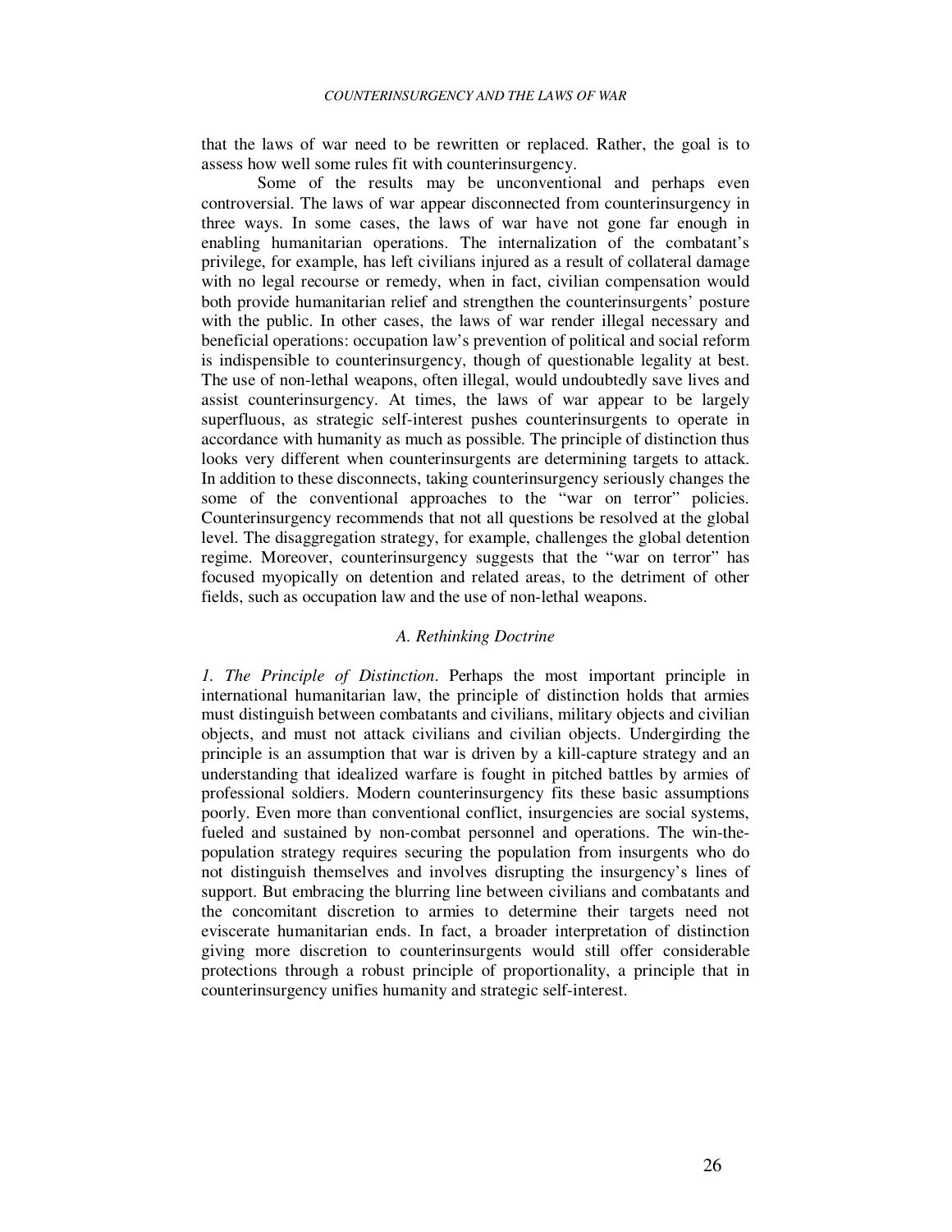that the laws of war need to be rewritten or replaced. Rather, the goal is to assess how well some rules fit with counterinsurgency.

Some of the results may be unconventional and perhaps even controversial. The laws of war appear disconnected from counterinsurgency in three ways. In some cases, the laws of war have not gone far enough in enabling humanitarian operations. The internalization of the combatant's privilege, for example, has left civilians injured as a result of collateral damage with no legal recourse or remedy, when in fact, civilian compensation would both provide humanitarian relief and strengthen the counterinsurgents' posture with the public. In other cases, the laws of war render illegal necessary and beneficial operations: occupation law's prevention of political and social reform is indispensible to counterinsurgency, though of questionable legality at best. The use of non-lethal weapons, often illegal, would undoubtedly save lives and assist counterinsurgency. At times, the laws of war appear to be largely superfluous, as strategic self-interest pushes counterinsurgents to operate in accordance with humanity as much as possible. The principle of distinction thus looks very different when counterinsurgents are determining targets to attack. In addition to these disconnects, taking counterinsurgency seriously changes the some of the conventional approaches to the "war on terror" policies. Counterinsurgency recommends that not all questions be resolved at the global level. The disaggregation strategy, for example, challenges the global detention regime. Moreover, counterinsurgency suggests that the "war on terror" has focused myopically on detention and related areas, to the detriment of other fields, such as occupation law and the use of non-lethal weapons.

### *A. Rethinking Doctrine*

*1. The Principle of Distinction*. Perhaps the most important principle in international humanitarian law, the principle of distinction holds that armies must distinguish between combatants and civilians, military objects and civilian objects, and must not attack civilians and civilian objects. Undergirding the principle is an assumption that war is driven by a kill-capture strategy and an understanding that idealized warfare is fought in pitched battles by armies of professional soldiers. Modern counterinsurgency fits these basic assumptions poorly. Even more than conventional conflict, insurgencies are social systems, fueled and sustained by non-combat personnel and operations. The win-the-population strategy requires securing the population from insurgents who do not distinguish themselves and involves disrupting the insurgency's lines of support. But embracing the blurring line between civilians and combatants and the concomitant discretion to armies to determine their targets need not eviscerate humanitarian ends. In fact, a broader interpretation of distinction giving more discretion to counterinsurgents would still offer considerable protections through a robust principle of proportionality, a principle that in counterinsurgency unifies humanity and strategic self-interest.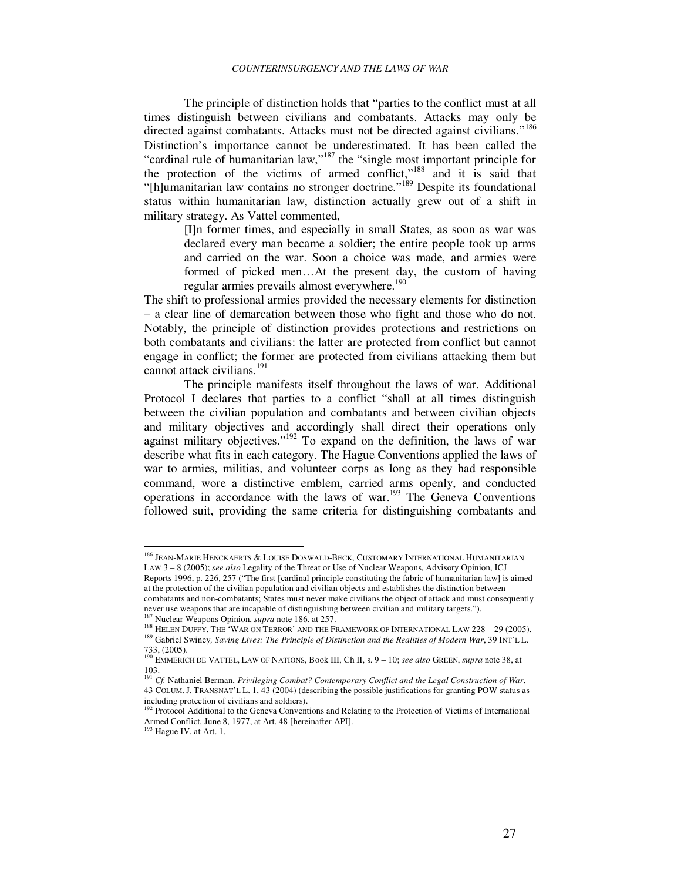The principle of distinction holds that "parties to the conflict must at all times distinguish between civilians and combatants. Attacks may only be directed against combatants. Attacks must not be directed against civilians."[186] Distinction's importance cannot be underestimated. It has been called the "cardinal rule of humanitarian law,"[187] the "single most important principle for the protection of the victims of armed conflict,"[188] and it is said that "[h]umanitarian law contains no stronger doctrine."[189] Despite its foundational status within humanitarian law, distinction actually grew out of a shift in military strategy. As Vattel commented,

> [I]n former times, and especially in small States, as soon as war was declared every man became a soldier; the entire people took up arms and carried on the war. Soon a choice was made, and armies were formed of picked men…At the present day, the custom of having regular armies prevails almost everywhere.[190]

The shift to professional armies provided the necessary elements for distinction – a clear line of demarcation between those who fight and those who do not. Notably, the principle of distinction provides protections and restrictions on both combatants and civilians: the latter are protected from conflict but cannot engage in conflict; the former are protected from civilians attacking them but cannot attack civilians.[191]

The principle manifests itself throughout the laws of war. Additional Protocol I declares that parties to a conflict "shall at all times distinguish between the civilian population and combatants and between civilian objects and military objectives and accordingly shall direct their operations only against military objectives."[192] To expand on the definition, the laws of war describe what fits in each category. The Hague Conventions applied the laws of war to armies, militias, and volunteer corps as long as they had responsible command, wore a distinctive emblem, carried arms openly, and conducted operations in accordance with the laws of war.[193] The Geneva Conventions followed suit, providing the same criteria for distinguishing combatants and

---

[186] JEAN-MARIE HENCKAERTS & LOUISE DOSWALD-BECK, CUSTOMARY INTERNATIONAL HUMANITARIAN LAW 3 – 8 (2005); *see also* Legality of the Threat or Use of Nuclear Weapons, Advisory Opinion, ICJ Reports 1996, p. 226, 257 ("The first [cardinal principle constituting the fabric of humanitarian law] is aimed at the protection of the civilian population and civilian objects and establishes the distinction between combatants and non-combatants; States must never make civilians the object of attack and must consequently never use weapons that are incapable of distinguishing between civilian and military targets.").

[187] Nuclear Weapons Opinion, *supra* note 186, at 257.

[188] HELEN DUFFY, THE 'WAR ON TERROR' AND THE FRAMEWORK OF INTERNATIONAL LAW 228 – 29 (2005).

[189] Gabriel Swiney, *Saving Lives: The Principle of Distinction and the Realities of Modern War*, 39 INT'L L. 733, (2005).

[190] EMMERICH DE VATTEL, LAW OF NATIONS, Book III, Ch II, s. 9 – 10; *see also* GREEN, *supra* note 38, at 103.

[191] *Cf.* Nathaniel Berman, *Privileging Combat? Contemporary Conflict and the Legal Construction of War*, 43 COLUM. J. TRANSNAT'L L. 1, 43 (2004) (describing the possible justifications for granting POW status as including protection of civilians and soldiers).

[192] Protocol Additional to the Geneva Conventions and Relating to the Protection of Victims of International Armed Conflict, June 8, 1977, at Art. 48 [hereinafter API].

[193] Hague IV, at Art. 1.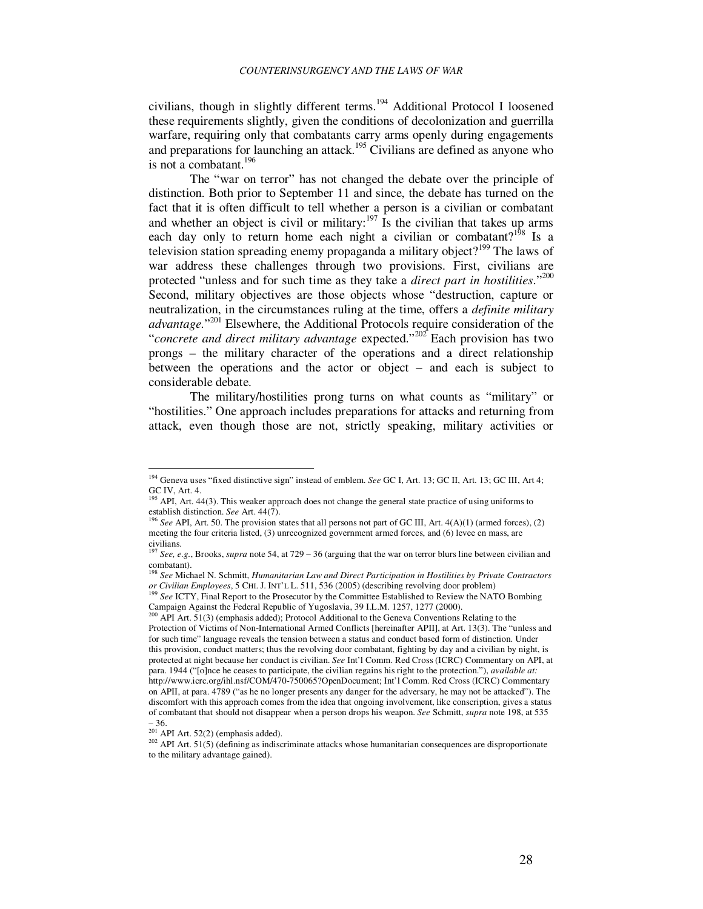civilians, though in slightly different terms.[194] Additional Protocol I loosened these requirements slightly, given the conditions of decolonization and guerrilla warfare, requiring only that combatants carry arms openly during engagements and preparations for launching an attack.[195] Civilians are defined as anyone who is not a combatant.[196]

The "war on terror" has not changed the debate over the principle of distinction. Both prior to September 11 and since, the debate has turned on the fact that it is often difficult to tell whether a person is a civilian or combatant and whether an object is civil or military:[197] Is the civilian that takes up arms each day only to return home each night a civilian or combatant?[198] Is a television station spreading enemy propaganda a military object?[199] The laws of war address these challenges through two provisions. First, civilians are protected "unless and for such time as they take a *direct part in hostilities*."[200] Second, military objectives are those objects whose "destruction, capture or neutralization, in the circumstances ruling at the time, offers a *definite military advantage*."[201] Elsewhere, the Additional Protocols require consideration of the "*concrete and direct military advantage* expected."[202] Each provision has two prongs – the military character of the operations and a direct relationship between the operations and the actor or object – and each is subject to considerable debate.

The military/hostilities prong turns on what counts as "military" or "hostilities." One approach includes preparations for attacks and returning from attack, even though those are not, strictly speaking, military activities or

---

[194] Geneva uses "fixed distinctive sign" instead of emblem. *See* GC I, Art. 13; GC II, Art. 13; GC III, Art 4; GC IV, Art. 4.

[195] API, Art. 44(3). This weaker approach does not change the general state practice of using uniforms to establish distinction. *See* Art. 44(7).

[196] *See* API, Art. 50. The provision states that all persons not part of GC III, Art. 4(A)(1) (armed forces), (2) meeting the four criteria listed, (3) unrecognized government armed forces, and (6) levee en mass, are civilians.

[197] *See, e.g.*, Brooks, *supra* note 54, at 729 – 36 (arguing that the war on terror blurs line between civilian and combatant).

[198] *See* Michael N. Schmitt, *Humanitarian Law and Direct Participation in Hostilities by Private Contractors or Civilian Employees*, 5 CHI. J. INT'L L. 511, 536 (2005) (describing revolving door problem)

[199] *See* ICTY, Final Report to the Prosecutor by the Committee Established to Review the NATO Bombing Campaign Against the Federal Republic of Yugoslavia, 39 I.L.M. 1257, 1277 (2000).

[200] API Art. 51(3) (emphasis added); Protocol Additional to the Geneva Conventions Relating to the Protection of Victims of Non-International Armed Conflicts [hereinafter APII], at Art. 13(3). The "unless and for such time" language reveals the tension between a status and conduct based form of distinction. Under this provision, conduct matters; thus the revolving door combatant, fighting by day and a civilian by night, is protected at night because her conduct is civilian. *See* Int'l Comm. Red Cross (ICRC) Commentary on API, at para. 1944 ("[o]nce he ceases to participate, the civilian regains his right to the protection."), *available at:* http://www.icrc.org/ihl.nsf/COM/470-750065?OpenDocument; Int'l Comm. Red Cross (ICRC) Commentary on APII, at para. 4789 ("as he no longer presents any danger for the adversary, he may not be attacked"). The discomfort with this approach comes from the idea that ongoing involvement, like conscription, gives a status of combatant that should not disappear when a person drops his weapon. *See* Schmitt, *supra* note 198, at 535 – 36.

[201] API Art. 52(2) (emphasis added).

[202] API Art. 51(5) (defining as indiscriminate attacks whose humanitarian consequences are disproportionate to the military advantage gained).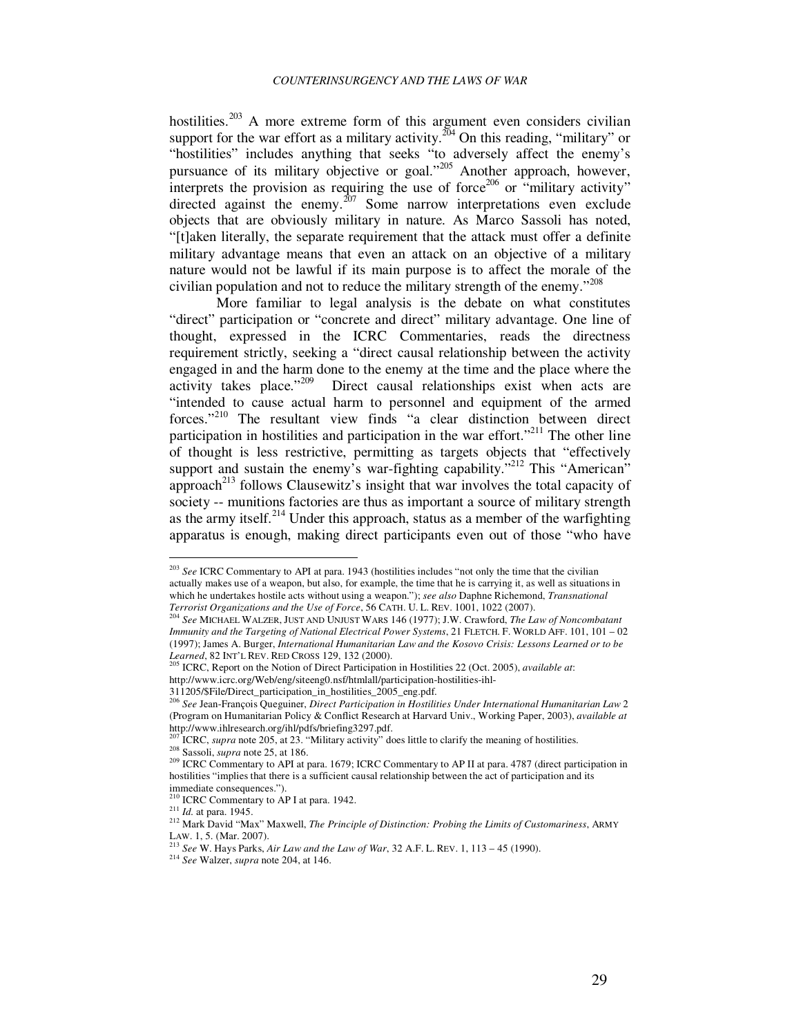hostilities.[203] A more extreme form of this argument even considers civilian support for the war effort as a military activity.[204] On this reading, "military" or "hostilities" includes anything that seeks "to adversely affect the enemy's pursuance of its military objective or goal."[205] Another approach, however, interprets the provision as requiring the use of force[206] or "military activity" directed against the enemy.[207] Some narrow interpretations even exclude objects that are obviously military in nature. As Marco Sassoli has noted, "[t]aken literally, the separate requirement that the attack must offer a definite military advantage means that even an attack on an objective of a military nature would not be lawful if its main purpose is to affect the morale of the civilian population and not to reduce the military strength of the enemy."[208]

More familiar to legal analysis is the debate on what constitutes "direct" participation or "concrete and direct" military advantage. One line of thought, expressed in the ICRC Commentaries, reads the directness requirement strictly, seeking a "direct causal relationship between the activity engaged in and the harm done to the enemy at the time and the place where the activity takes place."[209] Direct causal relationships exist when acts are "intended to cause actual harm to personnel and equipment of the armed forces."[210] The resultant view finds "a clear distinction between direct participation in hostilities and participation in the war effort."[211] The other line of thought is less restrictive, permitting as targets objects that "effectively support and sustain the enemy's war-fighting capability."[212] This "American" approach[213] follows Clausewitz's insight that war involves the total capacity of society -- munitions factories are thus as important a source of military strength as the army itself.[214] Under this approach, status as a member of the warfighting apparatus is enough, making direct participants even out of those "who have

---

[203] *See* ICRC Commentary to API at para. 1943 (hostilities includes "not only the time that the civilian actually makes use of a weapon, but also, for example, the time that he is carrying it, as well as situations in which he undertakes hostile acts without using a weapon."); *see also* Daphne Richemond, *Transnational Terrorist Organizations and the Use of Force*, 56 CATH. U. L. REV. 1001, 1022 (2007).

[204] *See* MICHAEL WALZER, JUST AND UNJUST WARS 146 (1977); J.W. Crawford, *The Law of Noncombatant Immunity and the Targeting of National Electrical Power Systems*, 21 FLETCH. F. WORLD AFF. 101, 101 – 02 (1997); James A. Burger, *International Humanitarian Law and the Kosovo Crisis: Lessons Learned or to be Learned*, 82 INT'L REV. RED CROSS 129, 132 (2000).

[205] ICRC, Report on the Notion of Direct Participation in Hostilities 22 (Oct. 2005), *available at*: http://www.icrc.org/Web/eng/siteeng0.nsf/htmlall/participation-hostilities-ihl-311205/$File/Direct_participation_in_hostilities_2005_eng.pdf.

[206] *See* Jean-François Queguiner, *Direct Participation in Hostilities Under International Humanitarian Law* 2 (Program on Humanitarian Policy & Conflict Research at Harvard Univ., Working Paper, 2003), *available at* http://www.ihlresearch.org/ihl/pdfs/briefing3297.pdf.

[207] ICRC, *supra* note 205, at 23. "Military activity" does little to clarify the meaning of hostilities.

[208] Sassoli, *supra* note 25, at 186.

[209] ICRC Commentary to API at para. 1679; ICRC Commentary to AP II at para. 4787 (direct participation in hostilities "implies that there is a sufficient causal relationship between the act of participation and its immediate consequences.").

[210] ICRC Commentary to AP I at para. 1942.

[211] *Id.* at para. 1945.

[212] Mark David "Max" Maxwell, *The Principle of Distinction: Probing the Limits of Customariness*, ARMY LAW. 1, 5. (Mar. 2007).

[213] *See* W. Hays Parks, *Air Law and the Law of War*, 32 A.F. L. REV. 1, 113 – 45 (1990).

[214] *See* Walzer, *supra* note 204, at 146.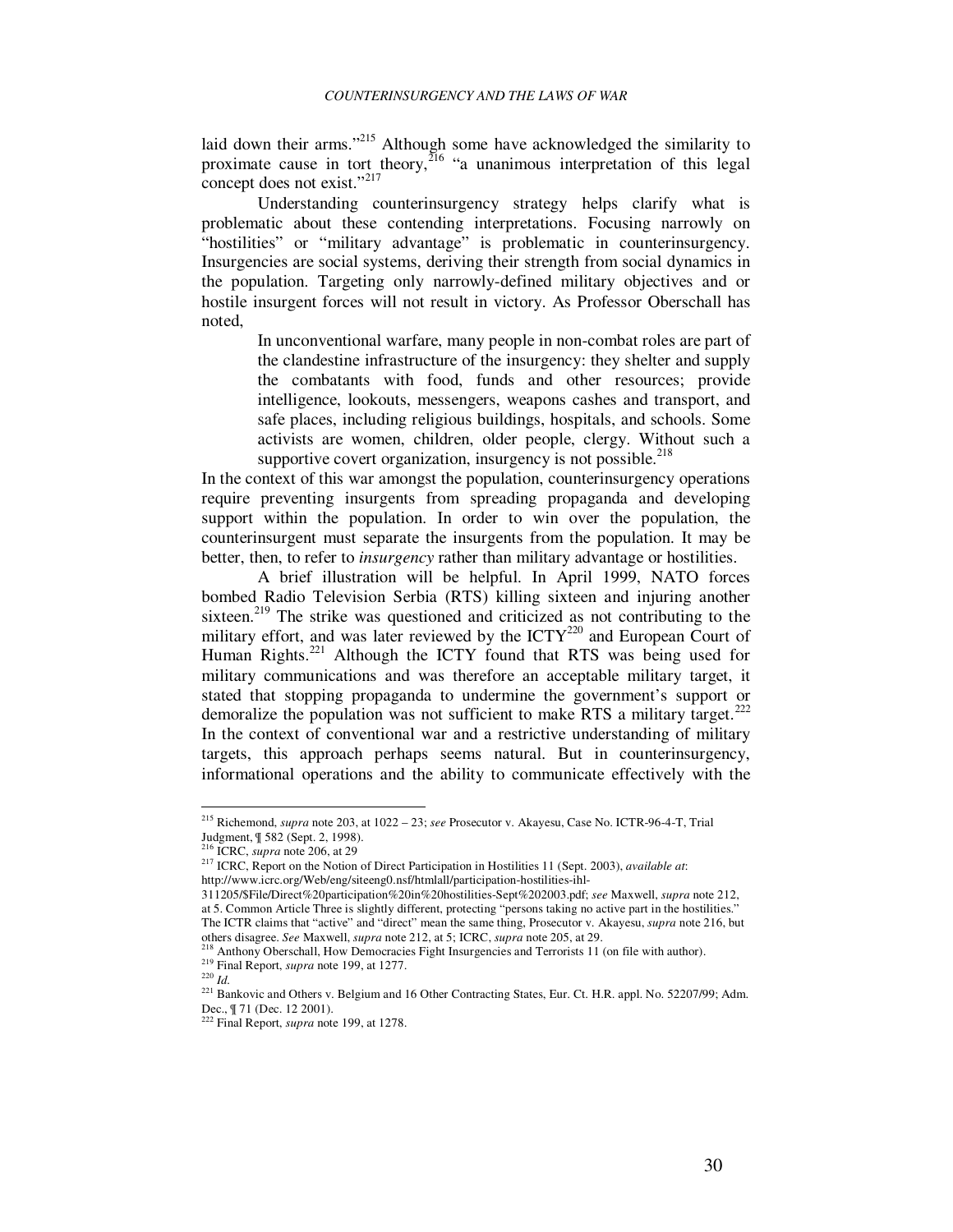laid down their arms."[215] Although some have acknowledged the similarity to proximate cause in tort theory,[216] "a unanimous interpretation of this legal concept does not exist."[217]

Understanding counterinsurgency strategy helps clarify what is problematic about these contending interpretations. Focusing narrowly on "hostilities" or "military advantage" is problematic in counterinsurgency. Insurgencies are social systems, deriving their strength from social dynamics in the population. Targeting only narrowly-defined military objectives and or hostile insurgent forces will not result in victory. As Professor Oberschall has noted,

> In unconventional warfare, many people in non-combat roles are part of the clandestine infrastructure of the insurgency: they shelter and supply the combatants with food, funds and other resources; provide intelligence, lookouts, messengers, weapons cashes and transport, and safe places, including religious buildings, hospitals, and schools. Some activists are women, children, older people, clergy. Without such a supportive covert organization, insurgency is not possible.[218]

In the context of this war amongst the population, counterinsurgency operations require preventing insurgents from spreading propaganda and developing support within the population. In order to win over the population, the counterinsurgent must separate the insurgents from the population. It may be better, then, to refer to *insurgency* rather than military advantage or hostilities.

A brief illustration will be helpful. In April 1999, NATO forces bombed Radio Television Serbia (RTS) killing sixteen and injuring another sixteen.[219] The strike was questioned and criticized as not contributing to the military effort, and was later reviewed by the ICTY[220] and European Court of Human Rights.[221] Although the ICTY found that RTS was being used for military communications and was therefore an acceptable military target, it stated that stopping propaganda to undermine the government's support or demoralize the population was not sufficient to make RTS a military target.[222] In the context of conventional war and a restrictive understanding of military targets, this approach perhaps seems natural. But in counterinsurgency, informational operations and the ability to communicate effectively with the

---

[215] Richemond, *supra* note 203, at 1022 – 23; *see* Prosecutor v. Akayesu, Case No. ICTR-96-4-T, Trial Judgment, ¶ 582 (Sept. 2, 1998).

[216] ICRC, *supra* note 206, at 29

[217] ICRC, Report on the Notion of Direct Participation in Hostilities 11 (Sept. 2003), *available at*: http://www.icrc.org/Web/eng/siteeng0.nsf/htmlall/participation-hostilities-ihl-311205/$File/Direct%20participation%20in%20hostilities-Sept%202003.pdf; *see* Maxwell, *supra* note 212, at 5. Common Article Three is slightly different, protecting "persons taking no active part in the hostilities." The ICTR claims that "active" and "direct" mean the same thing, Prosecutor v. Akayesu, *supra* note 216, but others disagree. *See* Maxwell, *supra* note 212, at 5; ICRC, *supra* note 205, at 29.

[218] Anthony Oberschall, How Democracies Fight Insurgencies and Terrorists 11 (on file with author).

[219] Final Report, *supra* note 199, at 1277.

[220] *Id.*

[221] Bankovic and Others v. Belgium and 16 Other Contracting States, Eur. Ct. H.R. appl. No. 52207/99; Adm. Dec., ¶ 71 (Dec. 12 2001).

[222] Final Report, *supra* note 199, at 1278.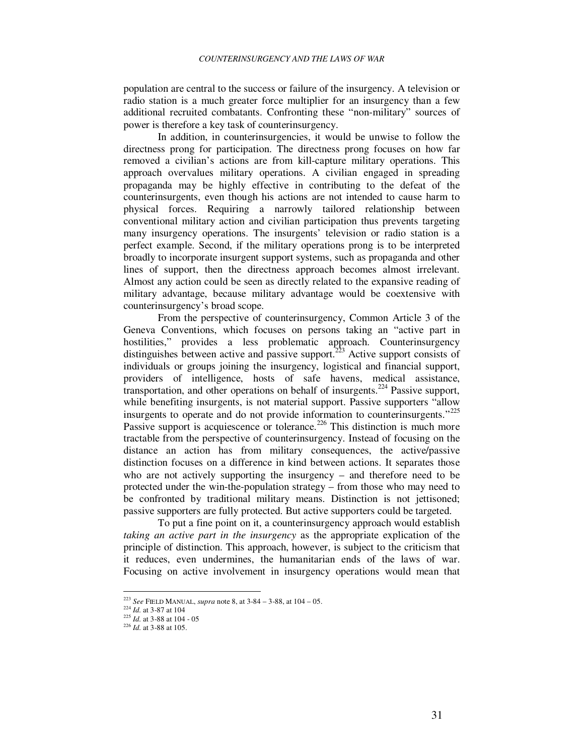population are central to the success or failure of the insurgency. A television or radio station is a much greater force multiplier for an insurgency than a few additional recruited combatants. Confronting these "non-military" sources of power is therefore a key task of counterinsurgency.

In addition, in counterinsurgencies, it would be unwise to follow the directness prong for participation. The directness prong focuses on how far removed a civilian's actions are from kill-capture military operations. This approach overvalues military operations. A civilian engaged in spreading propaganda may be highly effective in contributing to the defeat of the counterinsurgents, even though his actions are not intended to cause harm to physical forces. Requiring a narrowly tailored relationship between conventional military action and civilian participation thus prevents targeting many insurgency operations. The insurgents' television or radio station is a perfect example. Second, if the military operations prong is to be interpreted broadly to incorporate insurgent support systems, such as propaganda and other lines of support, then the directness approach becomes almost irrelevant. Almost any action could be seen as directly related to the expansive reading of military advantage, because military advantage would be coextensive with counterinsurgency's broad scope.

From the perspective of counterinsurgency, Common Article 3 of the Geneva Conventions, which focuses on persons taking an "active part in hostilities," provides a less problematic approach. Counterinsurgency distinguishes between active and passive support.[223] Active support consists of individuals or groups joining the insurgency, logistical and financial support, providers of intelligence, hosts of safe havens, medical assistance, transportation, and other operations on behalf of insurgents.[224] Passive support, while benefiting insurgents, is not material support. Passive supporters "allow insurgents to operate and do not provide information to counterinsurgents."[225] Passive support is acquiescence or tolerance.[226] This distinction is much more tractable from the perspective of counterinsurgency. Instead of focusing on the distance an action has from military consequences, the active/passive distinction focuses on a difference in kind between actions. It separates those who are not actively supporting the insurgency – and therefore need to be protected under the win-the-population strategy – from those who may need to be confronted by traditional military means. Distinction is not jettisoned; passive supporters are fully protected. But active supporters could be targeted.

To put a fine point on it, a counterinsurgency approach would establish *taking an active part in the insurgency* as the appropriate explication of the principle of distinction. This approach, however, is subject to the criticism that it reduces, even undermines, the humanitarian ends of the laws of war. Focusing on active involvement in insurgency operations would mean that

---

[223] *See* FIELD MANUAL, *supra* note 8, at 3-84 – 3-88, at 104 – 05.

[224] *Id.* at 3-87 at 104

[225] *Id.* at 3-88 at 104 - 05

[226] *Id.* at 3-88 at 105.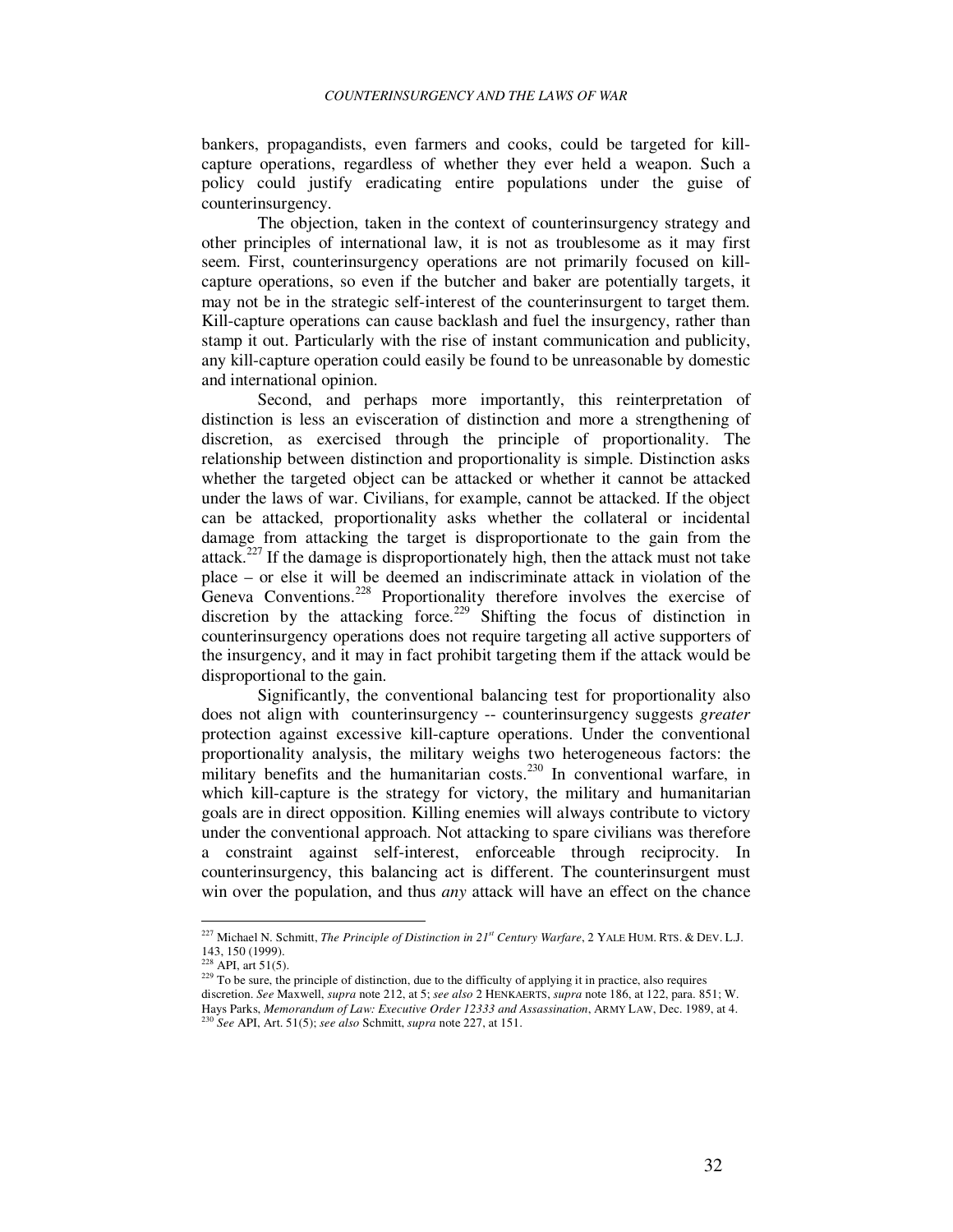bankers, propagandists, even farmers and cooks, could be targeted for kill-capture operations, regardless of whether they ever held a weapon. Such a policy could justify eradicating entire populations under the guise of counterinsurgency.

The objection, taken in the context of counterinsurgency strategy and other principles of international law, it is not as troublesome as it may first seem. First, counterinsurgency operations are not primarily focused on kill-capture operations, so even if the butcher and baker are potentially targets, it may not be in the strategic self-interest of the counterinsurgent to target them. Kill-capture operations can cause backlash and fuel the insurgency, rather than stamp it out. Particularly with the rise of instant communication and publicity, any kill-capture operation could easily be found to be unreasonable by domestic and international opinion.

Second, and perhaps more importantly, this reinterpretation of distinction is less an evisceration of distinction and more a strengthening of discretion, as exercised through the principle of proportionality. The relationship between distinction and proportionality is simple. Distinction asks whether the targeted object can be attacked or whether it cannot be attacked under the laws of war. Civilians, for example, cannot be attacked. If the object can be attacked, proportionality asks whether the collateral or incidental damage from attacking the target is disproportionate to the gain from the attack.[227] If the damage is disproportionately high, then the attack must not take place – or else it will be deemed an indiscriminate attack in violation of the Geneva Conventions.[228] Proportionality therefore involves the exercise of discretion by the attacking force.[229] Shifting the focus of distinction in counterinsurgency operations does not require targeting all active supporters of the insurgency, and it may in fact prohibit targeting them if the attack would be disproportional to the gain.

Significantly, the conventional balancing test for proportionality also does not align with counterinsurgency -- counterinsurgency suggests *greater* protection against excessive kill-capture operations. Under the conventional proportionality analysis, the military weighs two heterogeneous factors: the military benefits and the humanitarian costs.[230] In conventional warfare, in which kill-capture is the strategy for victory, the military and humanitarian goals are in direct opposition. Killing enemies will always contribute to victory under the conventional approach. Not attacking to spare civilians was therefore a constraint against self-interest, enforceable through reciprocity. In counterinsurgency, this balancing act is different. The counterinsurgent must win over the population, and thus *any* attack will have an effect on the chance

---

[227] Michael N. Schmitt, *The Principle of Distinction in 21st Century Warfare*, 2 YALE HUM. RTS. & DEV. L.J. 143, 150 (1999).

[228] API, art 51(5).

[229] To be sure, the principle of distinction, due to the difficulty of applying it in practice, also requires discretion. *See* Maxwell, *supra* note 212, at 5; *see also* 2 HENKAERTS, *supra* note 186, at 122, para. 851; W. Hays Parks, *Memorandum of Law: Executive Order 12333 and Assassination*, ARMY LAW, Dec. 1989, at 4.

[230] *See* API, Art. 51(5); *see also* Schmitt, *supra* note 227, at 151.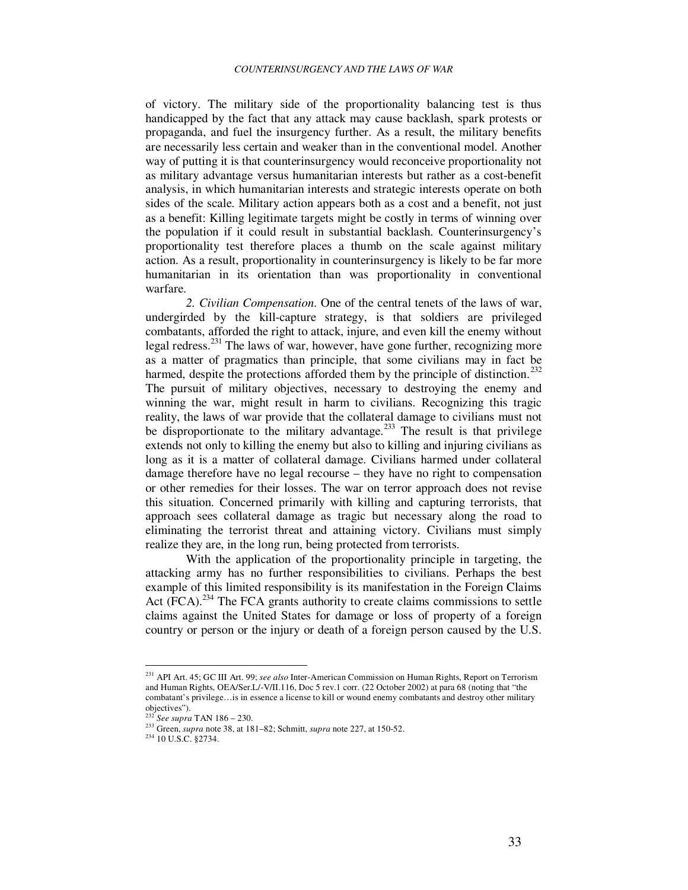of victory. The military side of the proportionality balancing test is thus handicapped by the fact that any attack may cause backlash, spark protests or propaganda, and fuel the insurgency further. As a result, the military benefits are necessarily less certain and weaker than in the conventional model. Another way of putting it is that counterinsurgency would reconceive proportionality not as military advantage versus humanitarian interests but rather as a cost-benefit analysis, in which humanitarian interests and strategic interests operate on both sides of the scale. Military action appears both as a cost and a benefit, not just as a benefit: Killing legitimate targets might be costly in terms of winning over the population if it could result in substantial backlash. Counterinsurgency's proportionality test therefore places a thumb on the scale against military action. As a result, proportionality in counterinsurgency is likely to be far more humanitarian in its orientation than was proportionality in conventional warfare.

*2. Civilian Compensation.* One of the central tenets of the laws of war, undergirded by the kill-capture strategy, is that soldiers are privileged combatants, afforded the right to attack, injure, and even kill the enemy without legal redress.[231] The laws of war, however, have gone further, recognizing more as a matter of pragmatics than principle, that some civilians may in fact be harmed, despite the protections afforded them by the principle of distinction.[232] The pursuit of military objectives, necessary to destroying the enemy and winning the war, might result in harm to civilians. Recognizing this tragic reality, the laws of war provide that the collateral damage to civilians must not be disproportionate to the military advantage.[233] The result is that privilege extends not only to killing the enemy but also to killing and injuring civilians as long as it is a matter of collateral damage. Civilians harmed under collateral damage therefore have no legal recourse – they have no right to compensation or other remedies for their losses. The war on terror approach does not revise this situation. Concerned primarily with killing and capturing terrorists, that approach sees collateral damage as tragic but necessary along the road to eliminating the terrorist threat and attaining victory. Civilians must simply realize they are, in the long run, being protected from terrorists.

With the application of the proportionality principle in targeting, the attacking army has no further responsibilities to civilians. Perhaps the best example of this limited responsibility is its manifestation in the Foreign Claims Act (FCA).[234] The FCA grants authority to create claims commissions to settle claims against the United States for damage or loss of property of a foreign country or person or the injury or death of a foreign person caused by the U.S.

---

[231] API Art. 45; GC III Art. 99; *see also* Inter-American Commission on Human Rights, Report on Terrorism and Human Rights, OEA/Ser.L/-V/II.116, Doc 5 rev.1 corr. (22 October 2002) at para 68 (noting that "the combatant's privilege…is in essence a license to kill or wound enemy combatants and destroy other military objectives").

[232] *See supra* TAN 186 – 230.

[233] Green, *supra* note 38, at 181–82; Schmitt, *supra* note 227, at 150-52.

[234] 10 U.S.C. §2734.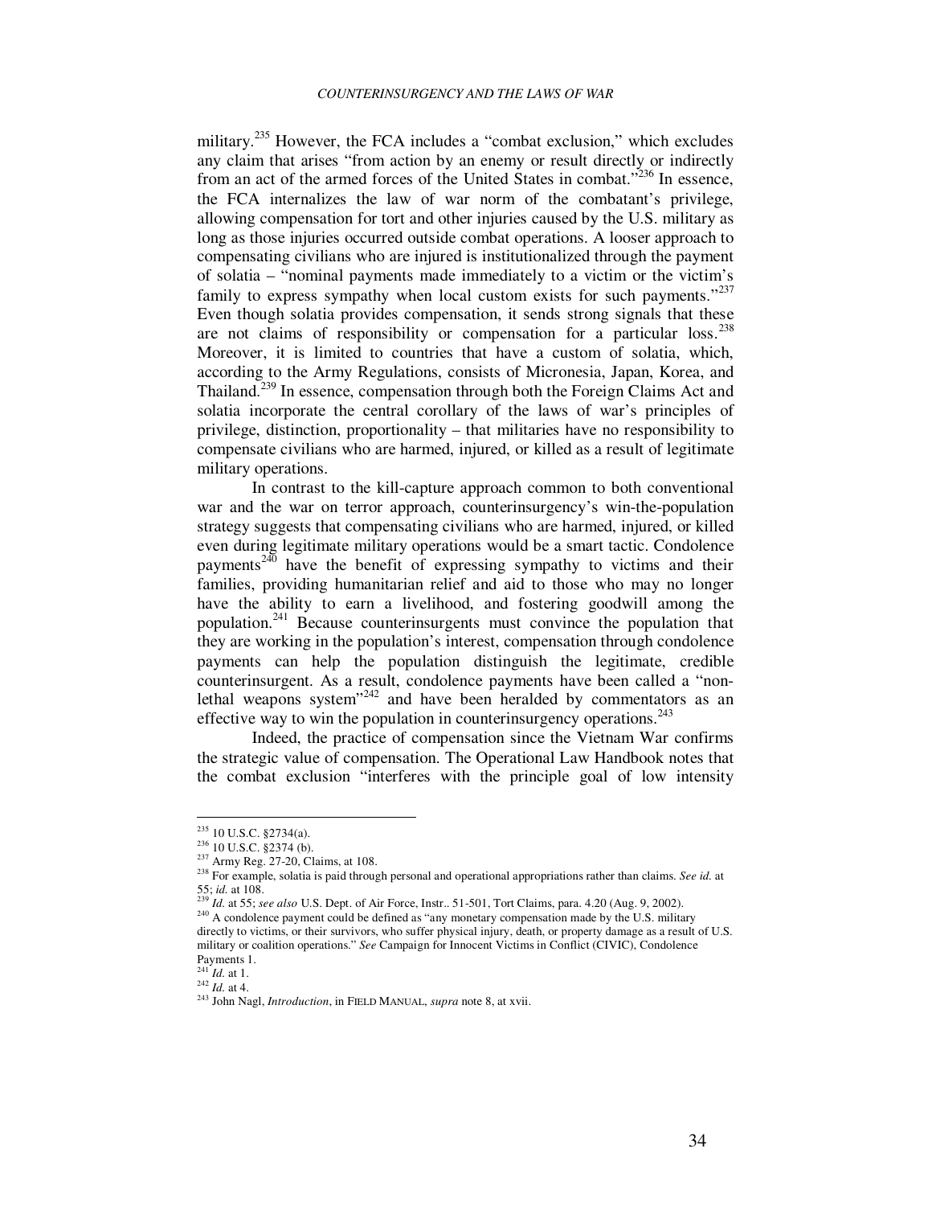military.[235] However, the FCA includes a "combat exclusion," which excludes any claim that arises "from action by an enemy or result directly or indirectly from an act of the armed forces of the United States in combat."[236] In essence, the FCA internalizes the law of war norm of the combatant's privilege, allowing compensation for tort and other injuries caused by the U.S. military as long as those injuries occurred outside combat operations. A looser approach to compensating civilians who are injured is institutionalized through the payment of solatia – "nominal payments made immediately to a victim or the victim's family to express sympathy when local custom exists for such payments."[237] Even though solatia provides compensation, it sends strong signals that these are not claims of responsibility or compensation for a particular loss.[238] Moreover, it is limited to countries that have a custom of solatia, which, according to the Army Regulations, consists of Micronesia, Japan, Korea, and Thailand.[239] In essence, compensation through both the Foreign Claims Act and solatia incorporate the central corollary of the laws of war's principles of privilege, distinction, proportionality – that militaries have no responsibility to compensate civilians who are harmed, injured, or killed as a result of legitimate military operations.

In contrast to the kill-capture approach common to both conventional war and the war on terror approach, counterinsurgency's win-the-population strategy suggests that compensating civilians who are harmed, injured, or killed even during legitimate military operations would be a smart tactic. Condolence payments[240] have the benefit of expressing sympathy to victims and their families, providing humanitarian relief and aid to those who may no longer have the ability to earn a livelihood, and fostering goodwill among the population.[241] Because counterinsurgents must convince the population that they are working in the population's interest, compensation through condolence payments can help the population distinguish the legitimate, credible counterinsurgent. As a result, condolence payments have been called a "non-lethal weapons system"[242] and have been heralded by commentators as an effective way to win the population in counterinsurgency operations.[243]

Indeed, the practice of compensation since the Vietnam War confirms the strategic value of compensation. The Operational Law Handbook notes that the combat exclusion "interferes with the principle goal of low intensity

---

[235] 10 U.S.C. §2734(a).

[236] 10 U.S.C. §2374 (b).

[237] Army Reg. 27-20, Claims, at 108.

[238] For example, solatia is paid through personal and operational appropriations rather than claims. *See id.* at 55; *id.* at 108.

[239] *Id.* at 55; *see also* U.S. Dept. of Air Force, Instr.. 51-501, Tort Claims, para. 4.20 (Aug. 9, 2002).

[240] A condolence payment could be defined as "any monetary compensation made by the U.S. military directly to victims, or their survivors, who suffer physical injury, death, or property damage as a result of U.S. military or coalition operations." *See* Campaign for Innocent Victims in Conflict (CIVIC), Condolence Payments 1.

[241] *Id.* at 1.

[242] *Id.* at 4.

[243] John Nagl, *Introduction*, in FIELD MANUAL, *supra* note 8, at xvii.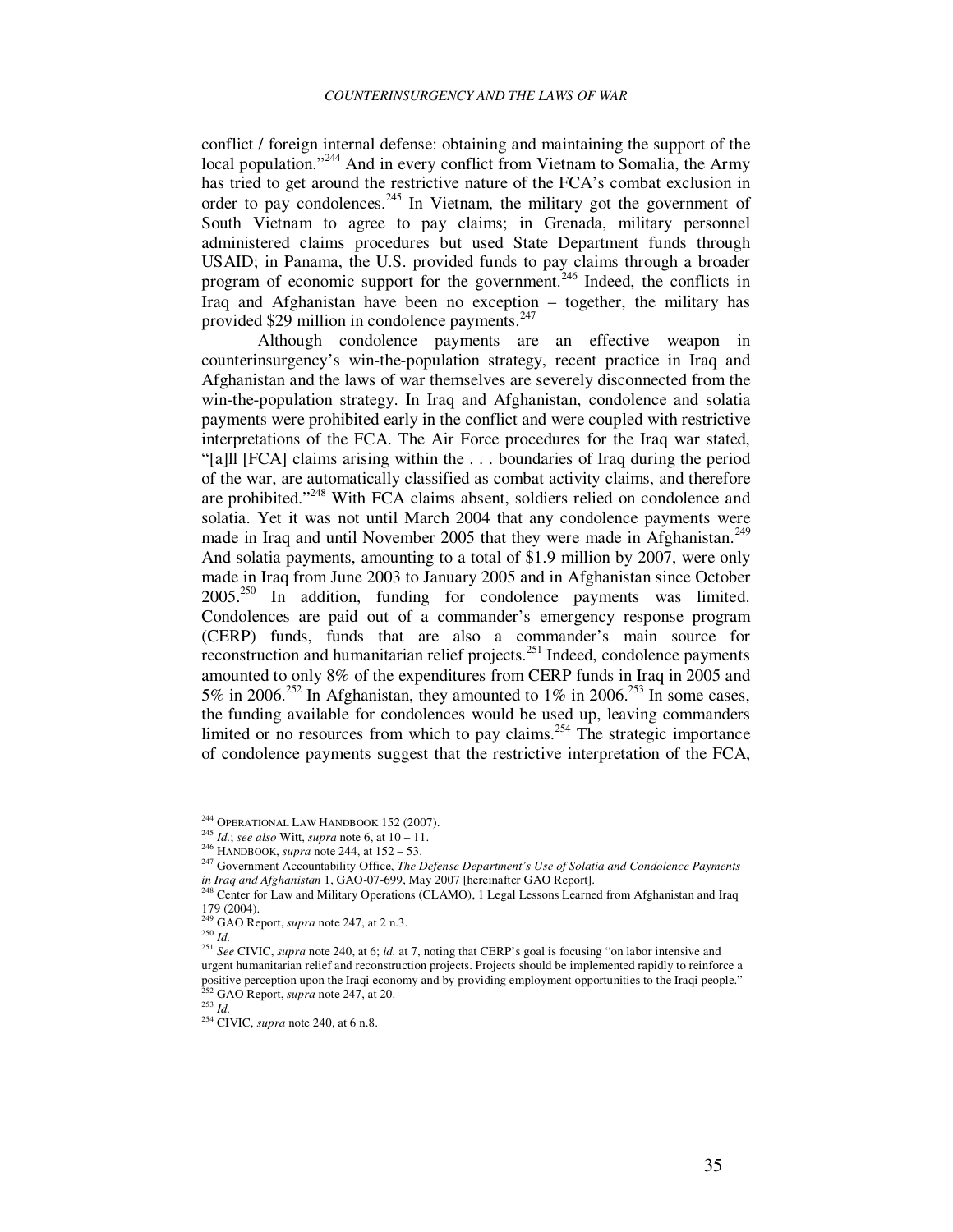conflict / foreign internal defense: obtaining and maintaining the support of the local population."[244] And in every conflict from Vietnam to Somalia, the Army has tried to get around the restrictive nature of the FCA's combat exclusion in order to pay condolences.[245] In Vietnam, the military got the government of South Vietnam to agree to pay claims; in Grenada, military personnel administered claims procedures but used State Department funds through USAID; in Panama, the U.S. provided funds to pay claims through a broader program of economic support for the government.[246] Indeed, the conflicts in Iraq and Afghanistan have been no exception – together, the military has provided $29 million in condolence payments.[247]

Although condolence payments are an effective weapon in counterinsurgency's win-the-population strategy, recent practice in Iraq and Afghanistan and the laws of war themselves are severely disconnected from the win-the-population strategy. In Iraq and Afghanistan, condolence and solatia payments were prohibited early in the conflict and were coupled with restrictive interpretations of the FCA. The Air Force procedures for the Iraq war stated, "[a]ll [FCA] claims arising within the . . . boundaries of Iraq during the period of the war, are automatically classified as combat activity claims, and therefore are prohibited."[248] With FCA claims absent, soldiers relied on condolence and solatia. Yet it was not until March 2004 that any condolence payments were made in Iraq and until November 2005 that they were made in Afghanistan.[249] And solatia payments, amounting to a total of $1.9 million by 2007, were only made in Iraq from June 2003 to January 2005 and in Afghanistan since October 2005.[250] In addition, funding for condolence payments was limited. Condolences are paid out of a commander's emergency response program (CERP) funds, funds that are also a commander's main source for reconstruction and humanitarian relief projects.[251] Indeed, condolence payments amounted to only 8% of the expenditures from CERP funds in Iraq in 2005 and 5% in 2006.[252] In Afghanistan, they amounted to 1% in 2006.[253] In some cases, the funding available for condolences would be used up, leaving commanders limited or no resources from which to pay claims.[254] The strategic importance of condolence payments suggest that the restrictive interpretation of the FCA,

---

[244] OPERATIONAL LAW HANDBOOK 152 (2007).

[245] *Id.*; *see also* Witt, *supra* note 6, at 10 – 11.

[246] HANDBOOK, *supra* note 244, at 152 – 53.

[247] Government Accountability Office, *The Defense Department's Use of Solatia and Condolence Payments in Iraq and Afghanistan* 1, GAO-07-699, May 2007 [hereinafter GAO Report].

[248] Center for Law and Military Operations (CLAMO), 1 Legal Lessons Learned from Afghanistan and Iraq 179 (2004).

[249] GAO Report, *supra* note 247, at 2 n.3.

[250] *Id.*

[251] *See* CIVIC, *supra* note 240, at 6; *id.* at 7, noting that CERP's goal is focusing "on labor intensive and urgent humanitarian relief and reconstruction projects. Projects should be implemented rapidly to reinforce a positive perception upon the Iraqi economy and by providing employment opportunities to the Iraqi people."

[252] GAO Report, *supra* note 247, at 20.

[253] *Id.*

[254] CIVIC, *supra* note 240, at 6 n.8.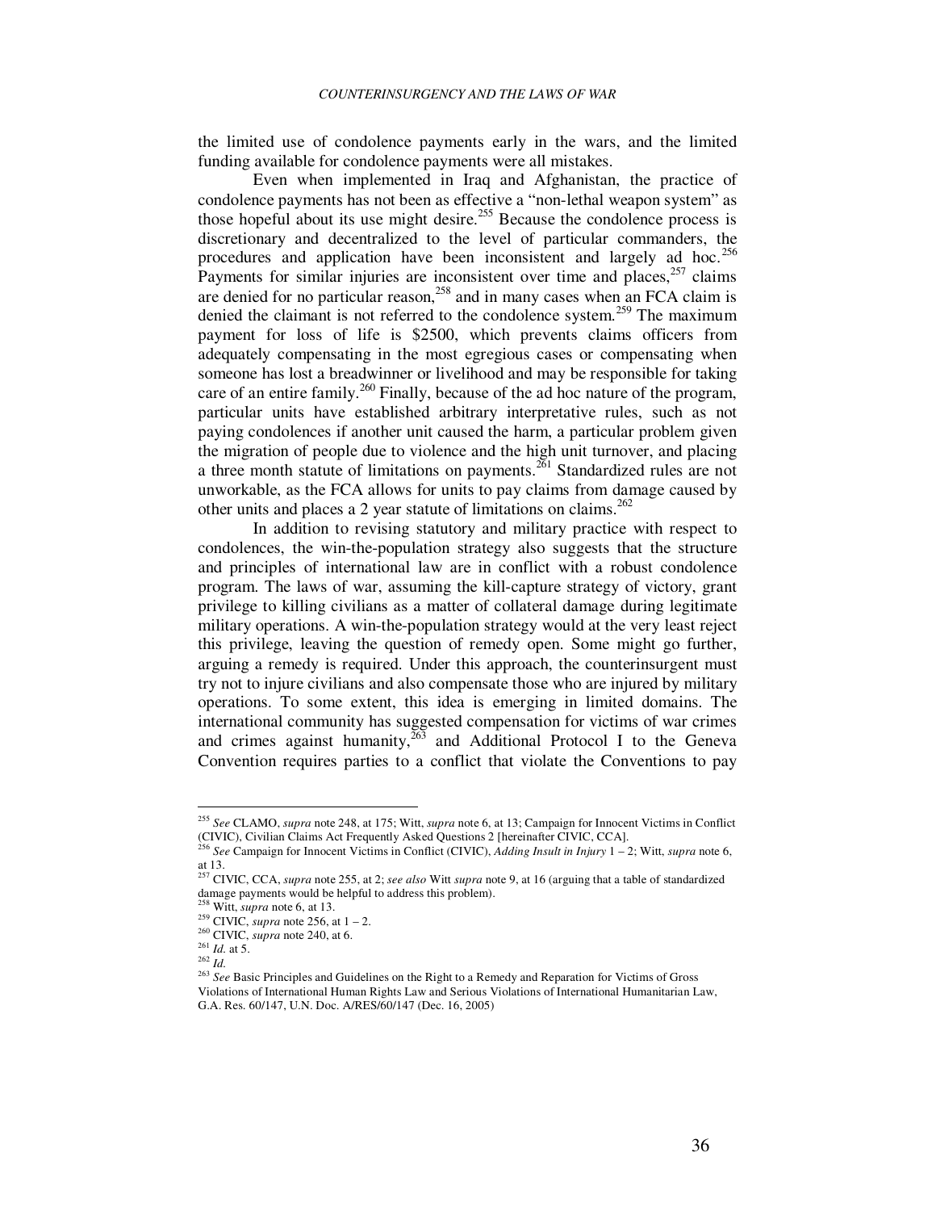the limited use of condolence payments early in the wars, and the limited funding available for condolence payments were all mistakes.

Even when implemented in Iraq and Afghanistan, the practice of condolence payments has not been as effective a "non-lethal weapon system" as those hopeful about its use might desire.[255] Because the condolence process is discretionary and decentralized to the level of particular commanders, the procedures and application have been inconsistent and largely ad hoc.[256] Payments for similar injuries are inconsistent over time and places,[257] claims are denied for no particular reason,[258] and in many cases when an FCA claim is denied the claimant is not referred to the condolence system.[259] The maximum payment for loss of life is $2500, which prevents claims officers from adequately compensating in the most egregious cases or compensating when someone has lost a breadwinner or livelihood and may be responsible for taking care of an entire family.[260] Finally, because of the ad hoc nature of the program, particular units have established arbitrary interpretative rules, such as not paying condolences if another unit caused the harm, a particular problem given the migration of people due to violence and the high unit turnover, and placing a three month statute of limitations on payments.[261] Standardized rules are not unworkable, as the FCA allows for units to pay claims from damage caused by other units and places a 2 year statute of limitations on claims.[262]

In addition to revising statutory and military practice with respect to condolences, the win-the-population strategy also suggests that the structure and principles of international law are in conflict with a robust condolence program. The laws of war, assuming the kill-capture strategy of victory, grant privilege to killing civilians as a matter of collateral damage during legitimate military operations. A win-the-population strategy would at the very least reject this privilege, leaving the question of remedy open. Some might go further, arguing a remedy is required. Under this approach, the counterinsurgent must try not to injure civilians and also compensate those who are injured by military operations. To some extent, this idea is emerging in limited domains. The international community has suggested compensation for victims of war crimes and crimes against humanity,[263] and Additional Protocol I to the Geneva Convention requires parties to a conflict that violate the Conventions to pay

---

[255] *See* CLAMO, *supra* note 248, at 175; Witt, *supra* note 6, at 13; Campaign for Innocent Victims in Conflict (CIVIC), Civilian Claims Act Frequently Asked Questions 2 [hereinafter CIVIC, CCA].

[256] *See* Campaign for Innocent Victims in Conflict (CIVIC), *Adding Insult in Injury* 1 – 2; Witt, *supra* note 6, at 13.

[257] CIVIC, CCA, *supra* note 255, at 2; *see also* Witt *supra* note 9, at 16 (arguing that a table of standardized damage payments would be helpful to address this problem).

[258] Witt, *supra* note 6, at 13.

[259] CIVIC, *supra* note 256, at 1 – 2.

[260] CIVIC, *supra* note 240, at 6.

[261] *Id.* at 5.

[262] *Id.*

[263] *See* Basic Principles and Guidelines on the Right to a Remedy and Reparation for Victims of Gross Violations of International Human Rights Law and Serious Violations of International Humanitarian Law, G.A. Res. 60/147, U.N. Doc. A/RES/60/147 (Dec. 16, 2005)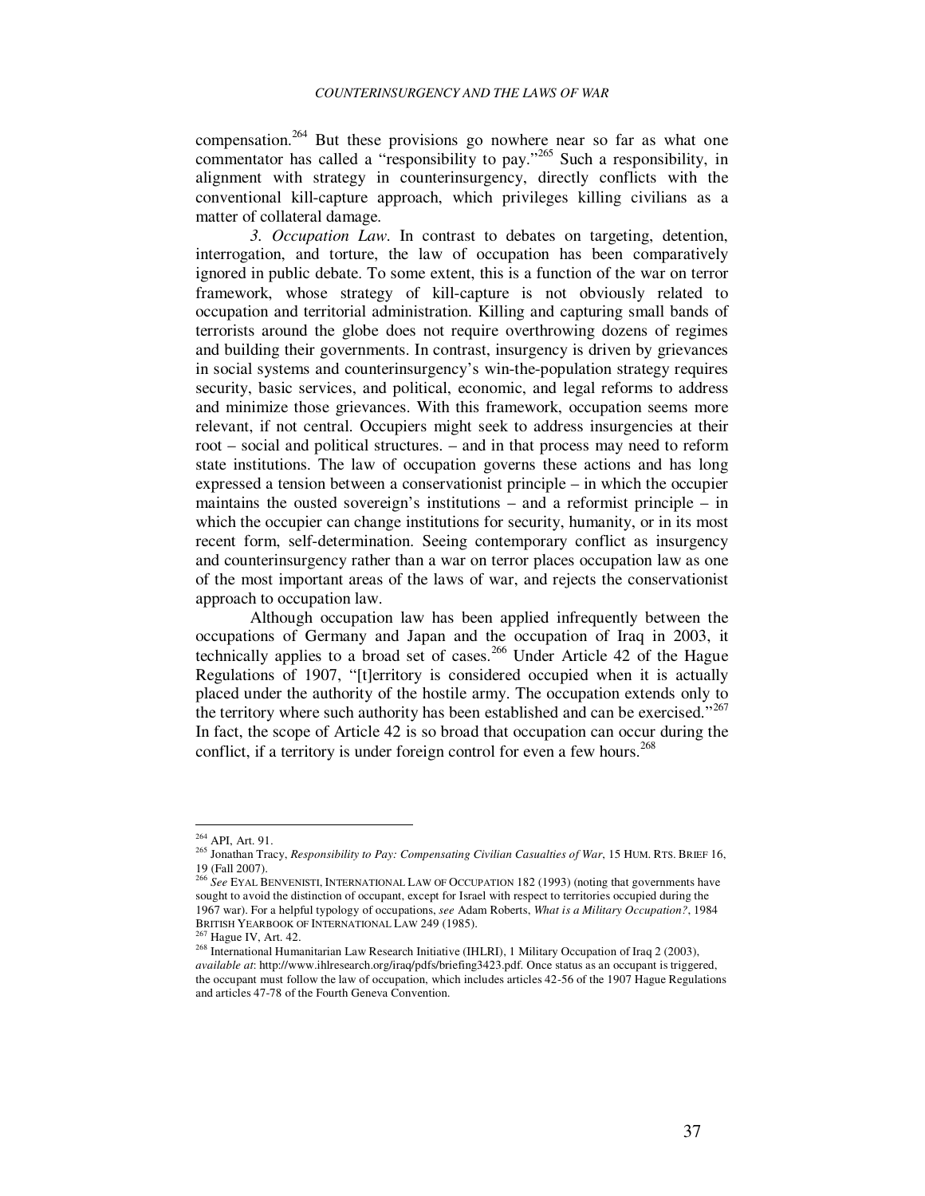compensation.[264] But these provisions go nowhere near so far as what one commentator has called a "responsibility to pay."[265] Such a responsibility, in alignment with strategy in counterinsurgency, directly conflicts with the conventional kill-capture approach, which privileges killing civilians as a matter of collateral damage.

*3. Occupation Law*. In contrast to debates on targeting, detention, interrogation, and torture, the law of occupation has been comparatively ignored in public debate. To some extent, this is a function of the war on terror framework, whose strategy of kill-capture is not obviously related to occupation and territorial administration. Killing and capturing small bands of terrorists around the globe does not require overthrowing dozens of regimes and building their governments. In contrast, insurgency is driven by grievances in social systems and counterinsurgency's win-the-population strategy requires security, basic services, and political, economic, and legal reforms to address and minimize those grievances. With this framework, occupation seems more relevant, if not central. Occupiers might seek to address insurgencies at their root – social and political structures. – and in that process may need to reform state institutions. The law of occupation governs these actions and has long expressed a tension between a conservationist principle – in which the occupier maintains the ousted sovereign's institutions – and a reformist principle – in which the occupier can change institutions for security, humanity, or in its most recent form, self-determination. Seeing contemporary conflict as insurgency and counterinsurgency rather than a war on terror places occupation law as one of the most important areas of the laws of war, and rejects the conservationist approach to occupation law.

Although occupation law has been applied infrequently between the occupations of Germany and Japan and the occupation of Iraq in 2003, it technically applies to a broad set of cases.[266] Under Article 42 of the Hague Regulations of 1907, "[t]erritory is considered occupied when it is actually placed under the authority of the hostile army. The occupation extends only to the territory where such authority has been established and can be exercised."[267] In fact, the scope of Article 42 is so broad that occupation can occur during the conflict, if a territory is under foreign control for even a few hours.[268]

---

[264] API, Art. 91.

[265] Jonathan Tracy, *Responsibility to Pay: Compensating Civilian Casualties of War*, 15 HUM. RTS. BRIEF 16, 19 (Fall 2007).

[266] *See* EYAL BENVENISTI, INTERNATIONAL LAW OF OCCUPATION 182 (1993) (noting that governments have sought to avoid the distinction of occupant, except for Israel with respect to territories occupied during the 1967 war). For a helpful typology of occupations, *see* Adam Roberts, *What is a Military Occupation?*, 1984 BRITISH YEARBOOK OF INTERNATIONAL LAW 249 (1985).

[267] Hague IV, Art. 42.

[268] International Humanitarian Law Research Initiative (IHLRI), 1 Military Occupation of Iraq 2 (2003), *available at*: http://www.ihlresearch.org/iraq/pdfs/briefing3423.pdf. Once status as an occupant is triggered, the occupant must follow the law of occupation, which includes articles 42-56 of the 1907 Hague Regulations and articles 47-78 of the Fourth Geneva Convention.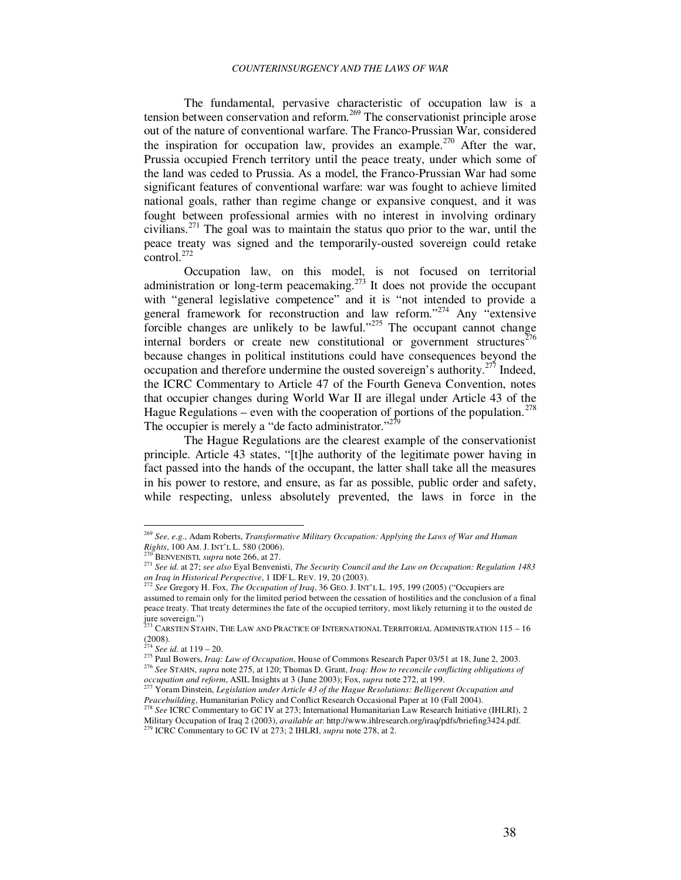The fundamental, pervasive characteristic of occupation law is a tension between conservation and reform.[269] The conservationist principle arose out of the nature of conventional warfare. The Franco-Prussian War, considered the inspiration for occupation law, provides an example.[270] After the war, Prussia occupied French territory until the peace treaty, under which some of the land was ceded to Prussia. As a model, the Franco-Prussian War had some significant features of conventional warfare: war was fought to achieve limited national goals, rather than regime change or expansive conquest, and it was fought between professional armies with no interest in involving ordinary civilians.[271] The goal was to maintain the status quo prior to the war, until the peace treaty was signed and the temporarily-ousted sovereign could retake control.[272]

Occupation law, on this model, is not focused on territorial administration or long-term peacemaking.[273] It does not provide the occupant with "general legislative competence" and it is "not intended to provide a general framework for reconstruction and law reform."[274] Any "extensive forcible changes are unlikely to be lawful."[275] The occupant cannot change internal borders or create new constitutional or government structures[276] because changes in political institutions could have consequences beyond the occupation and therefore undermine the ousted sovereign's authority.[277] Indeed, the ICRC Commentary to Article 47 of the Fourth Geneva Convention, notes that occupier changes during World War II are illegal under Article 43 of the Hague Regulations – even with the cooperation of portions of the population.[278] The occupier is merely a "de facto administrator."[279]

The Hague Regulations are the clearest example of the conservationist principle. Article 43 states, "[t]he authority of the legitimate power having in fact passed into the hands of the occupant, the latter shall take all the measures in his power to restore, and ensure, as far as possible, public order and safety, while respecting, unless absolutely prevented, the laws in force in the

---

[269] *See, e.g.*, Adam Roberts, *Transformative Military Occupation: Applying the Laws of War and Human Rights*, 100 AM. J. INT'L L. 580 (2006).

[270] BENVENISTI, *supra* note 266, at 27.

[271] *See id.* at 27; *see also* Eyal Benvenisti, *The Security Council and the Law on Occupation: Regulation 1483 on Iraq in Historical Perspective*, 1 IDF L. REV. 19, 20 (2003).

[272] *See* Gregory H. Fox, *The Occupation of Iraq*, 36 GEO. J. INT'L L. 195, 199 (2005) ("Occupiers are assumed to remain only for the limited period between the cessation of hostilities and the conclusion of a final peace treaty. That treaty determines the fate of the occupied territory, most likely returning it to the ousted de jure sovereign.")

[273] CARSTEN STAHN, THE LAW AND PRACTICE OF INTERNATIONAL TERRITORIAL ADMINISTRATION 115 – 16 (2008).

[274] *See id.* at 119 – 20.

[275] Paul Bowers, *Iraq: Law of Occupation*, House of Commons Research Paper 03/51 at 18, June 2, 2003.

[276] *See* STAHN, *supra* note 275, at 120; Thomas D. Grant, *Iraq: How to reconcile conflicting obligations of occupation and reform*, ASIL Insights at 3 (June 2003); Fox, *supra* note 272, at 199.

[277] Yoram Dinstein, *Legislation under Article 43 of the Hague Resolutions: Belligerent Occupation and Peacebuilding*, Humanitarian Policy and Conflict Research Occasional Paper at 10 (Fall 2004).

[278] *See* ICRC Commentary to GC IV at 273; International Humanitarian Law Research Initiative (IHLRI), 2 Military Occupation of Iraq 2 (2003), *available at*: http://www.ihlresearch.org/iraq/pdfs/briefing3424.pdf.

[279] ICRC Commentary to GC IV at 273; 2 IHLRI, *supra* note 278, at 2.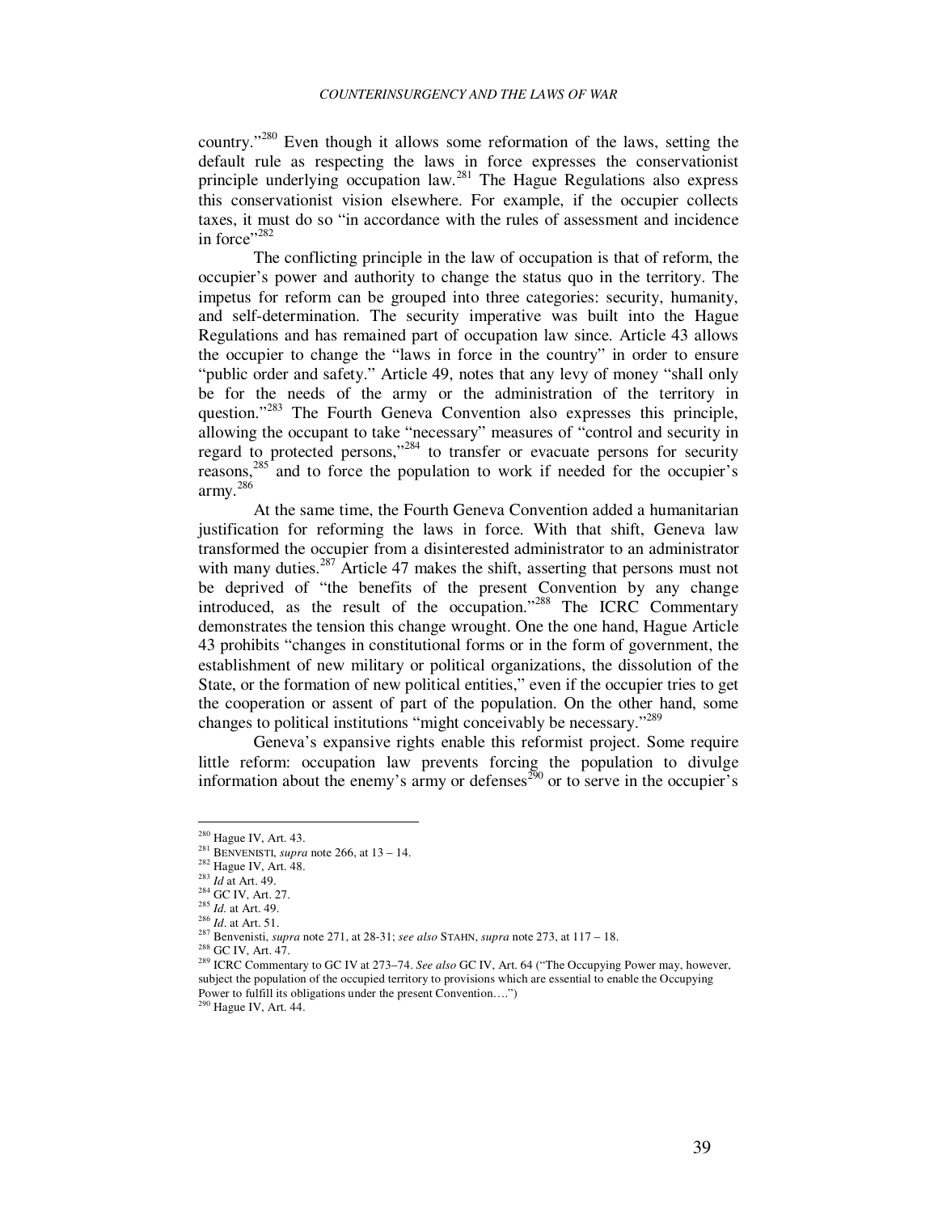country."[280] Even though it allows some reformation of the laws, setting the default rule as respecting the laws in force expresses the conservationist principle underlying occupation law.[281] The Hague Regulations also express this conservationist vision elsewhere. For example, if the occupier collects taxes, it must do so "in accordance with the rules of assessment and incidence in force"[282]

The conflicting principle in the law of occupation is that of reform, the occupier's power and authority to change the status quo in the territory. The impetus for reform can be grouped into three categories: security, humanity, and self-determination. The security imperative was built into the Hague Regulations and has remained part of occupation law since. Article 43 allows the occupier to change the "laws in force in the country" in order to ensure "public order and safety." Article 49, notes that any levy of money "shall only be for the needs of the army or the administration of the territory in question."[283] The Fourth Geneva Convention also expresses this principle, allowing the occupant to take "necessary" measures of "control and security in regard to protected persons,"[284] to transfer or evacuate persons for security reasons,[285] and to force the population to work if needed for the occupier's army.[286]

At the same time, the Fourth Geneva Convention added a humanitarian justification for reforming the laws in force. With that shift, Geneva law transformed the occupier from a disinterested administrator to an administrator with many duties.[287] Article 47 makes the shift, asserting that persons must not be deprived of "the benefits of the present Convention by any change introduced, as the result of the occupation."[288] The ICRC Commentary demonstrates the tension this change wrought. One the one hand, Hague Article 43 prohibits "changes in constitutional forms or in the form of government, the establishment of new military or political organizations, the dissolution of the State, or the formation of new political entities," even if the occupier tries to get the cooperation or assent of part of the population. On the other hand, some changes to political institutions "might conceivably be necessary."[289]

Geneva's expansive rights enable this reformist project. Some require little reform: occupation law prevents forcing the population to divulge information about the enemy's army or defenses[290] or to serve in the occupier's

---

[280] Hague IV, Art. 43.
[281] BENVENISTI, *supra* note 266, at 13 – 14.
[282] Hague IV, Art. 48.
[283] *Id* at Art. 49.
[284] GC IV, Art. 27.
[285] *Id.* at Art. 49.
[286] *Id*. at Art. 51.
[287] Benvenisti, *supra* note 271, at 28-31; *see also* STAHN, *supra* note 273, at 117 – 18.
[288] GC IV, Art. 47.
[289] ICRC Commentary to GC IV at 273–74. *See also* GC IV, Art. 64 ("The Occupying Power may, however, subject the population of the occupied territory to provisions which are essential to enable the Occupying Power to fulfill its obligations under the present Convention….")
[290] Hague IV, Art. 44.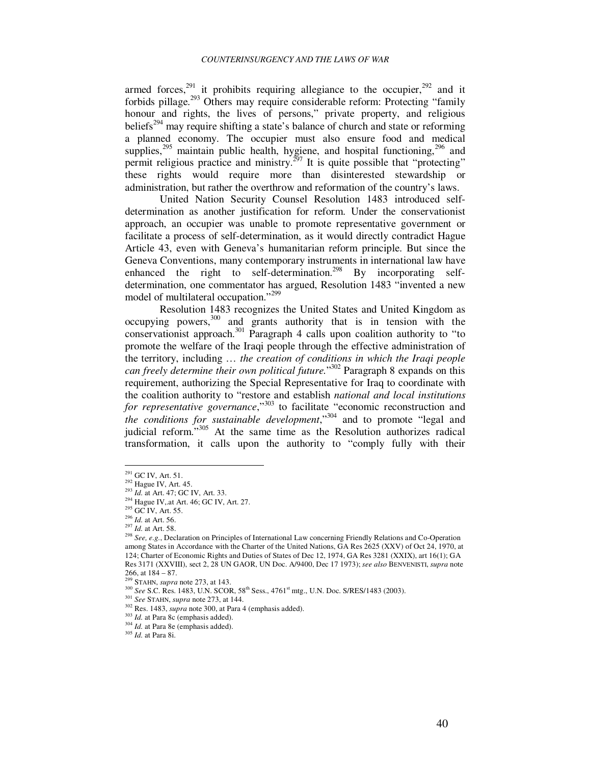armed forces,[291] it prohibits requiring allegiance to the occupier,[292] and it forbids pillage.[293] Others may require considerable reform: Protecting "family honour and rights, the lives of persons," private property, and religious beliefs[294] may require shifting a state's balance of church and state or reforming a planned economy. The occupier must also ensure food and medical supplies,[295] maintain public health, hygiene, and hospital functioning,[296] and permit religious practice and ministry.[297] It is quite possible that "protecting" these rights would require more than disinterested stewardship or administration, but rather the overthrow and reformation of the country's laws.

United Nation Security Counsel Resolution 1483 introduced self-determination as another justification for reform. Under the conservationist approach, an occupier was unable to promote representative government or facilitate a process of self-determination, as it would directly contradict Hague Article 43, even with Geneva's humanitarian reform principle. But since the Geneva Conventions, many contemporary instruments in international law have enhanced the right to self-determination.[298] By incorporating self-determination, one commentator has argued, Resolution 1483 "invented a new model of multilateral occupation."[299]

Resolution 1483 recognizes the United States and United Kingdom as occupying powers,[300] and grants authority that is in tension with the conservationist approach.[301] Paragraph 4 calls upon coalition authority to "to promote the welfare of the Iraqi people through the effective administration of the territory, including … *the creation of conditions in which the Iraqi people can freely determine their own political future.*"[302] Paragraph 8 expands on this requirement, authorizing the Special Representative for Iraq to coordinate with the coalition authority to "restore and establish *national and local institutions for representative governance*,"[303] to facilitate "economic reconstruction and *the conditions for sustainable development*,"[304] and to promote "legal and judicial reform."[305] At the same time as the Resolution authorizes radical transformation, it calls upon the authority to "comply fully with their

---

[291] GC IV, Art. 51.
[292] Hague IV, Art. 45.
[293] *Id.* at Art. 47; GC IV, Art. 33.
[294] Hague IV,.at Art. 46; GC IV, Art. 27.
[295] GC IV, Art. 55.
[296] *Id.* at Art. 56.
[297] *Id.* at Art. 58.
[298] *See, e.g.*, Declaration on Principles of International Law concerning Friendly Relations and Co-Operation among States in Accordance with the Charter of the United Nations, GA Res 2625 (XXV) of Oct 24, 1970, at 124; Charter of Economic Rights and Duties of States of Dec 12, 1974, GA Res 3281 (XXIX), art 16(1); GA Res 3171 (XXVIII), sect 2, 28 UN GAOR, UN Doc. A/9400, Dec 17 1973); *see also* BENVENISTI, *supra* note 266, at 184 – 87.
[299] STAHN, *supra* note 273, at 143.
[300] *See* S.C. Res. 1483, U.N. SCOR, 58th Sess., 4761st mtg., U.N. Doc. S/RES/1483 (2003).
[301] *See* STAHN, *supra* note 273, at 144.
[302] Res. 1483, *supra* note 300, at Para 4 (emphasis added).
[303] *Id.* at Para 8c (emphasis added).
[304] *Id.* at Para 8e (emphasis added).
[305] *Id.* at Para 8i.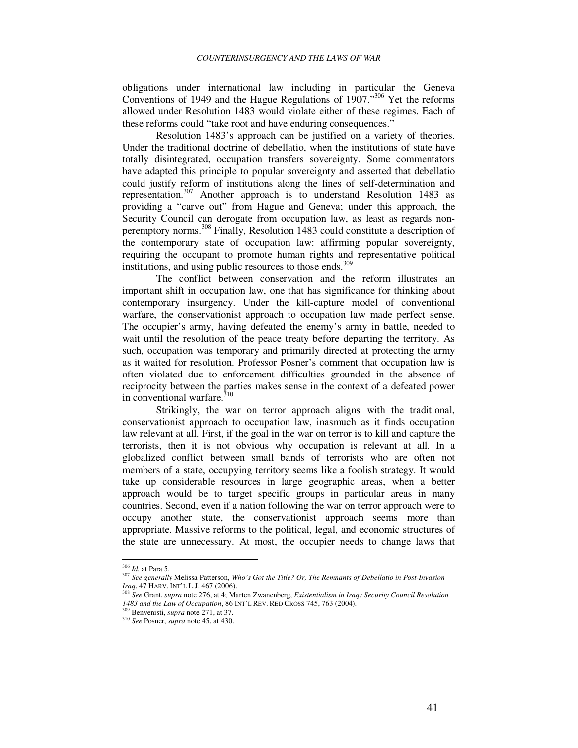obligations under international law including in particular the Geneva Conventions of 1949 and the Hague Regulations of 1907."[306] Yet the reforms allowed under Resolution 1483 would violate either of these regimes. Each of these reforms could "take root and have enduring consequences."

Resolution 1483's approach can be justified on a variety of theories. Under the traditional doctrine of debellatio, when the institutions of state have totally disintegrated, occupation transfers sovereignty. Some commentators have adapted this principle to popular sovereignty and asserted that debellatio could justify reform of institutions along the lines of self-determination and representation.[307] Another approach is to understand Resolution 1483 as providing a "carve out" from Hague and Geneva; under this approach, the Security Council can derogate from occupation law, as least as regards non-peremptory norms.[308] Finally, Resolution 1483 could constitute a description of the contemporary state of occupation law: affirming popular sovereignty, requiring the occupant to promote human rights and representative political institutions, and using public resources to those ends.[309]

The conflict between conservation and the reform illustrates an important shift in occupation law, one that has significance for thinking about contemporary insurgency. Under the kill-capture model of conventional warfare, the conservationist approach to occupation law made perfect sense. The occupier's army, having defeated the enemy's army in battle, needed to wait until the resolution of the peace treaty before departing the territory. As such, occupation was temporary and primarily directed at protecting the army as it waited for resolution. Professor Posner's comment that occupation law is often violated due to enforcement difficulties grounded in the absence of reciprocity between the parties makes sense in the context of a defeated power in conventional warfare.[310]

Strikingly, the war on terror approach aligns with the traditional, conservationist approach to occupation law, inasmuch as it finds occupation law relevant at all. First, if the goal in the war on terror is to kill and capture the terrorists, then it is not obvious why occupation is relevant at all. In a globalized conflict between small bands of terrorists who are often not members of a state, occupying territory seems like a foolish strategy. It would take up considerable resources in large geographic areas, when a better approach would be to target specific groups in particular areas in many countries. Second, even if a nation following the war on terror approach were to occupy another state, the conservationist approach seems more than appropriate. Massive reforms to the political, legal, and economic structures of the state are unnecessary. At most, the occupier needs to change laws that

---

[306] *Id.* at Para 5.

[307] *See generally* Melissa Patterson, *Who's Got the Title? Or, The Remnants of Debellatio in Post-Invasion Iraq*, 47 HARV. INT'L L.J. 467 (2006).

[308] *See* Grant, *supra* note 276, at 4; Marten Zwanenberg, *Existentialism in Iraq: Security Council Resolution 1483 and the Law of Occupation*, 86 INT'L REV. RED CROSS 745, 763 (2004).

[309] Benvenisti, *supra* note 271, at 37.

[310] *See* Posner, *supra* note 45, at 430.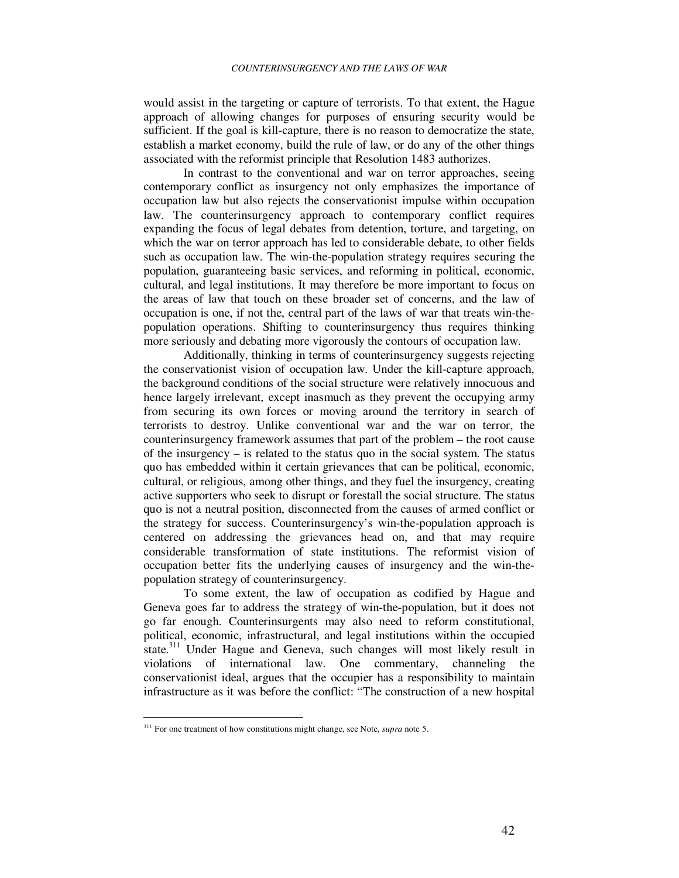would assist in the targeting or capture of terrorists. To that extent, the Hague approach of allowing changes for purposes of ensuring security would be sufficient. If the goal is kill-capture, there is no reason to democratize the state, establish a market economy, build the rule of law, or do any of the other things associated with the reformist principle that Resolution 1483 authorizes.

In contrast to the conventional and war on terror approaches, seeing contemporary conflict as insurgency not only emphasizes the importance of occupation law but also rejects the conservationist impulse within occupation law. The counterinsurgency approach to contemporary conflict requires expanding the focus of legal debates from detention, torture, and targeting, on which the war on terror approach has led to considerable debate, to other fields such as occupation law. The win-the-population strategy requires securing the population, guaranteeing basic services, and reforming in political, economic, cultural, and legal institutions. It may therefore be more important to focus on the areas of law that touch on these broader set of concerns, and the law of occupation is one, if not the, central part of the laws of war that treats win-the-population operations. Shifting to counterinsurgency thus requires thinking more seriously and debating more vigorously the contours of occupation law.

Additionally, thinking in terms of counterinsurgency suggests rejecting the conservationist vision of occupation law. Under the kill-capture approach, the background conditions of the social structure were relatively innocuous and hence largely irrelevant, except inasmuch as they prevent the occupying army from securing its own forces or moving around the territory in search of terrorists to destroy. Unlike conventional war and the war on terror, the counterinsurgency framework assumes that part of the problem – the root cause of the insurgency – is related to the status quo in the social system. The status quo has embedded within it certain grievances that can be political, economic, cultural, or religious, among other things, and they fuel the insurgency, creating active supporters who seek to disrupt or forestall the social structure. The status quo is not a neutral position, disconnected from the causes of armed conflict or the strategy for success. Counterinsurgency's win-the-population approach is centered on addressing the grievances head on, and that may require considerable transformation of state institutions. The reformist vision of occupation better fits the underlying causes of insurgency and the win-the-population strategy of counterinsurgency.

To some extent, the law of occupation as codified by Hague and Geneva goes far to address the strategy of win-the-population, but it does not go far enough. Counterinsurgents may also need to reform constitutional, political, economic, infrastructural, and legal institutions within the occupied state.[311] Under Hague and Geneva, such changes will most likely result in violations of international law. One commentary, channeling the conservationist ideal, argues that the occupier has a responsibility to maintain infrastructure as it was before the conflict: "The construction of a new hospital

[311] For one treatment of how constitutions might change, see Note, *supra* note 5.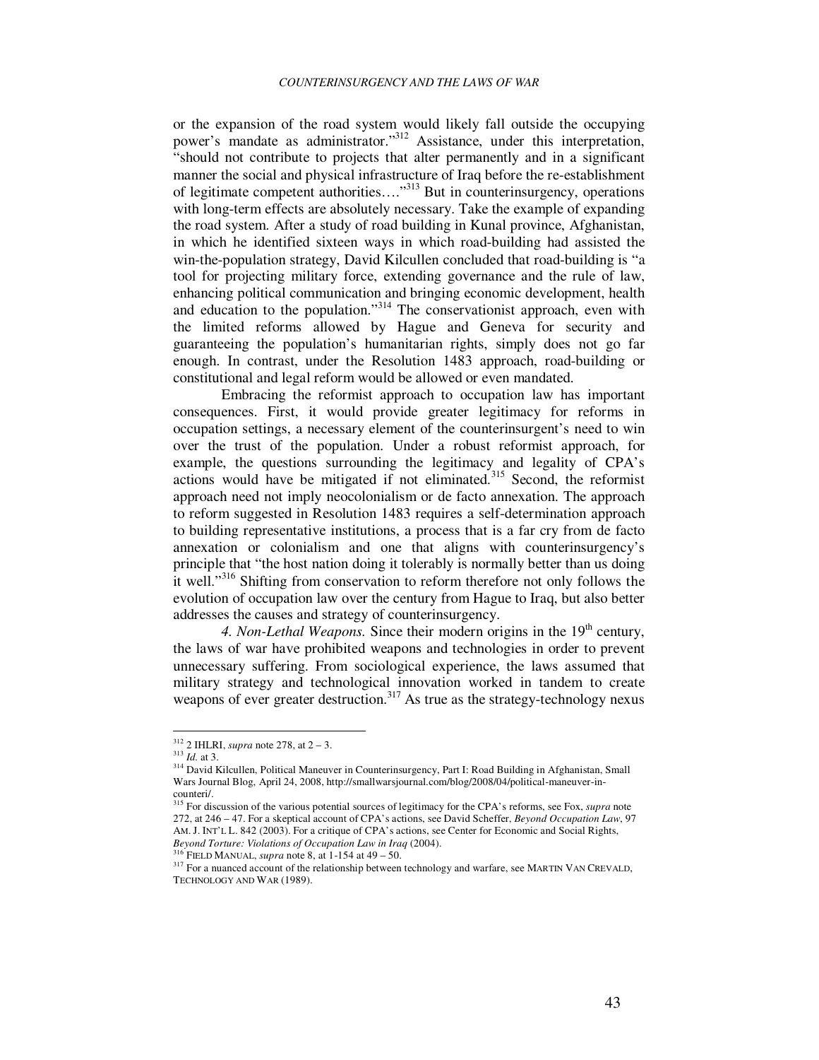or the expansion of the road system would likely fall outside the occupying power's mandate as administrator."[312] Assistance, under this interpretation, "should not contribute to projects that alter permanently and in a significant manner the social and physical infrastructure of Iraq before the re-establishment of legitimate competent authorities…."[313] But in counterinsurgency, operations with long-term effects are absolutely necessary. Take the example of expanding the road system. After a study of road building in Kunal province, Afghanistan, in which he identified sixteen ways in which road-building had assisted the win-the-population strategy, David Kilcullen concluded that road-building is "a tool for projecting military force, extending governance and the rule of law, enhancing political communication and bringing economic development, health and education to the population."[314] The conservationist approach, even with the limited reforms allowed by Hague and Geneva for security and guaranteeing the population's humanitarian rights, simply does not go far enough. In contrast, under the Resolution 1483 approach, road-building or constitutional and legal reform would be allowed or even mandated.

Embracing the reformist approach to occupation law has important consequences. First, it would provide greater legitimacy for reforms in occupation settings, a necessary element of the counterinsurgent's need to win over the trust of the population. Under a robust reformist approach, for example, the questions surrounding the legitimacy and legality of CPA's actions would have been mitigated if not eliminated.[315] Second, the reformist approach need not imply neocolonialism or de facto annexation. The approach to reform suggested in Resolution 1483 requires a self-determination approach to building representative institutions, a process that is a far cry from de facto annexation or colonialism and one that aligns with counterinsurgency's principle that "the host nation doing it tolerably is normally better than us doing it well."[316] Shifting from conservation to reform therefore not only follows the evolution of occupation law over the century from Hague to Iraq, but also better addresses the causes and strategy of counterinsurgency.

*4. Non-Lethal Weapons.* Since their modern origins in the 19th century, the laws of war have prohibited weapons and technologies in order to prevent unnecessary suffering. From sociological experience, the laws assumed that military strategy and technological innovation worked in tandem to create weapons of ever greater destruction.[317] As true as the strategy-technology nexus

---

[312] 2 IHLRI, *supra* note 278, at 2 – 3.

[313] *Id.* at 3.

[314] David Kilcullen, Political Maneuver in Counterinsurgency, Part I: Road Building in Afghanistan, Small Wars Journal Blog, April 24, 2008, http://smallwarsjournal.com/blog/2008/04/political-maneuver-in-counteri/.

[315] For discussion of the various potential sources of legitimacy for the CPA's reforms, see Fox, *supra* note 272, at 246 – 47. For a skeptical account of CPA's actions, see David Scheffer, *Beyond Occupation Law*, 97 AM. J. INT'L L. 842 (2003). For a critique of CPA's actions, see Center for Economic and Social Rights, *Beyond Torture: Violations of Occupation Law in Iraq* (2004).

[316] FIELD MANUAL, *supra* note 8, at 1-154 at 49 – 50.

[317] For a nuanced account of the relationship between technology and warfare, see MARTIN VAN CREVALD, TECHNOLOGY AND WAR (1989).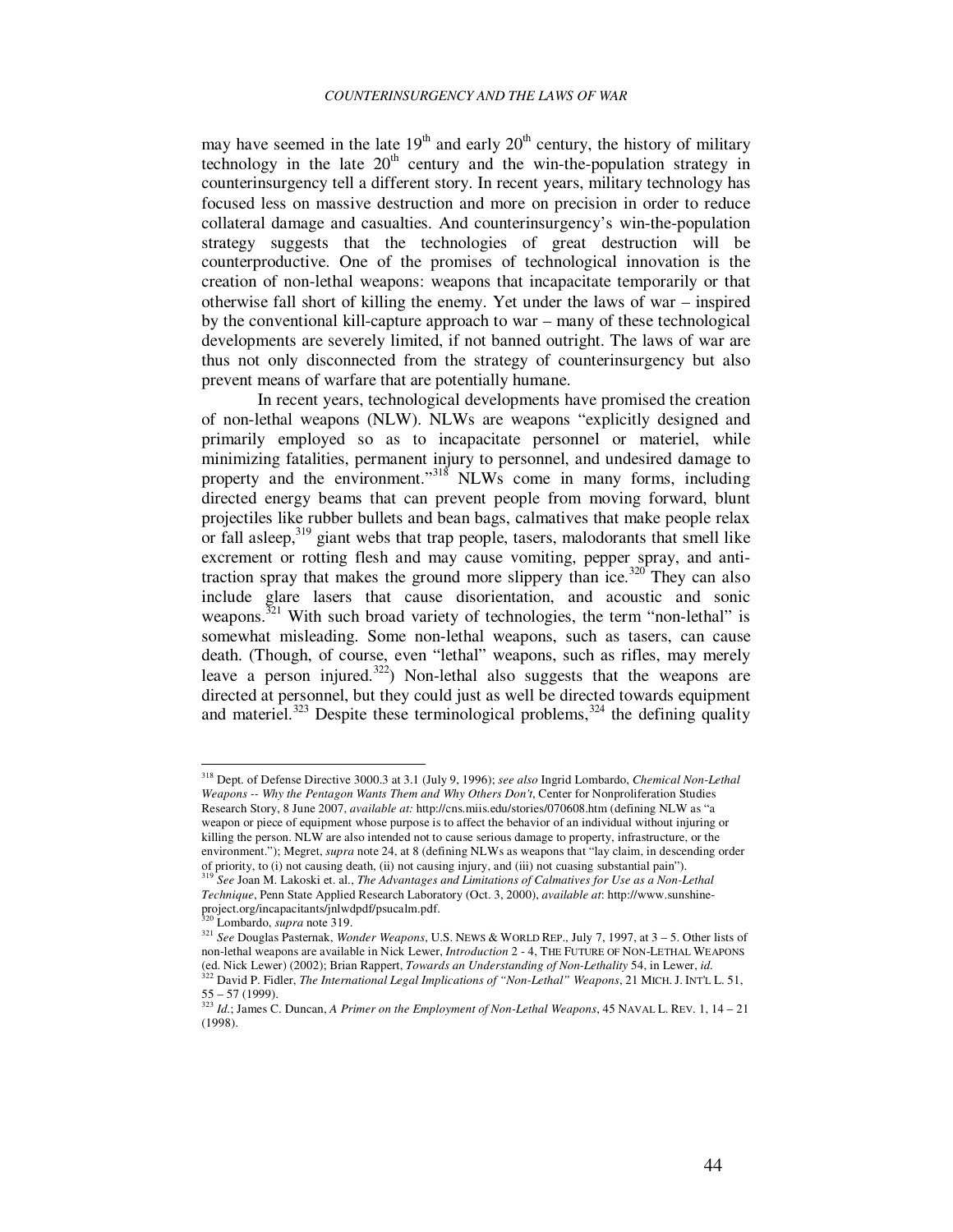may have seemed in the late 19th and early 20th century, the history of military technology in the late 20th century and the win-the-population strategy in counterinsurgency tell a different story. In recent years, military technology has focused less on massive destruction and more on precision in order to reduce collateral damage and casualties. And counterinsurgency's win-the-population strategy suggests that the technologies of great destruction will be counterproductive. One of the promises of technological innovation is the creation of non-lethal weapons: weapons that incapacitate temporarily or that otherwise fall short of killing the enemy. Yet under the laws of war – inspired by the conventional kill-capture approach to war – many of these technological developments are severely limited, if not banned outright. The laws of war are thus not only disconnected from the strategy of counterinsurgency but also prevent means of warfare that are potentially humane.

In recent years, technological developments have promised the creation of non-lethal weapons (NLW). NLWs are weapons "explicitly designed and primarily employed so as to incapacitate personnel or materiel, while minimizing fatalities, permanent injury to personnel, and undesired damage to property and the environment."[318] NLWs come in many forms, including directed energy beams that can prevent people from moving forward, blunt projectiles like rubber bullets and bean bags, calmatives that make people relax or fall asleep,[319] giant webs that trap people, tasers, malodorants that smell like excrement or rotting flesh and may cause vomiting, pepper spray, and anti-traction spray that makes the ground more slippery than ice.[320] They can also include glare lasers that cause disorientation, and acoustic and sonic weapons.[321] With such broad variety of technologies, the term "non-lethal" is somewhat misleading. Some non-lethal weapons, such as tasers, can cause death. (Though, of course, even "lethal" weapons, such as rifles, may merely leave a person injured.[322]) Non-lethal also suggests that the weapons are directed at personnel, but they could just as well be directed towards equipment and materiel.[323] Despite these terminological problems,[324] the defining quality

---

[318] Dept. of Defense Directive 3000.3 at 3.1 (July 9, 1996); *see also* Ingrid Lombardo, *Chemical Non-Lethal Weapons -- Why the Pentagon Wants Them and Why Others Don't*, Center for Nonproliferation Studies Research Story, 8 June 2007, *available at:* http://cns.miis.edu/stories/070608.htm (defining NLW as "a weapon or piece of equipment whose purpose is to affect the behavior of an individual without injuring or killing the person. NLW are also intended not to cause serious damage to property, infrastructure, or the environment."); Megret, *supra* note 24, at 8 (defining NLWs as weapons that "lay claim, in descending order of priority, to (i) not causing death, (ii) not causing injury, and (iii) not cuasing substantial pain").

[319] *See* Joan M. Lakoski et. al., *The Advantages and Limitations of Calmatives for Use as a Non-Lethal Technique*, Penn State Applied Research Laboratory (Oct. 3, 2000), *available at*: http://www.sunshine-project.org/incapacitants/jnlwdpdf/psucalm.pdf.

[320] Lombardo, *supra* note 319.

[321] *See* Douglas Pasternak, *Wonder Weapons*, U.S. NEWS & WORLD REP., July 7, 1997, at 3 – 5. Other lists of non-lethal weapons are available in Nick Lewer, *Introduction* 2 - 4, THE FUTURE OF NON-LETHAL WEAPONS (ed. Nick Lewer) (2002); Brian Rappert, *Towards an Understanding of Non-Lethality* 54, in Lewer, *id.*

[322] David P. Fidler, *The International Legal Implications of "Non-Lethal" Weapons*, 21 MICH. J. INT'L L. 51, 55 – 57 (1999).

[323] *Id.*; James C. Duncan, *A Primer on the Employment of Non-Lethal Weapons*, 45 NAVAL L. REV. 1, 14 – 21 (1998).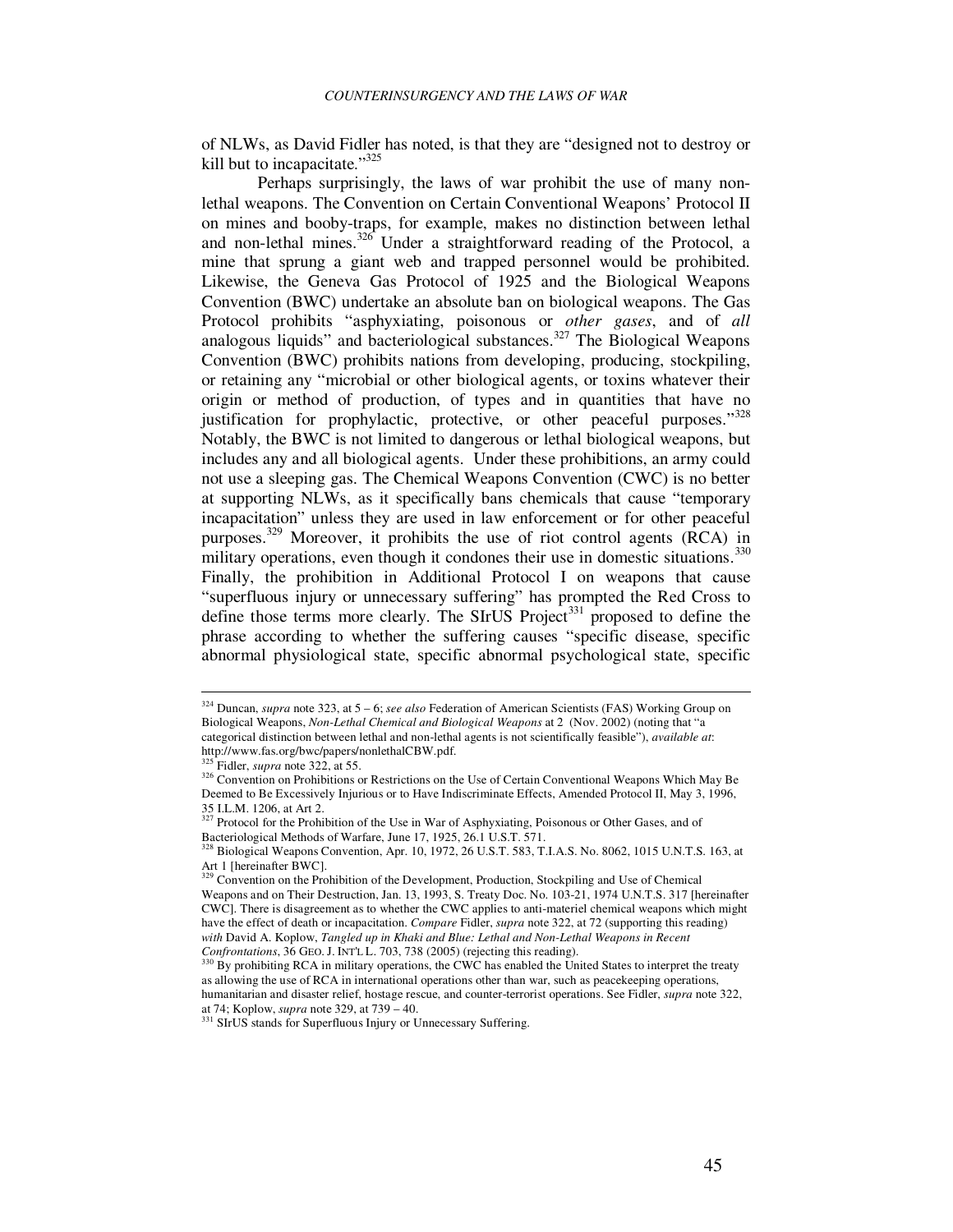of NLWs, as David Fidler has noted, is that they are "designed not to destroy or kill but to incapacitate."[325]

Perhaps surprisingly, the laws of war prohibit the use of many non-lethal weapons. The Convention on Certain Conventional Weapons' Protocol II on mines and booby-traps, for example, makes no distinction between lethal and non-lethal mines.[326] Under a straightforward reading of the Protocol, a mine that sprung a giant web and trapped personnel would be prohibited. Likewise, the Geneva Gas Protocol of 1925 and the Biological Weapons Convention (BWC) undertake an absolute ban on biological weapons. The Gas Protocol prohibits "asphyxiating, poisonous or *other gases*, and of *all* analogous liquids" and bacteriological substances.[327] The Biological Weapons Convention (BWC) prohibits nations from developing, producing, stockpiling, or retaining any "microbial or other biological agents, or toxins whatever their origin or method of production, of types and in quantities that have no justification for prophylactic, protective, or other peaceful purposes."[328] Notably, the BWC is not limited to dangerous or lethal biological weapons, but includes any and all biological agents. Under these prohibitions, an army could not use a sleeping gas. The Chemical Weapons Convention (CWC) is no better at supporting NLWs, as it specifically bans chemicals that cause "temporary incapacitation" unless they are used in law enforcement or for other peaceful purposes.[329] Moreover, it prohibits the use of riot control agents (RCA) in military operations, even though it condones their use in domestic situations.[330] Finally, the prohibition in Additional Protocol I on weapons that cause "superfluous injury or unnecessary suffering" has prompted the Red Cross to define those terms more clearly. The SIrUS Project[331] proposed to define the phrase according to whether the suffering causes "specific disease, specific abnormal physiological state, specific abnormal psychological state, specific

---

[324] Duncan, *supra* note 323, at 5 – 6; *see also* Federation of American Scientists (FAS) Working Group on Biological Weapons, *Non-Lethal Chemical and Biological Weapons* at 2 (Nov. 2002) (noting that "a categorical distinction between lethal and non-lethal agents is not scientifically feasible"), *available at*: http://www.fas.org/bwc/papers/nonlethalCBW.pdf.

[325] Fidler, *supra* note 322, at 55.

[326] Convention on Prohibitions or Restrictions on the Use of Certain Conventional Weapons Which May Be Deemed to Be Excessively Injurious or to Have Indiscriminate Effects, Amended Protocol II, May 3, 1996, 35 I.L.M. 1206, at Art 2.

[327] Protocol for the Prohibition of the Use in War of Asphyxiating, Poisonous or Other Gases, and of Bacteriological Methods of Warfare, June 17, 1925, 26.1 U.S.T. 571.

[328] Biological Weapons Convention, Apr. 10, 1972, 26 U.S.T. 583, T.I.A.S. No. 8062, 1015 U.N.T.S. 163, at Art 1 [hereinafter BWC].

[329] Convention on the Prohibition of the Development, Production, Stockpiling and Use of Chemical Weapons and on Their Destruction, Jan. 13, 1993, S. Treaty Doc. No. 103-21, 1974 U.N.T.S. 317 [hereinafter CWC]. There is disagreement as to whether the CWC applies to anti-materiel chemical weapons which might have the effect of death or incapacitation. *Compare* Fidler, *supra* note 322, at 72 (supporting this reading) *with* David A. Koplow, *Tangled up in Khaki and Blue: Lethal and Non-Lethal Weapons in Recent Confrontations*, 36 GEO. J. INT'L L. 703, 738 (2005) (rejecting this reading).

[330] By prohibiting RCA in military operations, the CWC has enabled the United States to interpret the treaty as allowing the use of RCA in international operations other than war, such as peacekeeping operations, humanitarian and disaster relief, hostage rescue, and counter-terrorist operations. See Fidler, *supra* note 322, at 74; Koplow, *supra* note 329, at 739 – 40.

[331] SIrUS stands for Superfluous Injury or Unnecessary Suffering.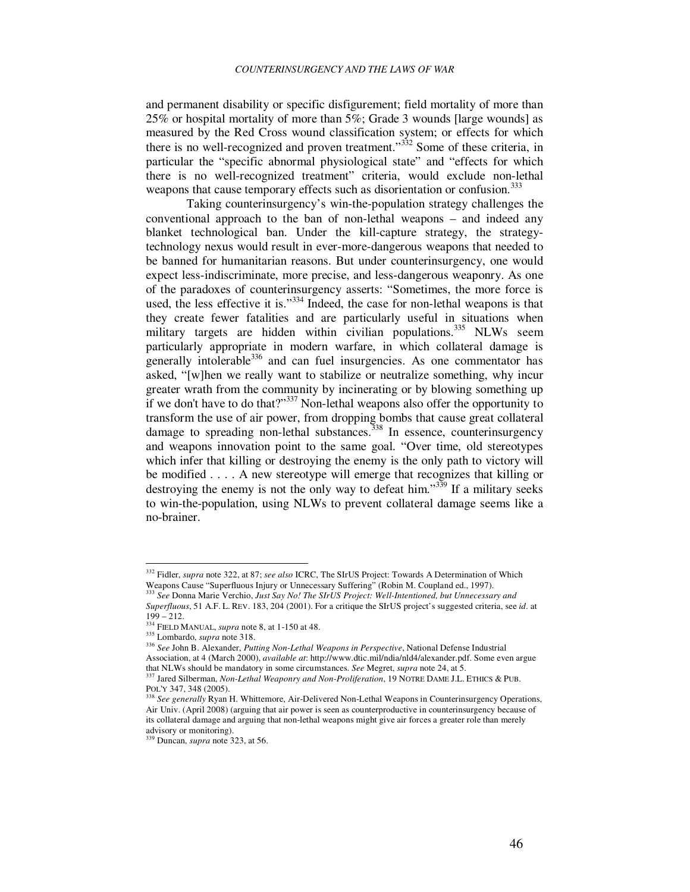and permanent disability or specific disfigurement; field mortality of more than 25% or hospital mortality of more than 5%; Grade 3 wounds [large wounds] as measured by the Red Cross wound classification system; or effects for which there is no well-recognized and proven treatment."[332] Some of these criteria, in particular the "specific abnormal physiological state" and "effects for which there is no well-recognized treatment" criteria, would exclude non-lethal weapons that cause temporary effects such as disorientation or confusion.[333]

Taking counterinsurgency's win-the-population strategy challenges the conventional approach to the ban of non-lethal weapons – and indeed any blanket technological ban. Under the kill-capture strategy, the strategy-technology nexus would result in ever-more-dangerous weapons that needed to be banned for humanitarian reasons. But under counterinsurgency, one would expect less-indiscriminate, more precise, and less-dangerous weaponry. As one of the paradoxes of counterinsurgency asserts: "Sometimes, the more force is used, the less effective it is."[334] Indeed, the case for non-lethal weapons is that they create fewer fatalities and are particularly useful in situations when military targets are hidden within civilian populations.[335] NLWs seem particularly appropriate in modern warfare, in which collateral damage is generally intolerable[336] and can fuel insurgencies. As one commentator has asked, "[w]hen we really want to stabilize or neutralize something, why incur greater wrath from the community by incinerating or by blowing something up if we don't have to do that?"[337] Non-lethal weapons also offer the opportunity to transform the use of air power, from dropping bombs that cause great collateral damage to spreading non-lethal substances.[338] In essence, counterinsurgency and weapons innovation point to the same goal. "Over time, old stereotypes which infer that killing or destroying the enemy is the only path to victory will be modified . . . . A new stereotype will emerge that recognizes that killing or destroying the enemy is not the only way to defeat him."[339] If a military seeks to win-the-population, using NLWs to prevent collateral damage seems like a no-brainer.

---

[332] Fidler, *supra* note 322, at 87; *see also* ICRC, The SIrUS Project: Towards A Determination of Which Weapons Cause "Superfluous Injury or Unnecessary Suffering" (Robin M. Coupland ed., 1997).

[333] *See* Donna Marie Verchio, *Just Say No! The SIrUS Project: Well-Intentioned, but Unnecessary and Superfluous*, 51 A.F. L. REV. 183, 204 (2001). For a critique the SIrUS project's suggested criteria, see *id*. at 199 – 212.

[334] FIELD MANUAL, *supra* note 8, at 1-150 at 48.

[335] Lombardo, *supra* note 318.

[336] *See* John B. Alexander, *Putting Non-Lethal Weapons in Perspective*, National Defense Industrial Association, at 4 (March 2000), *available at*: http://www.dtic.mil/ndia/nld4/alexander.pdf. Some even argue that NLWs should be mandatory in some circumstances. *See* Megret, *supra* note 24, at 5.

[337] Jared Silberman, *Non-Lethal Weaponry and Non-Proliferation*, 19 NOTRE DAME J.L. ETHICS & PUB. POL'Y 347, 348 (2005).

[338] *See generally* Ryan H. Whittemore, Air-Delivered Non-Lethal Weapons in Counterinsurgency Operations, Air Univ. (April 2008) (arguing that air power is seen as counterproductive in counterinsurgency because of its collateral damage and arguing that non-lethal weapons might give air forces a greater role than merely advisory or monitoring).

[339] Duncan, *supra* note 323, at 56.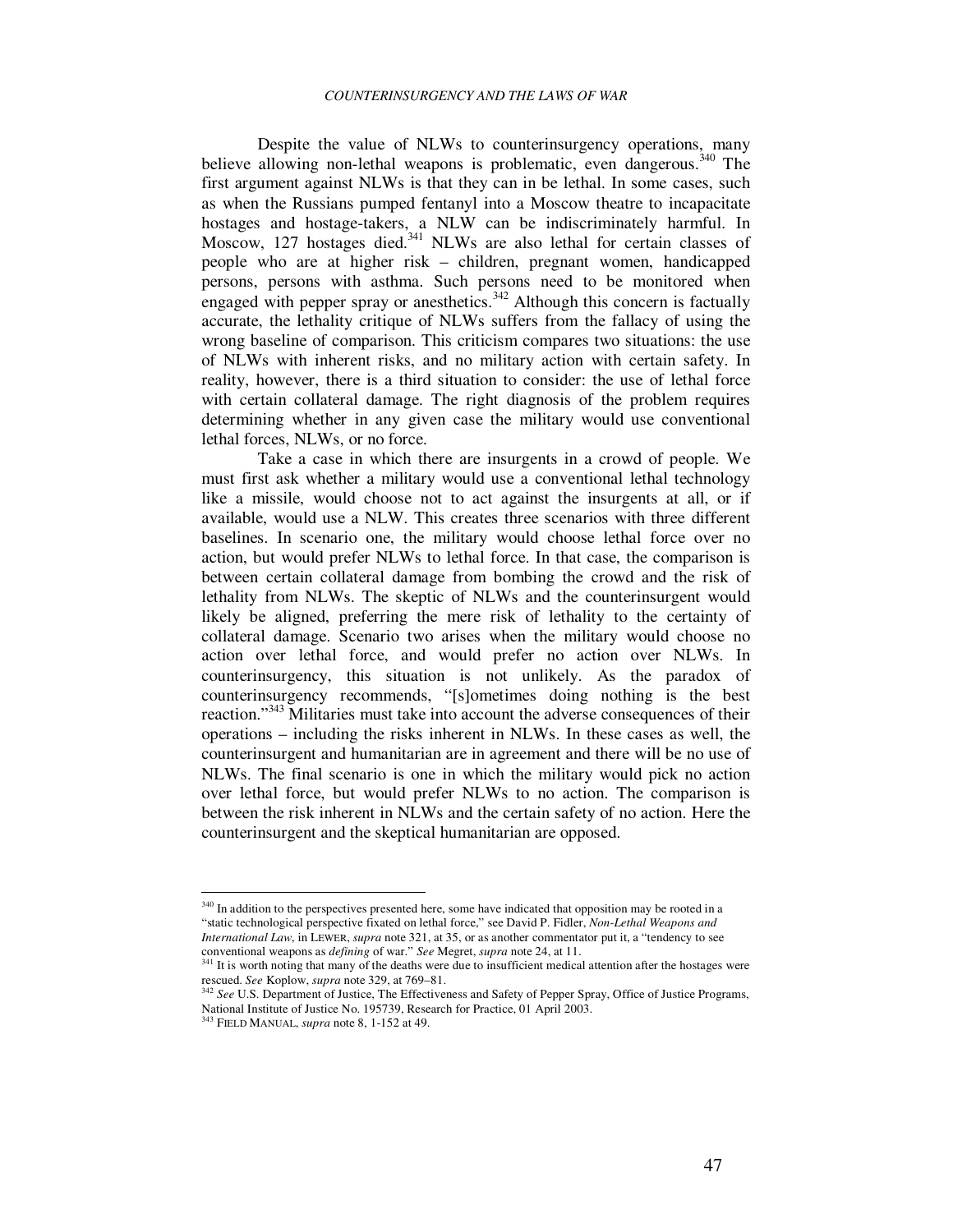Despite the value of NLWs to counterinsurgency operations, many believe allowing non-lethal weapons is problematic, even dangerous.[340] The first argument against NLWs is that they can in be lethal. In some cases, such as when the Russians pumped fentanyl into a Moscow theatre to incapacitate hostages and hostage-takers, a NLW can be indiscriminately harmful. In Moscow, 127 hostages died.[341] NLWs are also lethal for certain classes of people who are at higher risk – children, pregnant women, handicapped persons, persons with asthma. Such persons need to be monitored when engaged with pepper spray or anesthetics.[342] Although this concern is factually accurate, the lethality critique of NLWs suffers from the fallacy of using the wrong baseline of comparison. This criticism compares two situations: the use of NLWs with inherent risks, and no military action with certain safety. In reality, however, there is a third situation to consider: the use of lethal force with certain collateral damage. The right diagnosis of the problem requires determining whether in any given case the military would use conventional lethal forces, NLWs, or no force.

Take a case in which there are insurgents in a crowd of people. We must first ask whether a military would use a conventional lethal technology like a missile, would choose not to act against the insurgents at all, or if available, would use a NLW. This creates three scenarios with three different baselines. In scenario one, the military would choose lethal force over no action, but would prefer NLWs to lethal force. In that case, the comparison is between certain collateral damage from bombing the crowd and the risk of lethality from NLWs. The skeptic of NLWs and the counterinsurgent would likely be aligned, preferring the mere risk of lethality to the certainty of collateral damage. Scenario two arises when the military would choose no action over lethal force, and would prefer no action over NLWs. In counterinsurgency, this situation is not unlikely. As the paradox of counterinsurgency recommends, "[s]ometimes doing nothing is the best reaction."[343] Militaries must take into account the adverse consequences of their operations – including the risks inherent in NLWs. In these cases as well, the counterinsurgent and humanitarian are in agreement and there will be no use of NLWs. The final scenario is one in which the military would pick no action over lethal force, but would prefer NLWs to no action. The comparison is between the risk inherent in NLWs and the certain safety of no action. Here the counterinsurgent and the skeptical humanitarian are opposed.

---

[340] In addition to the perspectives presented here, some have indicated that opposition may be rooted in a "static technological perspective fixated on lethal force," see David P. Fidler, *Non-Lethal Weapons and International Law*, in LEWER, *supra* note 321, at 35, or as another commentator put it, a "tendency to see conventional weapons as *defining* of war." *See* Megret, *supra* note 24, at 11.

[341] It is worth noting that many of the deaths were due to insufficient medical attention after the hostages were rescued. *See* Koplow, *supra* note 329, at 769–81.

[342] *See* U.S. Department of Justice, The Effectiveness and Safety of Pepper Spray, Office of Justice Programs, National Institute of Justice No. 195739, Research for Practice, 01 April 2003.

[343] FIELD MANUAL, *supra* note 8, 1-152 at 49.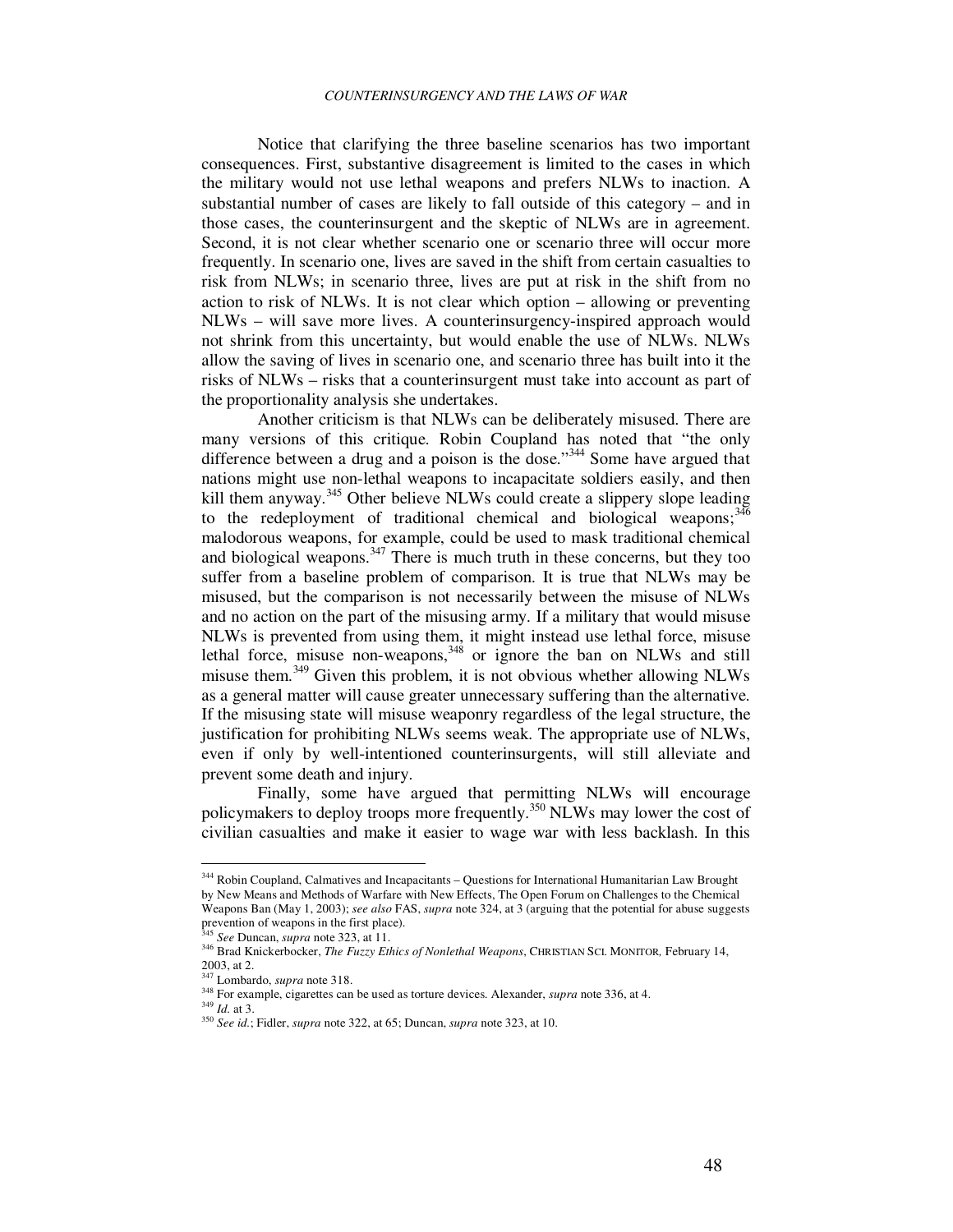Notice that clarifying the three baseline scenarios has two important consequences. First, substantive disagreement is limited to the cases in which the military would not use lethal weapons and prefers NLWs to inaction. A substantial number of cases are likely to fall outside of this category – and in those cases, the counterinsurgent and the skeptic of NLWs are in agreement. Second, it is not clear whether scenario one or scenario three will occur more frequently. In scenario one, lives are saved in the shift from certain casualties to risk from NLWs; in scenario three, lives are put at risk in the shift from no action to risk of NLWs. It is not clear which option – allowing or preventing NLWs – will save more lives. A counterinsurgency-inspired approach would not shrink from this uncertainty, but would enable the use of NLWs. NLWs allow the saving of lives in scenario one, and scenario three has built into it the risks of NLWs – risks that a counterinsurgent must take into account as part of the proportionality analysis she undertakes.

Another criticism is that NLWs can be deliberately misused. There are many versions of this critique. Robin Coupland has noted that "the only difference between a drug and a poison is the dose."[344] Some have argued that nations might use non-lethal weapons to incapacitate soldiers easily, and then kill them anyway.[345] Other believe NLWs could create a slippery slope leading to the redeployment of traditional chemical and biological weapons;[346] malodorous weapons, for example, could be used to mask traditional chemical and biological weapons.[347] There is much truth in these concerns, but they too suffer from a baseline problem of comparison. It is true that NLWs may be misused, but the comparison is not necessarily between the misuse of NLWs and no action on the part of the misusing army. If a military that would misuse NLWs is prevented from using them, it might instead use lethal force, misuse lethal force, misuse non-weapons,[348] or ignore the ban on NLWs and still misuse them.[349] Given this problem, it is not obvious whether allowing NLWs as a general matter will cause greater unnecessary suffering than the alternative. If the misusing state will misuse weaponry regardless of the legal structure, the justification for prohibiting NLWs seems weak. The appropriate use of NLWs, even if only by well-intentioned counterinsurgents, will still alleviate and prevent some death and injury.

Finally, some have argued that permitting NLWs will encourage policymakers to deploy troops more frequently.[350] NLWs may lower the cost of civilian casualties and make it easier to wage war with less backlash. In this

---

[344] Robin Coupland, Calmatives and Incapacitants – Questions for International Humanitarian Law Brought by New Means and Methods of Warfare with New Effects, The Open Forum on Challenges to the Chemical Weapons Ban (May 1, 2003); *see also* FAS, *supra* note 324, at 3 (arguing that the potential for abuse suggests prevention of weapons in the first place).

[345] *See* Duncan, *supra* note 323, at 11.

[346] Brad Knickerbocker, *The Fuzzy Ethics of Nonlethal Weapons*, CHRISTIAN SCI. MONITOR, February 14, 2003, at 2.

[347] Lombardo, *supra* note 318.

[348] For example, cigarettes can be used as torture devices. Alexander, *supra* note 336, at 4.

[349] *Id.* at 3.

[350] *See id.*; Fidler, *supra* note 322, at 65; Duncan, *supra* note 323, at 10.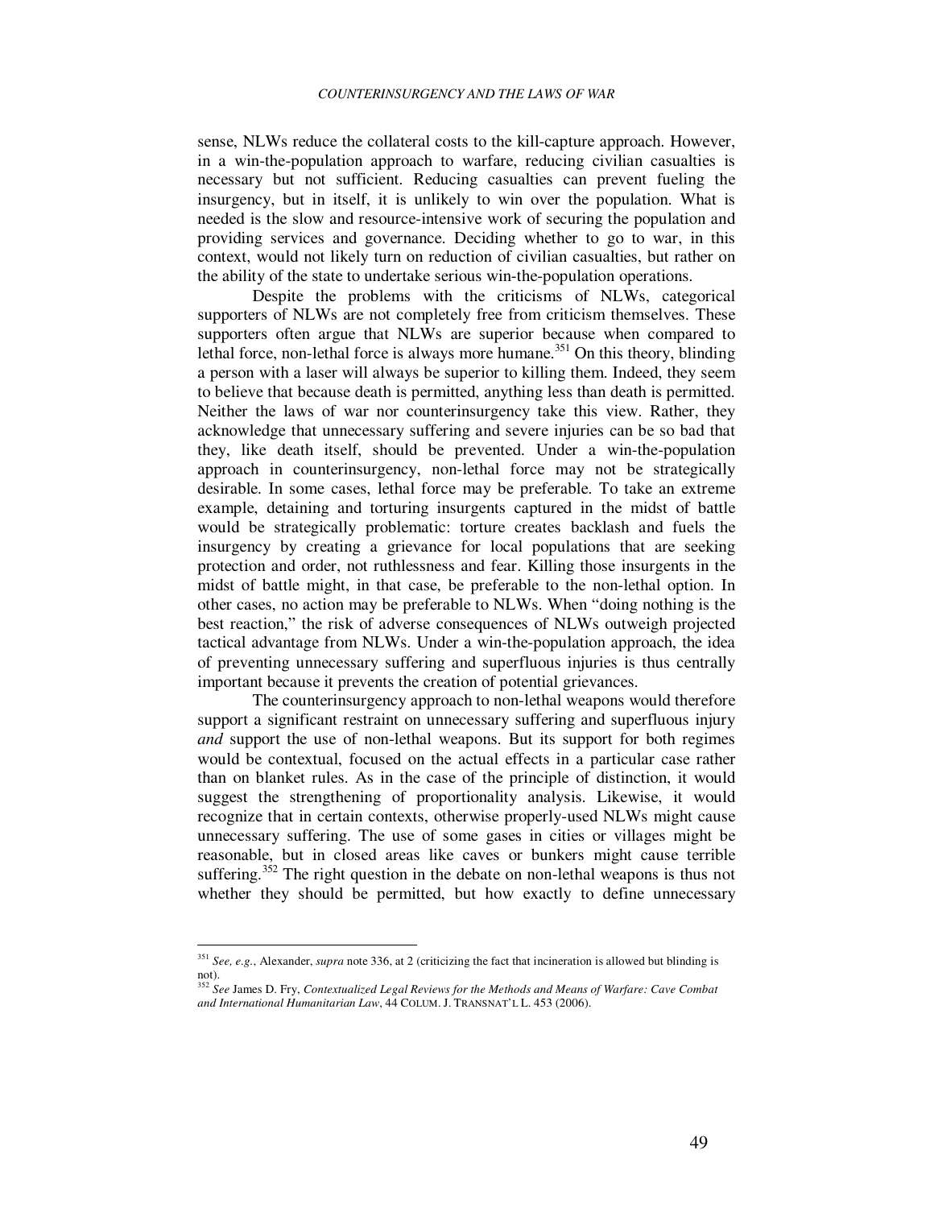sense, NLWs reduce the collateral costs to the kill-capture approach. However, in a win-the-population approach to warfare, reducing civilian casualties is necessary but not sufficient. Reducing casualties can prevent fueling the insurgency, but in itself, it is unlikely to win over the population. What is needed is the slow and resource-intensive work of securing the population and providing services and governance. Deciding whether to go to war, in this context, would not likely turn on reduction of civilian casualties, but rather on the ability of the state to undertake serious win-the-population operations.

Despite the problems with the criticisms of NLWs, categorical supporters of NLWs are not completely free from criticism themselves. These supporters often argue that NLWs are superior because when compared to lethal force, non-lethal force is always more humane.[351] On this theory, blinding a person with a laser will always be superior to killing them. Indeed, they seem to believe that because death is permitted, anything less than death is permitted. Neither the laws of war nor counterinsurgency take this view. Rather, they acknowledge that unnecessary suffering and severe injuries can be so bad that they, like death itself, should be prevented. Under a win-the-population approach in counterinsurgency, non-lethal force may not be strategically desirable. In some cases, lethal force may be preferable. To take an extreme example, detaining and torturing insurgents captured in the midst of battle would be strategically problematic: torture creates backlash and fuels the insurgency by creating a grievance for local populations that are seeking protection and order, not ruthlessness and fear. Killing those insurgents in the midst of battle might, in that case, be preferable to the non-lethal option. In other cases, no action may be preferable to NLWs. When "doing nothing is the best reaction," the risk of adverse consequences of NLWs outweigh projected tactical advantage from NLWs. Under a win-the-population approach, the idea of preventing unnecessary suffering and superfluous injuries is thus centrally important because it prevents the creation of potential grievances.

The counterinsurgency approach to non-lethal weapons would therefore support a significant restraint on unnecessary suffering and superfluous injury *and* support the use of non-lethal weapons. But its support for both regimes would be contextual, focused on the actual effects in a particular case rather than on blanket rules. As in the case of the principle of distinction, it would suggest the strengthening of proportionality analysis. Likewise, it would recognize that in certain contexts, otherwise properly-used NLWs might cause unnecessary suffering. The use of some gases in cities or villages might be reasonable, but in closed areas like caves or bunkers might cause terrible suffering.[352] The right question in the debate on non-lethal weapons is thus not whether they should be permitted, but how exactly to define unnecessary

---

[351] *See, e.g.*, Alexander, *supra* note 336, at 2 (criticizing the fact that incineration is allowed but blinding is not).

[352] *See* James D. Fry, *Contextualized Legal Reviews for the Methods and Means of Warfare: Cave Combat and International Humanitarian Law*, 44 COLUM. J. TRANSNAT'L L. 453 (2006).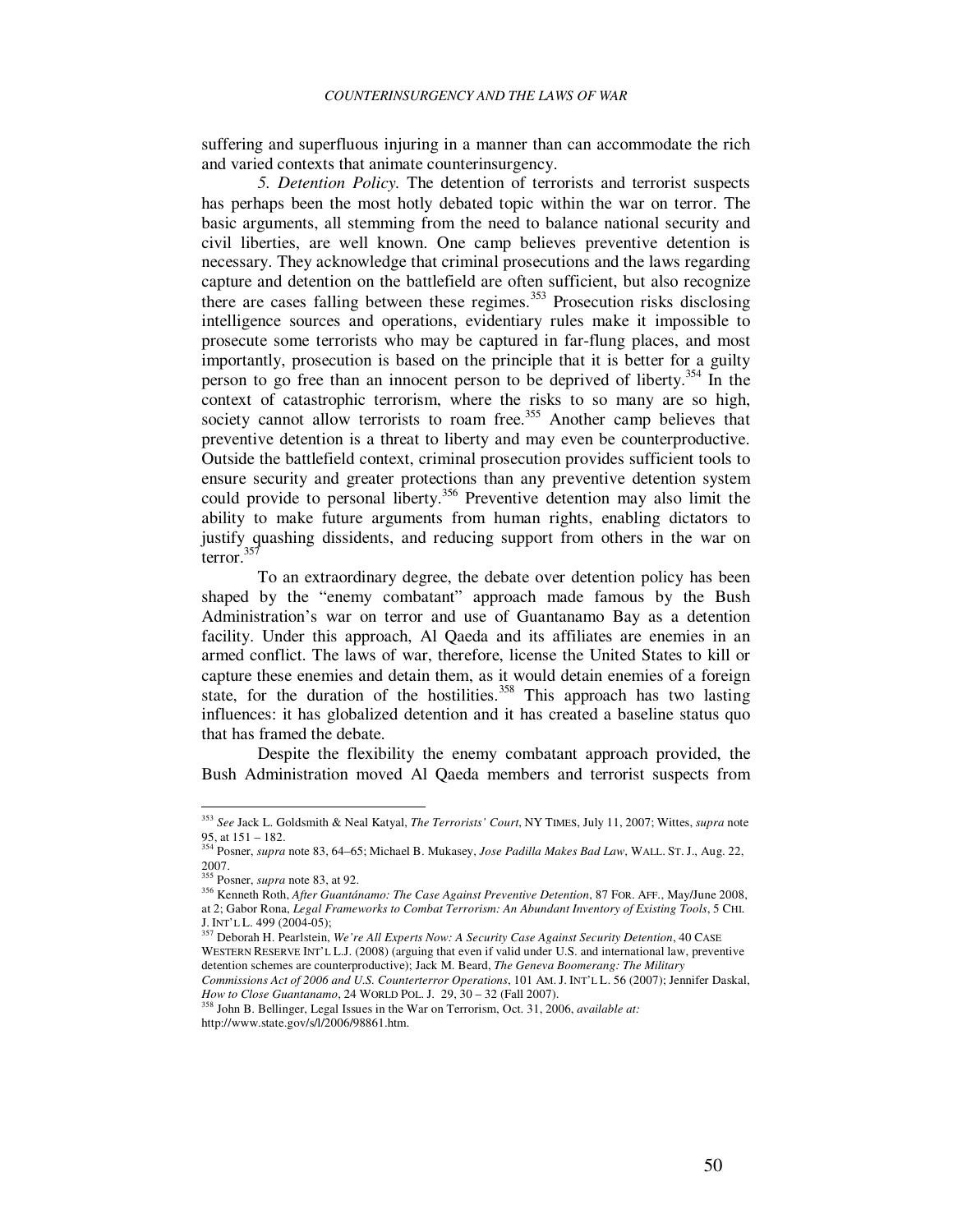suffering and superfluous injuring in a manner than can accommodate the rich and varied contexts that animate counterinsurgency.

*5. Detention Policy.* The detention of terrorists and terrorist suspects has perhaps been the most hotly debated topic within the war on terror. The basic arguments, all stemming from the need to balance national security and civil liberties, are well known. One camp believes preventive detention is necessary. They acknowledge that criminal prosecutions and the laws regarding capture and detention on the battlefield are often sufficient, but also recognize there are cases falling between these regimes.[353] Prosecution risks disclosing intelligence sources and operations, evidentiary rules make it impossible to prosecute some terrorists who may be captured in far-flung places, and most importantly, prosecution is based on the principle that it is better for a guilty person to go free than an innocent person to be deprived of liberty.[354] In the context of catastrophic terrorism, where the risks to so many are so high, society cannot allow terrorists to roam free.[355] Another camp believes that preventive detention is a threat to liberty and may even be counterproductive. Outside the battlefield context, criminal prosecution provides sufficient tools to ensure security and greater protections than any preventive detention system could provide to personal liberty.[356] Preventive detention may also limit the ability to make future arguments from human rights, enabling dictators to justify quashing dissidents, and reducing support from others in the war on terror.[357]

To an extraordinary degree, the debate over detention policy has been shaped by the "enemy combatant" approach made famous by the Bush Administration's war on terror and use of Guantanamo Bay as a detention facility. Under this approach, Al Qaeda and its affiliates are enemies in an armed conflict. The laws of war, therefore, license the United States to kill or capture these enemies and detain them, as it would detain enemies of a foreign state, for the duration of the hostilities.[358] This approach has two lasting influences: it has globalized detention and it has created a baseline status quo that has framed the debate.

Despite the flexibility the enemy combatant approach provided, the Bush Administration moved Al Qaeda members and terrorist suspects from

---

[353] *See* Jack L. Goldsmith & Neal Katyal, *The Terrorists' Court*, NY TIMES, July 11, 2007; Wittes, *supra* note 95, at 151 – 182.

[354] Posner, *supra* note 83, 64–65; Michael B. Mukasey, *Jose Padilla Makes Bad Law*, WALL. ST. J., Aug. 22, 2007.

[355] Posner, *supra* note 83, at 92.

[356] Kenneth Roth, *After Guantánamo: The Case Against Preventive Detention*, 87 FOR. AFF., May/June 2008, at 2; Gabor Rona, *Legal Frameworks to Combat Terrorism: An Abundant Inventory of Existing Tools*, 5 CHI. J. INT'L L. 499 (2004-05);

[357] Deborah H. Pearlstein, *We're All Experts Now: A Security Case Against Security Detention*, 40 CASE WESTERN RESERVE INT'L L.J. (2008) (arguing that even if valid under U.S. and international law, preventive detention schemes are counterproductive); Jack M. Beard, *The Geneva Boomerang: The Military Commissions Act of 2006 and U.S. Counterterror Operations*, 101 AM. J. INT'L L. 56 (2007); Jennifer Daskal, *How to Close Guantanamo*, 24 WORLD POL. J. 29, 30 – 32 (Fall 2007).

[358] John B. Bellinger, Legal Issues in the War on Terrorism, Oct. 31, 2006, *available at:* http://www.state.gov/s/l/2006/98861.htm.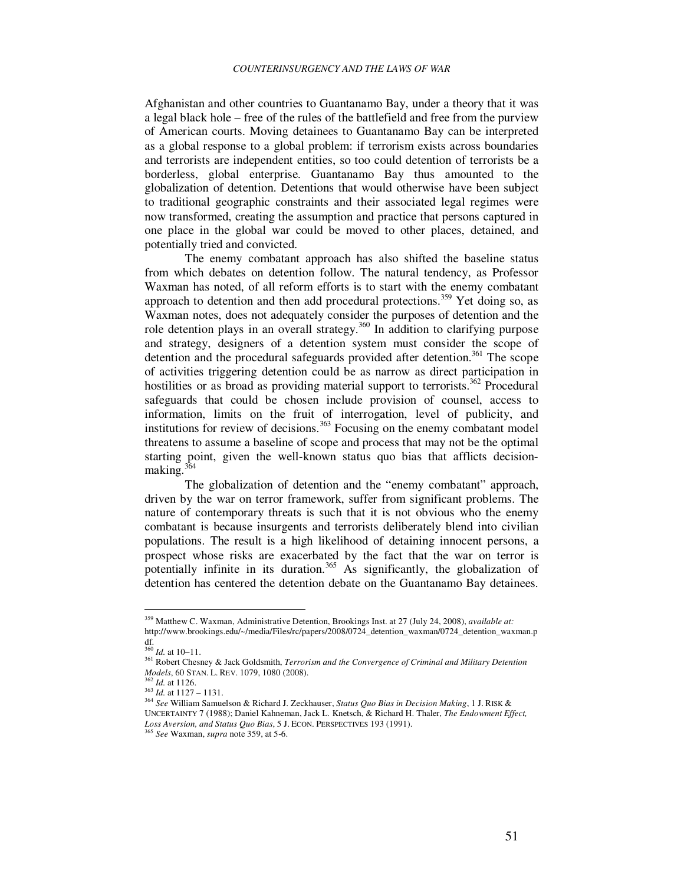Afghanistan and other countries to Guantanamo Bay, under a theory that it was a legal black hole – free of the rules of the battlefield and free from the purview of American courts. Moving detainees to Guantanamo Bay can be interpreted as a global response to a global problem: if terrorism exists across boundaries and terrorists are independent entities, so too could detention of terrorists be a borderless, global enterprise. Guantanamo Bay thus amounted to the globalization of detention. Detentions that would otherwise have been subject to traditional geographic constraints and their associated legal regimes were now transformed, creating the assumption and practice that persons captured in one place in the global war could be moved to other places, detained, and potentially tried and convicted.

The enemy combatant approach has also shifted the baseline status from which debates on detention follow. The natural tendency, as Professor Waxman has noted, of all reform efforts is to start with the enemy combatant approach to detention and then add procedural protections.[359] Yet doing so, as Waxman notes, does not adequately consider the purposes of detention and the role detention plays in an overall strategy.[360] In addition to clarifying purpose and strategy, designers of a detention system must consider the scope of detention and the procedural safeguards provided after detention.[361] The scope of activities triggering detention could be as narrow as direct participation in hostilities or as broad as providing material support to terrorists.[362] Procedural safeguards that could be chosen include provision of counsel, access to information, limits on the fruit of interrogation, level of publicity, and institutions for review of decisions.[363] Focusing on the enemy combatant model threatens to assume a baseline of scope and process that may not be the optimal starting point, given the well-known status quo bias that afflicts decision-making.[364]

The globalization of detention and the "enemy combatant" approach, driven by the war on terror framework, suffer from significant problems. The nature of contemporary threats is such that it is not obvious who the enemy combatant is because insurgents and terrorists deliberately blend into civilian populations. The result is a high likelihood of detaining innocent persons, a prospect whose risks are exacerbated by the fact that the war on terror is potentially infinite in its duration.[365] As significantly, the globalization of detention has centered the detention debate on the Guantanamo Bay detainees.

---

[359] Matthew C. Waxman, Administrative Detention, Brookings Inst. at 27 (July 24, 2008), *available at:* http://www.brookings.edu/~/media/Files/rc/papers/2008/0724_detention_waxman/0724_detention_waxman.pdf.

[360] *Id.* at 10–11.

[361] Robert Chesney & Jack Goldsmith, *Terrorism and the Convergence of Criminal and Military Detention Models*, 60 STAN. L. REV. 1079, 1080 (2008).

[362] *Id.* at 1126.

[363] *Id.* at 1127 – 1131.

[364] *See* William Samuelson & Richard J. Zeckhauser, *Status Quo Bias in Decision Making*, 1 J. RISK & UNCERTAINTY 7 (1988); Daniel Kahneman, Jack L. Knetsch, & Richard H. Thaler, *The Endowment Effect, Loss Aversion, and Status Quo Bias*, 5 J. ECON. PERSPECTIVES 193 (1991).

[365] *See* Waxman, *supra* note 359, at 5-6.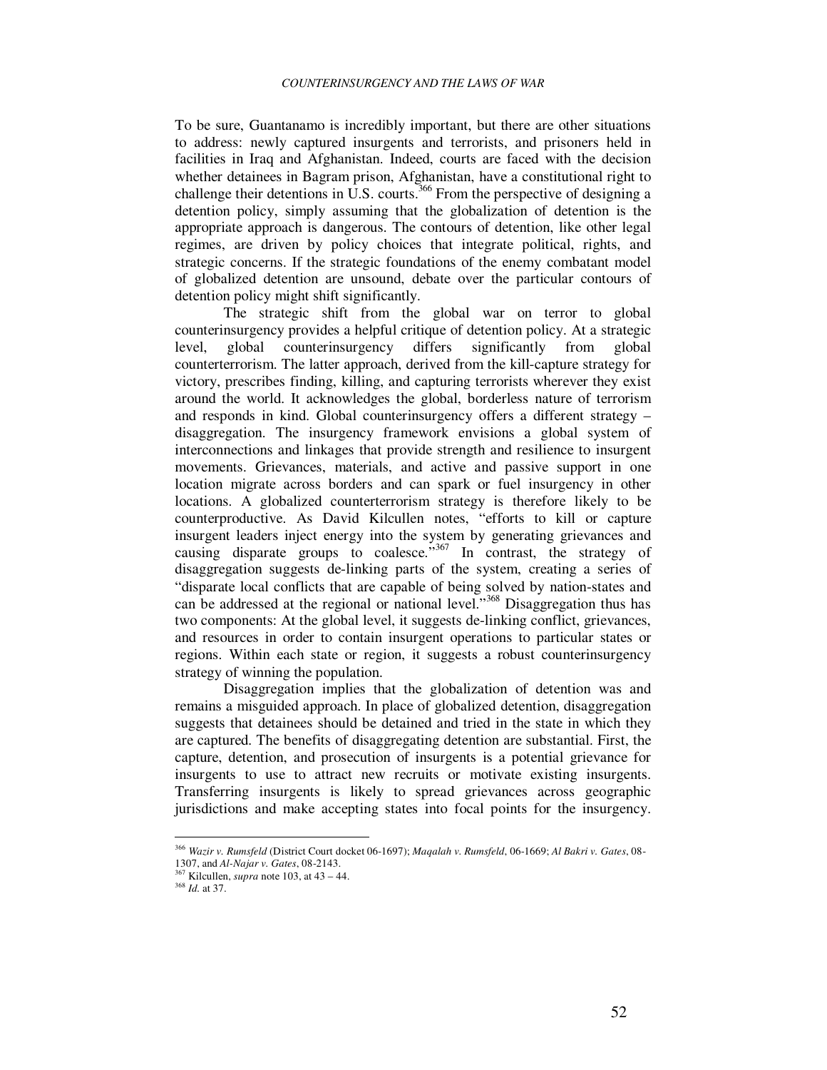To be sure, Guantanamo is incredibly important, but there are other situations to address: newly captured insurgents and terrorists, and prisoners held in facilities in Iraq and Afghanistan. Indeed, courts are faced with the decision whether detainees in Bagram prison, Afghanistan, have a constitutional right to challenge their detentions in U.S. courts.[366] From the perspective of designing a detention policy, simply assuming that the globalization of detention is the appropriate approach is dangerous. The contours of detention, like other legal regimes, are driven by policy choices that integrate political, rights, and strategic concerns. If the strategic foundations of the enemy combatant model of globalized detention are unsound, debate over the particular contours of detention policy might shift significantly.

The strategic shift from the global war on terror to global counterinsurgency provides a helpful critique of detention policy. At a strategic level, global counterinsurgency differs significantly from global counterterrorism. The latter approach, derived from the kill-capture strategy for victory, prescribes finding, killing, and capturing terrorists wherever they exist around the world. It acknowledges the global, borderless nature of terrorism and responds in kind. Global counterinsurgency offers a different strategy – disaggregation. The insurgency framework envisions a global system of interconnections and linkages that provide strength and resilience to insurgent movements. Grievances, materials, and active and passive support in one location migrate across borders and can spark or fuel insurgency in other locations. A globalized counterterrorism strategy is therefore likely to be counterproductive. As David Kilcullen notes, "efforts to kill or capture insurgent leaders inject energy into the system by generating grievances and causing disparate groups to coalesce."[367] In contrast, the strategy of disaggregation suggests de-linking parts of the system, creating a series of "disparate local conflicts that are capable of being solved by nation-states and can be addressed at the regional or national level."[368] Disaggregation thus has two components: At the global level, it suggests de-linking conflict, grievances, and resources in order to contain insurgent operations to particular states or regions. Within each state or region, it suggests a robust counterinsurgency strategy of winning the population.

Disaggregation implies that the globalization of detention was and remains a misguided approach. In place of globalized detention, disaggregation suggests that detainees should be detained and tried in the state in which they are captured. The benefits of disaggregating detention are substantial. First, the capture, detention, and prosecution of insurgents is a potential grievance for insurgents to use to attract new recruits or motivate existing insurgents. Transferring insurgents is likely to spread grievances across geographic jurisdictions and make accepting states into focal points for the insurgency.

---

[366] *Wazir v. Rumsfeld* (District Court docket 06-1697); *Maqalah v. Rumsfeld*, 06-1669; *Al Bakri v. Gates*, 08-1307, and *Al-Najar v. Gates*, 08-2143.

[367] Kilcullen, *supra* note 103, at 43 – 44.

[368] *Id.* at 37.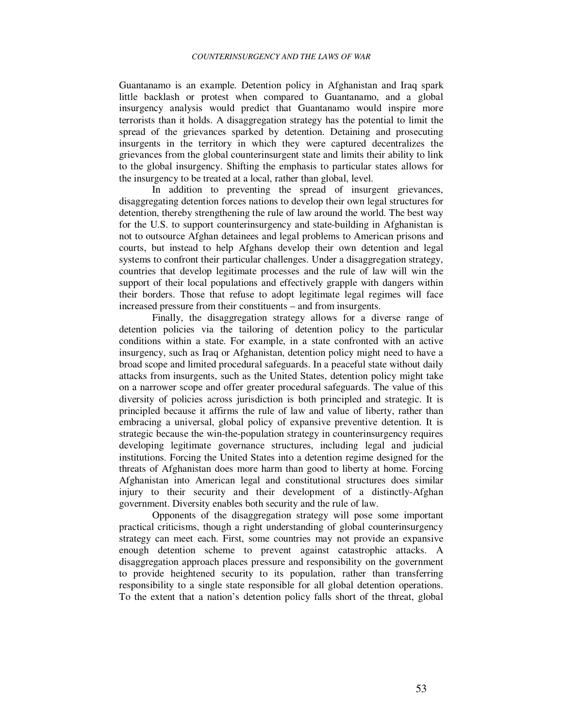Guantanamo is an example. Detention policy in Afghanistan and Iraq spark little backlash or protest when compared to Guantanamo, and a global insurgency analysis would predict that Guantanamo would inspire more terrorists than it holds. A disaggregation strategy has the potential to limit the spread of the grievances sparked by detention. Detaining and prosecuting insurgents in the territory in which they were captured decentralizes the grievances from the global counterinsurgent state and limits their ability to link to the global insurgency. Shifting the emphasis to particular states allows for the insurgency to be treated at a local, rather than global, level.

In addition to preventing the spread of insurgent grievances, disaggregating detention forces nations to develop their own legal structures for detention, thereby strengthening the rule of law around the world. The best way for the U.S. to support counterinsurgency and state-building in Afghanistan is not to outsource Afghan detainees and legal problems to American prisons and courts, but instead to help Afghans develop their own detention and legal systems to confront their particular challenges. Under a disaggregation strategy, countries that develop legitimate processes and the rule of law will win the support of their local populations and effectively grapple with dangers within their borders. Those that refuse to adopt legitimate legal regimes will face increased pressure from their constituents – and from insurgents.

Finally, the disaggregation strategy allows for a diverse range of detention policies via the tailoring of detention policy to the particular conditions within a state. For example, in a state confronted with an active insurgency, such as Iraq or Afghanistan, detention policy might need to have a broad scope and limited procedural safeguards. In a peaceful state without daily attacks from insurgents, such as the United States, detention policy might take on a narrower scope and offer greater procedural safeguards. The value of this diversity of policies across jurisdiction is both principled and strategic. It is principled because it affirms the rule of law and value of liberty, rather than embracing a universal, global policy of expansive preventive detention. It is strategic because the win-the-population strategy in counterinsurgency requires developing legitimate governance structures, including legal and judicial institutions. Forcing the United States into a detention regime designed for the threats of Afghanistan does more harm than good to liberty at home. Forcing Afghanistan into American legal and constitutional structures does similar injury to their security and their development of a distinctly-Afghan government. Diversity enables both security and the rule of law.

Opponents of the disaggregation strategy will pose some important practical criticisms, though a right understanding of global counterinsurgency strategy can meet each. First, some countries may not provide an expansive enough detention scheme to prevent against catastrophic attacks. A disaggregation approach places pressure and responsibility on the government to provide heightened security to its population, rather than transferring responsibility to a single state responsible for all global detention operations. To the extent that a nation's detention policy falls short of the threat, global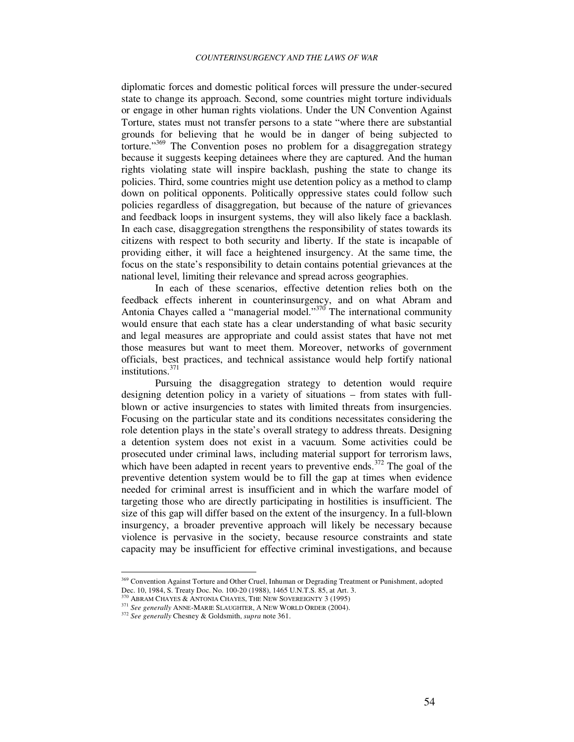diplomatic forces and domestic political forces will pressure the under-secured state to change its approach. Second, some countries might torture individuals or engage in other human rights violations. Under the UN Convention Against Torture, states must not transfer persons to a state "where there are substantial grounds for believing that he would be in danger of being subjected to torture."[369] The Convention poses no problem for a disaggregation strategy because it suggests keeping detainees where they are captured. And the human rights violating state will inspire backlash, pushing the state to change its policies. Third, some countries might use detention policy as a method to clamp down on political opponents. Politically oppressive states could follow such policies regardless of disaggregation, but because of the nature of grievances and feedback loops in insurgent systems, they will also likely face a backlash. In each case, disaggregation strengthens the responsibility of states towards its citizens with respect to both security and liberty. If the state is incapable of providing either, it will face a heightened insurgency. At the same time, the focus on the state's responsibility to detain contains potential grievances at the national level, limiting their relevance and spread across geographies.

In each of these scenarios, effective detention relies both on the feedback effects inherent in counterinsurgency, and on what Abram and Antonia Chayes called a "managerial model."[370] The international community would ensure that each state has a clear understanding of what basic security and legal measures are appropriate and could assist states that have not met those measures but want to meet them. Moreover, networks of government officials, best practices, and technical assistance would help fortify national institutions.[371]

Pursuing the disaggregation strategy to detention would require designing detention policy in a variety of situations – from states with full-blown or active insurgencies to states with limited threats from insurgencies. Focusing on the particular state and its conditions necessitates considering the role detention plays in the state's overall strategy to address threats. Designing a detention system does not exist in a vacuum. Some activities could be prosecuted under criminal laws, including material support for terrorism laws, which have been adapted in recent years to preventive ends.[372] The goal of the preventive detention system would be to fill the gap at times when evidence needed for criminal arrest is insufficient and in which the warfare model of targeting those who are directly participating in hostilities is insufficient. The size of this gap will differ based on the extent of the insurgency. In a full-blown insurgency, a broader preventive approach will likely be necessary because violence is pervasive in the society, because resource constraints and state capacity may be insufficient for effective criminal investigations, and because

---

[369] Convention Against Torture and Other Cruel, Inhuman or Degrading Treatment or Punishment, adopted Dec. 10, 1984, S. Treaty Doc. No. 100-20 (1988), 1465 U.N.T.S. 85, at Art. 3.

[370] ABRAM CHAYES & ANTONIA CHAYES, THE NEW SOVEREIGNTY 3 (1995)

[371] *See generally* ANNE-MARIE SLAUGHTER, A NEW WORLD ORDER (2004).

[372] *See generally* Chesney & Goldsmith, *supra* note 361.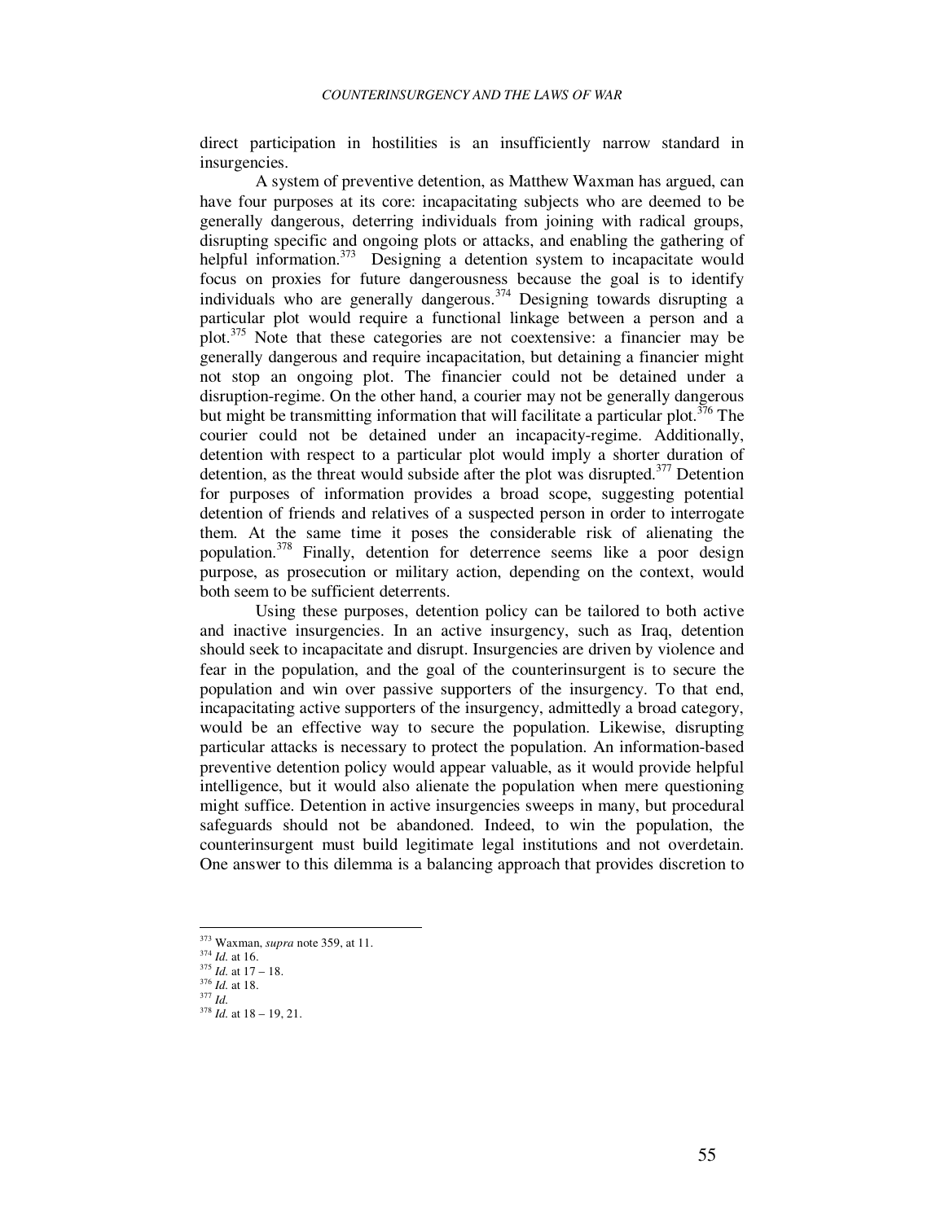direct participation in hostilities is an insufficiently narrow standard in insurgencies.

A system of preventive detention, as Matthew Waxman has argued, can have four purposes at its core: incapacitating subjects who are deemed to be generally dangerous, deterring individuals from joining with radical groups, disrupting specific and ongoing plots or attacks, and enabling the gathering of helpful information.[373] Designing a detention system to incapacitate would focus on proxies for future dangerousness because the goal is to identify individuals who are generally dangerous.[374] Designing towards disrupting a particular plot would require a functional linkage between a person and a plot.[375] Note that these categories are not coextensive: a financier may be generally dangerous and require incapacitation, but detaining a financier might not stop an ongoing plot. The financier could not be detained under a disruption-regime. On the other hand, a courier may not be generally dangerous but might be transmitting information that will facilitate a particular plot.[376] The courier could not be detained under an incapacity-regime. Additionally, detention with respect to a particular plot would imply a shorter duration of detention, as the threat would subside after the plot was disrupted.[377] Detention for purposes of information provides a broad scope, suggesting potential detention of friends and relatives of a suspected person in order to interrogate them. At the same time it poses the considerable risk of alienating the population.[378] Finally, detention for deterrence seems like a poor design purpose, as prosecution or military action, depending on the context, would both seem to be sufficient deterrents.

Using these purposes, detention policy can be tailored to both active and inactive insurgencies. In an active insurgency, such as Iraq, detention should seek to incapacitate and disrupt. Insurgencies are driven by violence and fear in the population, and the goal of the counterinsurgent is to secure the population and win over passive supporters of the insurgency. To that end, incapacitating active supporters of the insurgency, admittedly a broad category, would be an effective way to secure the population. Likewise, disrupting particular attacks is necessary to protect the population. An information-based preventive detention policy would appear valuable, as it would provide helpful intelligence, but it would also alienate the population when mere questioning might suffice. Detention in active insurgencies sweeps in many, but procedural safeguards should not be abandoned. Indeed, to win the population, the counterinsurgent must build legitimate legal institutions and not overdetain. One answer to this dilemma is a balancing approach that provides discretion to

---

[373] Waxman, *supra* note 359, at 11.
[374] *Id.* at 16.
[375] *Id.* at 17 – 18.
[376] *Id.* at 18.
[377] *Id.*
[378] *Id.* at 18 – 19, 21.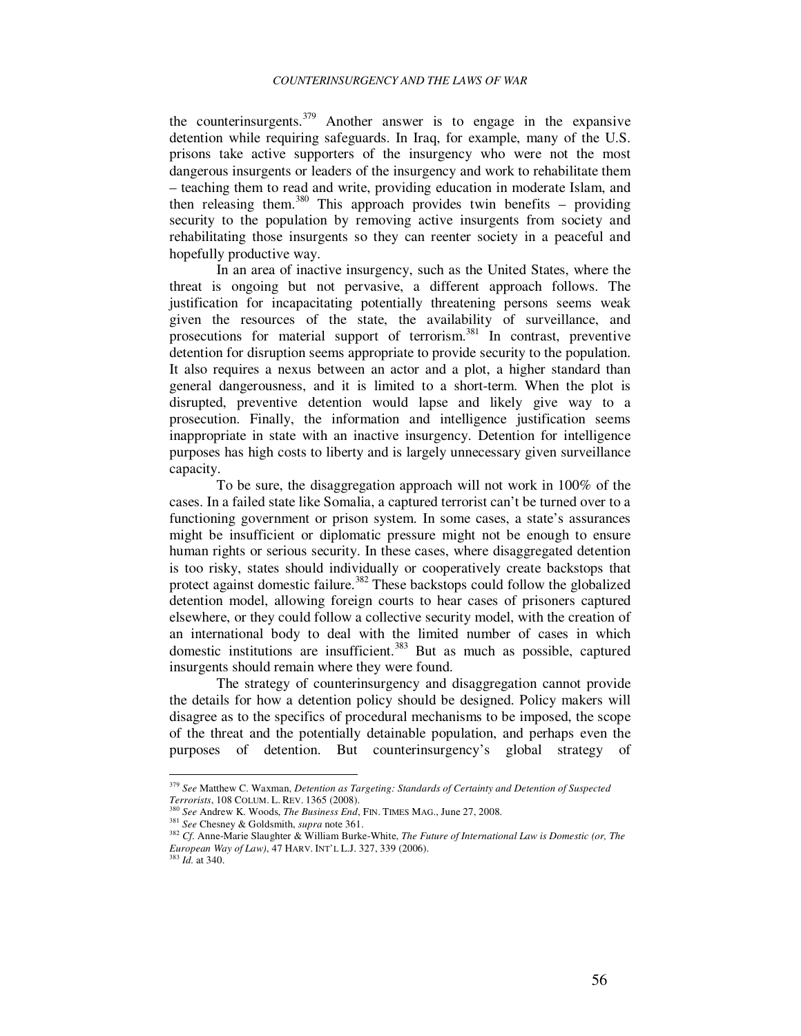the counterinsurgents.[379] Another answer is to engage in the expansive detention while requiring safeguards. In Iraq, for example, many of the U.S. prisons take active supporters of the insurgency who were not the most dangerous insurgents or leaders of the insurgency and work to rehabilitate them – teaching them to read and write, providing education in moderate Islam, and then releasing them.[380] This approach provides twin benefits – providing security to the population by removing active insurgents from society and rehabilitating those insurgents so they can reenter society in a peaceful and hopefully productive way.

In an area of inactive insurgency, such as the United States, where the threat is ongoing but not pervasive, a different approach follows. The justification for incapacitating potentially threatening persons seems weak given the resources of the state, the availability of surveillance, and prosecutions for material support of terrorism.[381] In contrast, preventive detention for disruption seems appropriate to provide security to the population. It also requires a nexus between an actor and a plot, a higher standard than general dangerousness, and it is limited to a short-term. When the plot is disrupted, preventive detention would lapse and likely give way to a prosecution. Finally, the information and intelligence justification seems inappropriate in state with an inactive insurgency. Detention for intelligence purposes has high costs to liberty and is largely unnecessary given surveillance capacity.

To be sure, the disaggregation approach will not work in 100% of the cases. In a failed state like Somalia, a captured terrorist can't be turned over to a functioning government or prison system. In some cases, a state's assurances might be insufficient or diplomatic pressure might not be enough to ensure human rights or serious security. In these cases, where disaggregated detention is too risky, states should individually or cooperatively create backstops that protect against domestic failure.[382] These backstops could follow the globalized detention model, allowing foreign courts to hear cases of prisoners captured elsewhere, or they could follow a collective security model, with the creation of an international body to deal with the limited number of cases in which domestic institutions are insufficient.[383] But as much as possible, captured insurgents should remain where they were found.

The strategy of counterinsurgency and disaggregation cannot provide the details for how a detention policy should be designed. Policy makers will disagree as to the specifics of procedural mechanisms to be imposed, the scope of the threat and the potentially detainable population, and perhaps even the purposes of detention. But counterinsurgency's global strategy of

---

[379] *See* Matthew C. Waxman, *Detention as Targeting: Standards of Certainty and Detention of Suspected Terrorists*, 108 COLUM. L. REV. 1365 (2008).

[380] *See* Andrew K. Woods, *The Business End*, FIN. TIMES MAG., June 27, 2008.

[381] *See* Chesney & Goldsmith, *supra* note 361.

[382] *Cf.* Anne-Marie Slaughter & William Burke-White, *The Future of International Law is Domestic (or, The European Way of Law)*, 47 HARV. INT'L L.J. 327, 339 (2006).

[383] *Id.* at 340.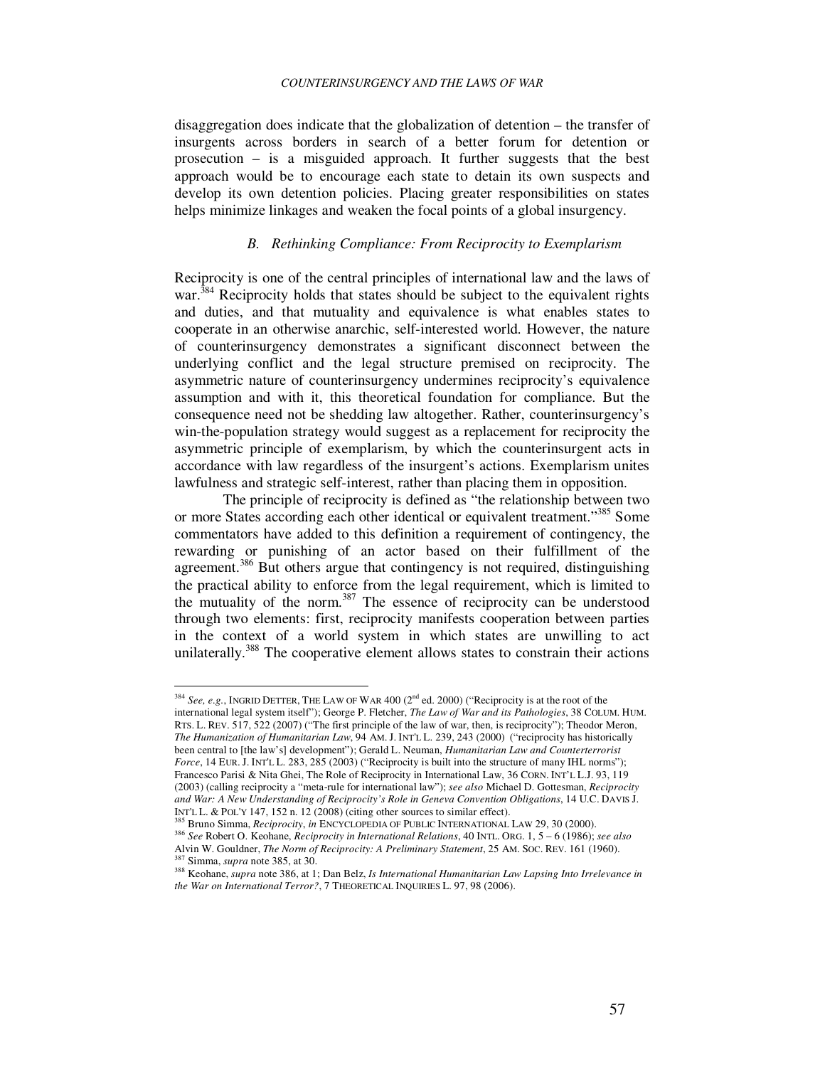disaggregation does indicate that the globalization of detention – the transfer of insurgents across borders in search of a better forum for detention or prosecution – is a misguided approach. It further suggests that the best approach would be to encourage each state to detain its own suspects and develop its own detention policies. Placing greater responsibilities on states helps minimize linkages and weaken the focal points of a global insurgency.

### *B. Rethinking Compliance: From Reciprocity to Exemplarism*

Reciprocity is one of the central principles of international law and the laws of war.[384] Reciprocity holds that states should be subject to the equivalent rights and duties, and that mutuality and equivalence is what enables states to cooperate in an otherwise anarchic, self-interested world. However, the nature of counterinsurgency demonstrates a significant disconnect between the underlying conflict and the legal structure premised on reciprocity. The asymmetric nature of counterinsurgency undermines reciprocity's equivalence assumption and with it, this theoretical foundation for compliance. But the consequence need not be shedding law altogether. Rather, counterinsurgency's win-the-population strategy would suggest as a replacement for reciprocity the asymmetric principle of exemplarism, by which the counterinsurgent acts in accordance with law regardless of the insurgent's actions. Exemplarism unites lawfulness and strategic self-interest, rather than placing them in opposition.

The principle of reciprocity is defined as "the relationship between two or more States according each other identical or equivalent treatment."[385] Some commentators have added to this definition a requirement of contingency, the rewarding or punishing of an actor based on their fulfillment of the agreement.[386] But others argue that contingency is not required, distinguishing the practical ability to enforce from the legal requirement, which is limited to the mutuality of the norm.[387] The essence of reciprocity can be understood through two elements: first, reciprocity manifests cooperation between parties in the context of a world system in which states are unwilling to act unilaterally.[388] The cooperative element allows states to constrain their actions

---

[384] *See, e.g.*, INGRID DETTER, THE LAW OF WAR 400 (2nd ed. 2000) ("Reciprocity is at the root of the international legal system itself"); George P. Fletcher, *The Law of War and its Pathologies*, 38 COLUM. HUM. RTS. L. REV. 517, 522 (2007) ("The first principle of the law of war, then, is reciprocity"); Theodor Meron, *The Humanization of Humanitarian Law*, 94 AM. J. INT'L L. 239, 243 (2000) ("reciprocity has historically been central to [the law's] development"); Gerald L. Neuman, *Humanitarian Law and Counterterrorist Force*, 14 EUR. J. INT'L L. 283, 285 (2003) ("Reciprocity is built into the structure of many IHL norms"); Francesco Parisi & Nita Ghei, The Role of Reciprocity in International Law, 36 CORN. INT'L L.J. 93, 119 (2003) (calling reciprocity a "meta-rule for international law"); *see also* Michael D. Gottesman, *Reciprocity and War: A New Understanding of Reciprocity's Role in Geneva Convention Obligations*, 14 U.C. DAVIS J. INT'L L. & POL'Y 147, 152 n. 12 (2008) (citing other sources to similar effect).

[385] Bruno Simma, *Reciprocity*, *in* ENCYCLOPEDIA OF PUBLIC INTERNATIONAL LAW 29, 30 (2000).

[386] *See* Robert O. Keohane, *Reciprocity in International Relations*, 40 INTL. ORG. 1, 5 – 6 (1986); *see also* Alvin W. Gouldner, *The Norm of Reciprocity: A Preliminary Statement*, 25 AM. SOC. REV. 161 (1960).

[387] Simma, *supra* note 385, at 30.

[388] Keohane, *supra* note 386, at 1; Dan Belz, *Is International Humanitarian Law Lapsing Into Irrelevance in the War on International Terror?*, 7 THEORETICAL INQUIRIES L. 97, 98 (2006).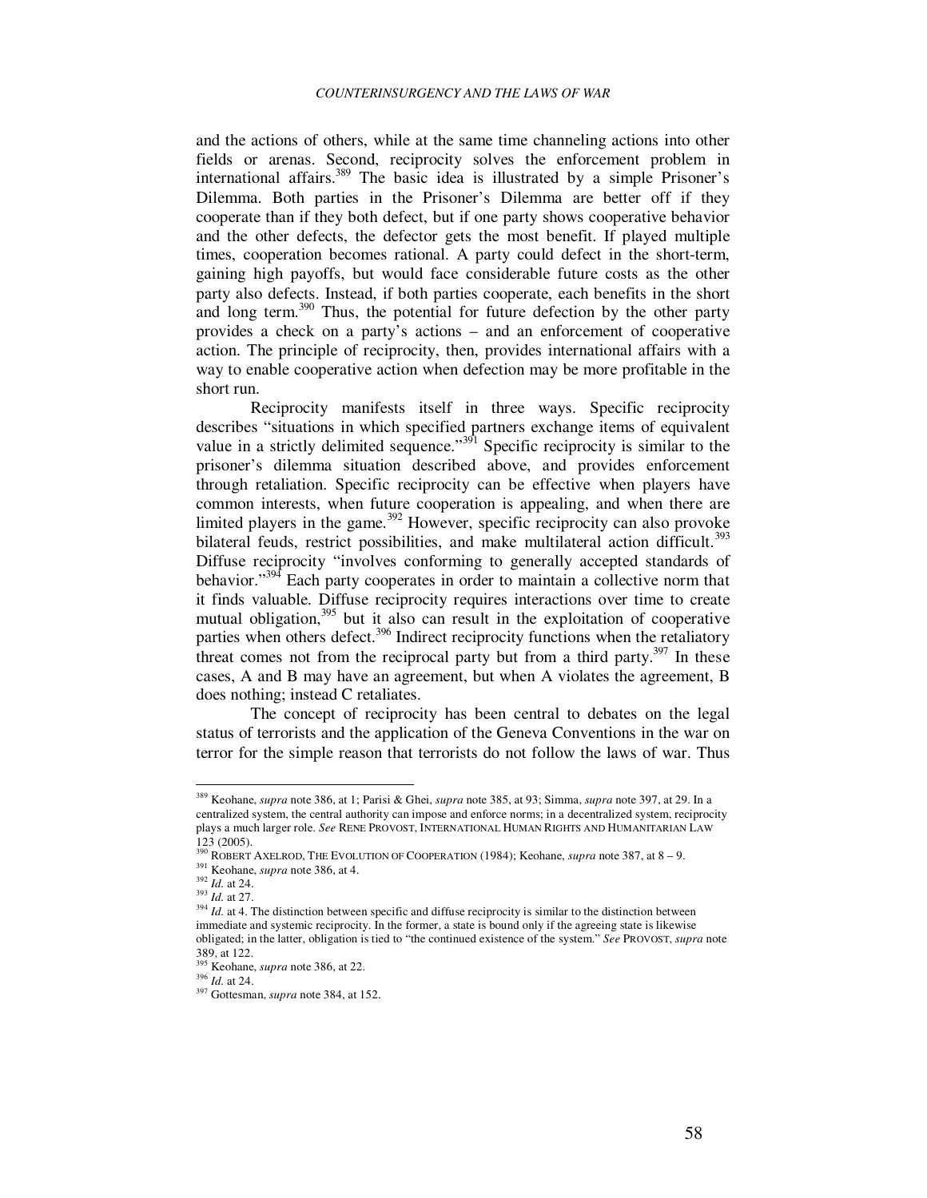and the actions of others, while at the same time channeling actions into other fields or arenas. Second, reciprocity solves the enforcement problem in international affairs.[389] The basic idea is illustrated by a simple Prisoner's Dilemma. Both parties in the Prisoner's Dilemma are better off if they cooperate than if they both defect, but if one party shows cooperative behavior and the other defects, the defector gets the most benefit. If played multiple times, cooperation becomes rational. A party could defect in the short-term, gaining high payoffs, but would face considerable future costs as the other party also defects. Instead, if both parties cooperate, each benefits in the short and long term.[390] Thus, the potential for future defection by the other party provides a check on a party's actions – and an enforcement of cooperative action. The principle of reciprocity, then, provides international affairs with a way to enable cooperative action when defection may be more profitable in the short run.

Reciprocity manifests itself in three ways. Specific reciprocity describes "situations in which specified partners exchange items of equivalent value in a strictly delimited sequence."[391] Specific reciprocity is similar to the prisoner's dilemma situation described above, and provides enforcement through retaliation. Specific reciprocity can be effective when players have common interests, when future cooperation is appealing, and when there are limited players in the game.[392] However, specific reciprocity can also provoke bilateral feuds, restrict possibilities, and make multilateral action difficult.[393] Diffuse reciprocity "involves conforming to generally accepted standards of behavior."[394] Each party cooperates in order to maintain a collective norm that it finds valuable. Diffuse reciprocity requires interactions over time to create mutual obligation,[395] but it also can result in the exploitation of cooperative parties when others defect.[396] Indirect reciprocity functions when the retaliatory threat comes not from the reciprocal party but from a third party.[397] In these cases, A and B may have an agreement, but when A violates the agreement, B does nothing; instead C retaliates.

The concept of reciprocity has been central to debates on the legal status of terrorists and the application of the Geneva Conventions in the war on terror for the simple reason that terrorists do not follow the laws of war. Thus

---

[389] Keohane, *supra* note 386, at 1; Parisi & Ghei, *supra* note 385, at 93; Simma, *supra* note 397, at 29. In a centralized system, the central authority can impose and enforce norms; in a decentralized system, reciprocity plays a much larger role. *See* RENE PROVOST, INTERNATIONAL HUMAN RIGHTS AND HUMANITARIAN LAW 123 (2005).

[390] ROBERT AXELROD, THE EVOLUTION OF COOPERATION (1984); Keohane, *supra* note 387, at 8 – 9.

[391] Keohane, *supra* note 386, at 4.

[392] *Id.* at 24.

[393] *Id.* at 27.

[394] *Id.* at 4. The distinction between specific and diffuse reciprocity is similar to the distinction between immediate and systemic reciprocity. In the former, a state is bound only if the agreeing state is likewise obligated; in the latter, obligation is tied to "the continued existence of the system." *See* PROVOST, *supra* note 389, at 122.

[395] Keohane, *supra* note 386, at 22.

[396] *Id.* at 24.

[397] Gottesman, *supra* note 384, at 152.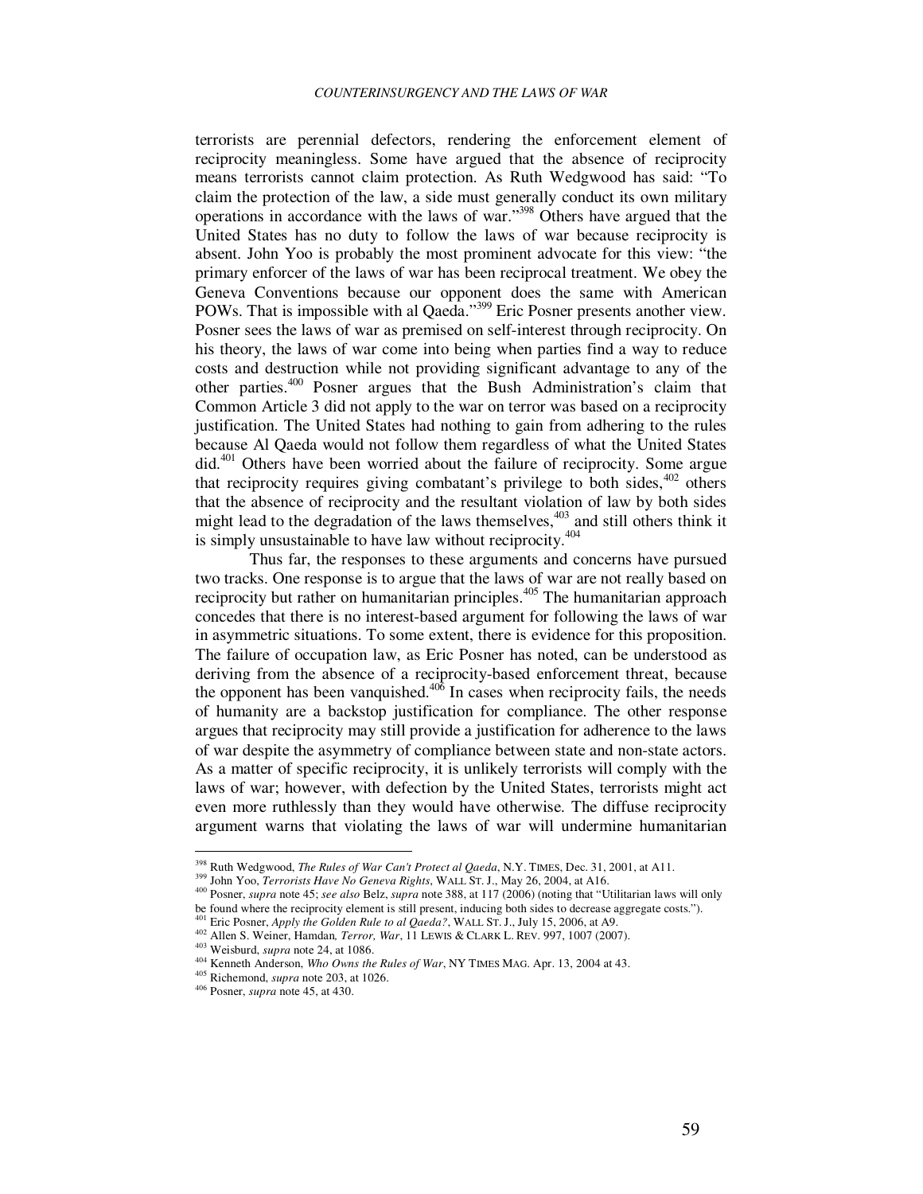terrorists are perennial defectors, rendering the enforcement element of reciprocity meaningless. Some have argued that the absence of reciprocity means terrorists cannot claim protection. As Ruth Wedgwood has said: "To claim the protection of the law, a side must generally conduct its own military operations in accordance with the laws of war."[398] Others have argued that the United States has no duty to follow the laws of war because reciprocity is absent. John Yoo is probably the most prominent advocate for this view: "the primary enforcer of the laws of war has been reciprocal treatment. We obey the Geneva Conventions because our opponent does the same with American POWs. That is impossible with al Qaeda."[399] Eric Posner presents another view. Posner sees the laws of war as premised on self-interest through reciprocity. On his theory, the laws of war come into being when parties find a way to reduce costs and destruction while not providing significant advantage to any of the other parties.[400] Posner argues that the Bush Administration's claim that Common Article 3 did not apply to the war on terror was based on a reciprocity justification. The United States had nothing to gain from adhering to the rules because Al Qaeda would not follow them regardless of what the United States did.[401] Others have been worried about the failure of reciprocity. Some argue that reciprocity requires giving combatant's privilege to both sides,[402] others that the absence of reciprocity and the resultant violation of law by both sides might lead to the degradation of the laws themselves,[403] and still others think it is simply unsustainable to have law without reciprocity.[404]

Thus far, the responses to these arguments and concerns have pursued two tracks. One response is to argue that the laws of war are not really based on reciprocity but rather on humanitarian principles.[405] The humanitarian approach concedes that there is no interest-based argument for following the laws of war in asymmetric situations. To some extent, there is evidence for this proposition. The failure of occupation law, as Eric Posner has noted, can be understood as deriving from the absence of a reciprocity-based enforcement threat, because the opponent has been vanquished.[406] In cases when reciprocity fails, the needs of humanity are a backstop justification for compliance. The other response argues that reciprocity may still provide a justification for adherence to the laws of war despite the asymmetry of compliance between state and non-state actors. As a matter of specific reciprocity, it is unlikely terrorists will comply with the laws of war; however, with defection by the United States, terrorists might act even more ruthlessly than they would have otherwise. The diffuse reciprocity argument warns that violating the laws of war will undermine humanitarian

---

[398] Ruth Wedgwood, *The Rules of War Can't Protect al Qaeda*, N.Y. TIMES, Dec. 31, 2001, at A11.

[399] John Yoo, *Terrorists Have No Geneva Rights*, WALL ST. J., May 26, 2004, at A16.

[400] Posner, *supra* note 45; *see also* Belz, *supra* note 388, at 117 (2006) (noting that "Utilitarian laws will only be found where the reciprocity element is still present, inducing both sides to decrease aggregate costs.").

[401] Eric Posner, *Apply the Golden Rule to al Qaeda?*, WALL ST. J., July 15, 2006, at A9.

[402] Allen S. Weiner, Hamdan*, Terror, War*, 11 LEWIS & CLARK L. REV. 997, 1007 (2007).

[403] Weisburd, *supra* note 24, at 1086.

[404] Kenneth Anderson, *Who Owns the Rules of War*, NY TIMES MAG. Apr. 13, 2004 at 43.

[405] Richemond, *supra* note 203, at 1026.

[406] Posner, *supra* note 45, at 430.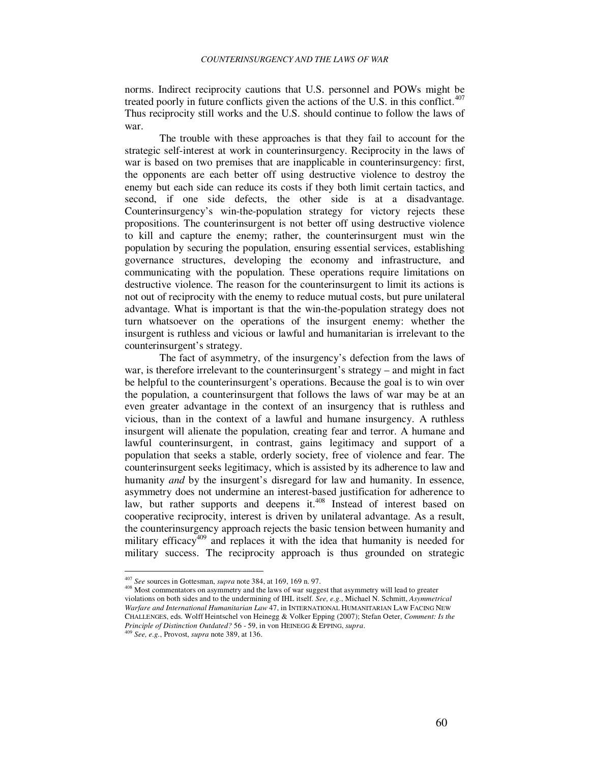norms. Indirect reciprocity cautions that U.S. personnel and POWs might be treated poorly in future conflicts given the actions of the U.S. in this conflict.[407] Thus reciprocity still works and the U.S. should continue to follow the laws of war.

The trouble with these approaches is that they fail to account for the strategic self-interest at work in counterinsurgency. Reciprocity in the laws of war is based on two premises that are inapplicable in counterinsurgency: first, the opponents are each better off using destructive violence to destroy the enemy but each side can reduce its costs if they both limit certain tactics, and second, if one side defects, the other side is at a disadvantage. Counterinsurgency's win-the-population strategy for victory rejects these propositions. The counterinsurgent is not better off using destructive violence to kill and capture the enemy; rather, the counterinsurgent must win the population by securing the population, ensuring essential services, establishing governance structures, developing the economy and infrastructure, and communicating with the population. These operations require limitations on destructive violence. The reason for the counterinsurgent to limit its actions is not out of reciprocity with the enemy to reduce mutual costs, but pure unilateral advantage. What is important is that the win-the-population strategy does not turn whatsoever on the operations of the insurgent enemy: whether the insurgent is ruthless and vicious or lawful and humanitarian is irrelevant to the counterinsurgent's strategy.

The fact of asymmetry, of the insurgency's defection from the laws of war, is therefore irrelevant to the counterinsurgent's strategy – and might in fact be helpful to the counterinsurgent's operations. Because the goal is to win over the population, a counterinsurgent that follows the laws of war may be at an even greater advantage in the context of an insurgency that is ruthless and vicious, than in the context of a lawful and humane insurgency. A ruthless insurgent will alienate the population, creating fear and terror. A humane and lawful counterinsurgent, in contrast, gains legitimacy and support of a population that seeks a stable, orderly society, free of violence and fear. The counterinsurgent seeks legitimacy, which is assisted by its adherence to law and humanity *and* by the insurgent's disregard for law and humanity. In essence, asymmetry does not undermine an interest-based justification for adherence to law, but rather supports and deepens it.[408] Instead of interest based on cooperative reciprocity, interest is driven by unilateral advantage. As a result, the counterinsurgency approach rejects the basic tension between humanity and military efficacy[409] and replaces it with the idea that humanity is needed for military success. The reciprocity approach is thus grounded on strategic

---

[407] *See* sources in Gottesman, *supra* note 384, at 169, 169 n. 97.

[408] Most commentators on asymmetry and the laws of war suggest that asymmetry will lead to greater violations on both sides and to the undermining of IHL itself. *See, e.g.*, Michael N. Schmitt, *Asymmetrical Warfare and International Humanitarian Law* 47, in INTERNATIONAL HUMANITARIAN LAW FACING NEW CHALLENGES, eds. Wolff Heintschel von Heinegg & Volker Epping (2007); Stefan Oeter, *Comment: Is the Principle of Distinction Outdated?* 56 - 59, in von HEINEGG & EPPING, *supra*.

[409] *See, e.g.*, Provost, *supra* note 389, at 136.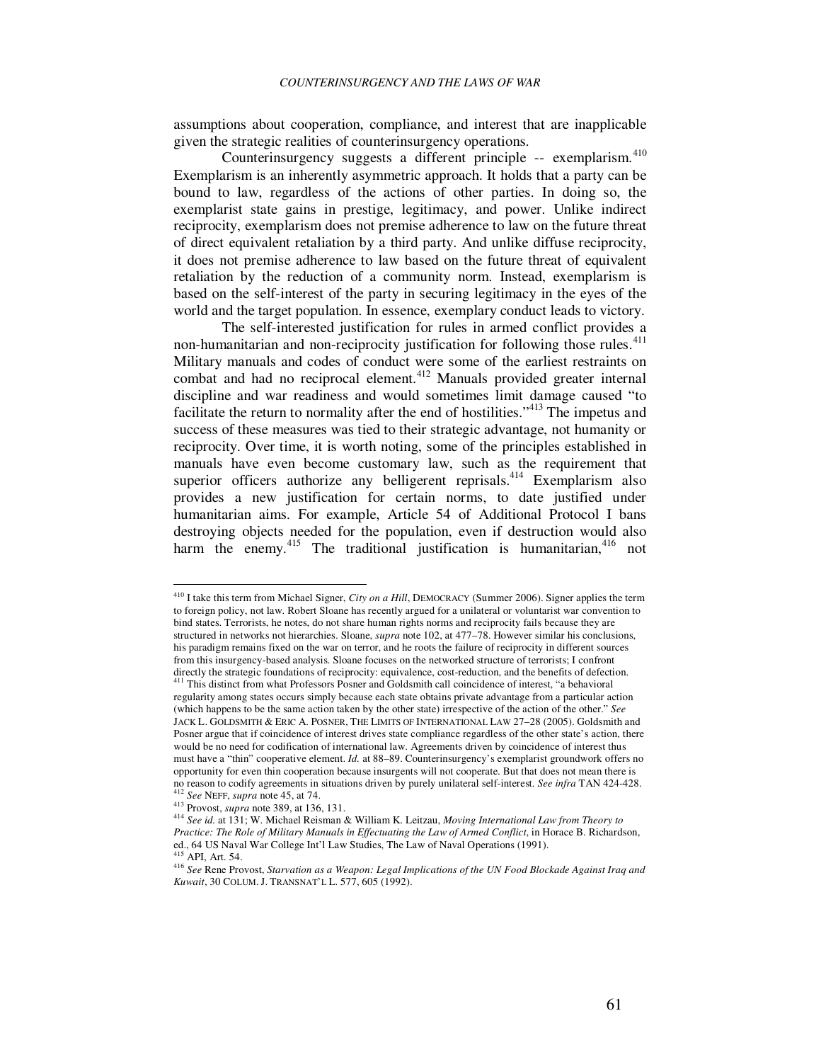assumptions about cooperation, compliance, and interest that are inapplicable given the strategic realities of counterinsurgency operations.

Counterinsurgency suggests a different principle -- exemplarism.[410] Exemplarism is an inherently asymmetric approach. It holds that a party can be bound to law, regardless of the actions of other parties. In doing so, the exemplarist state gains in prestige, legitimacy, and power. Unlike indirect reciprocity, exemplarism does not premise adherence to law on the future threat of direct equivalent retaliation by a third party. And unlike diffuse reciprocity, it does not premise adherence to law based on the future threat of equivalent retaliation by the reduction of a community norm. Instead, exemplarism is based on the self-interest of the party in securing legitimacy in the eyes of the world and the target population. In essence, exemplary conduct leads to victory.

The self-interested justification for rules in armed conflict provides a non-humanitarian and non-reciprocity justification for following those rules.[411] Military manuals and codes of conduct were some of the earliest restraints on combat and had no reciprocal element.[412] Manuals provided greater internal discipline and war readiness and would sometimes limit damage caused "to facilitate the return to normality after the end of hostilities."[413] The impetus and success of these measures was tied to their strategic advantage, not humanity or reciprocity. Over time, it is worth noting, some of the principles established in manuals have even become customary law, such as the requirement that superior officers authorize any belligerent reprisals.[414] Exemplarism also provides a new justification for certain norms, to date justified under humanitarian aims. For example, Article 54 of Additional Protocol I bans destroying objects needed for the population, even if destruction would also harm the enemy.[415] The traditional justification is humanitarian,[416] not

---

[410] I take this term from Michael Signer, *City on a Hill*, DEMOCRACY (Summer 2006). Signer applies the term to foreign policy, not law. Robert Sloane has recently argued for a unilateral or voluntarist war convention to bind states. Terrorists, he notes, do not share human rights norms and reciprocity fails because they are structured in networks not hierarchies. Sloane, *supra* note 102, at 477–78. However similar his conclusions, his paradigm remains fixed on the war on terror, and he roots the failure of reciprocity in different sources from this insurgency-based analysis. Sloane focuses on the networked structure of terrorists; I confront directly the strategic foundations of reciprocity: equivalence, cost-reduction, and the benefits of defection.

[411] This distinct from what Professors Posner and Goldsmith call coincidence of interest, "a behavioral regularity among states occurs simply because each state obtains private advantage from a particular action (which happens to be the same action taken by the other state) irrespective of the action of the other." *See* JACK L. GOLDSMITH & ERIC A. POSNER, THE LIMITS OF INTERNATIONAL LAW 27–28 (2005). Goldsmith and Posner argue that if coincidence of interest drives state compliance regardless of the other state's action, there would be no need for codification of international law. Agreements driven by coincidence of interest thus must have a "thin" cooperative element. *Id.* at 88–89. Counterinsurgency's exemplarist groundwork offers no opportunity for even thin cooperation because insurgents will not cooperate. But that does not mean there is no reason to codify agreements in situations driven by purely unilateral self-interest. *See infra* TAN 424-428.

[412] *See* NEFF, *supra* note 45, at 74.

[413] Provost, *supra* note 389, at 136, 131.

[414] *See id.* at 131; W. Michael Reisman & William K. Leitzau, *Moving International Law from Theory to Practice: The Role of Military Manuals in Effectuating the Law of Armed Conflict*, in Horace B. Richardson, ed., 64 US Naval War College Int'l Law Studies, The Law of Naval Operations (1991).

[415] API, Art. 54.

[416] *See* Rene Provost, *Starvation as a Weapon: Legal Implications of the UN Food Blockade Against Iraq and Kuwait*, 30 COLUM. J. TRANSNAT'L L. 577, 605 (1992).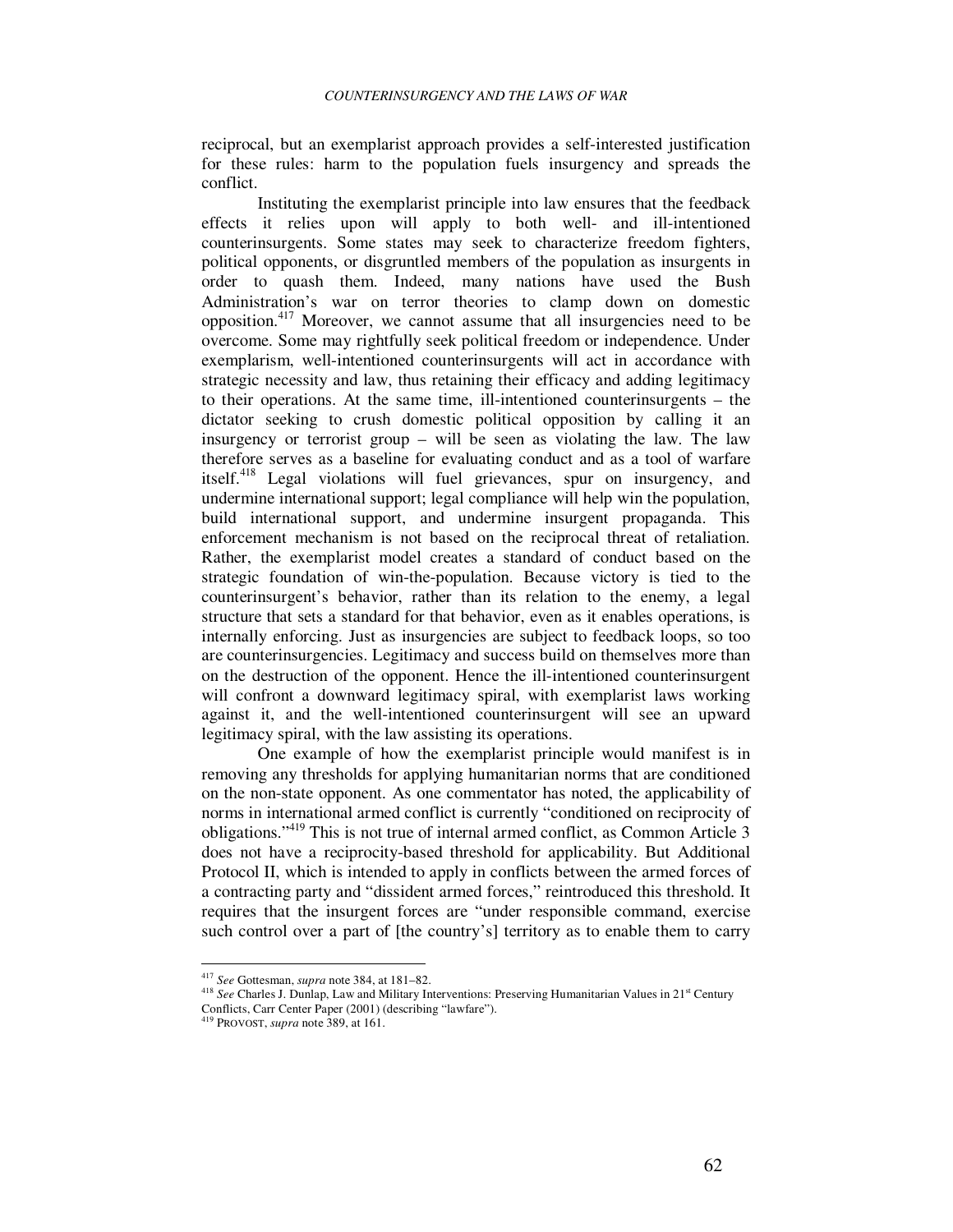reciprocal, but an exemplarist approach provides a self-interested justification for these rules: harm to the population fuels insurgency and spreads the conflict.

Instituting the exemplarist principle into law ensures that the feedback effects it relies upon will apply to both well- and ill-intentioned counterinsurgents. Some states may seek to characterize freedom fighters, political opponents, or disgruntled members of the population as insurgents in order to quash them. Indeed, many nations have used the Bush Administration's war on terror theories to clamp down on domestic opposition.[417] Moreover, we cannot assume that all insurgencies need to be overcome. Some may rightfully seek political freedom or independence. Under exemplarism, well-intentioned counterinsurgents will act in accordance with strategic necessity and law, thus retaining their efficacy and adding legitimacy to their operations. At the same time, ill-intentioned counterinsurgents – the dictator seeking to crush domestic political opposition by calling it an insurgency or terrorist group – will be seen as violating the law. The law therefore serves as a baseline for evaluating conduct and as a tool of warfare itself.[418] Legal violations will fuel grievances, spur on insurgency, and undermine international support; legal compliance will help win the population, build international support, and undermine insurgent propaganda. This enforcement mechanism is not based on the reciprocal threat of retaliation. Rather, the exemplarist model creates a standard of conduct based on the strategic foundation of win-the-population. Because victory is tied to the counterinsurgent's behavior, rather than its relation to the enemy, a legal structure that sets a standard for that behavior, even as it enables operations, is internally enforcing. Just as insurgencies are subject to feedback loops, so too are counterinsurgencies. Legitimacy and success build on themselves more than on the destruction of the opponent. Hence the ill-intentioned counterinsurgent will confront a downward legitimacy spiral, with exemplarist laws working against it, and the well-intentioned counterinsurgent will see an upward legitimacy spiral, with the law assisting its operations.

One example of how the exemplarist principle would manifest is in removing any thresholds for applying humanitarian norms that are conditioned on the non-state opponent. As one commentator has noted, the applicability of norms in international armed conflict is currently "conditioned on reciprocity of obligations."[419] This is not true of internal armed conflict, as Common Article 3 does not have a reciprocity-based threshold for applicability. But Additional Protocol II, which is intended to apply in conflicts between the armed forces of a contracting party and "dissident armed forces," reintroduced this threshold. It requires that the insurgent forces are "under responsible command, exercise such control over a part of [the country's] territory as to enable them to carry

---

[417] *See* Gottesman, *supra* note 384, at 181–82.

[418] *See* Charles J. Dunlap, Law and Military Interventions: Preserving Humanitarian Values in 21st Century Conflicts, Carr Center Paper (2001) (describing "lawfare").

[419] PROVOST, *supra* note 389, at 161.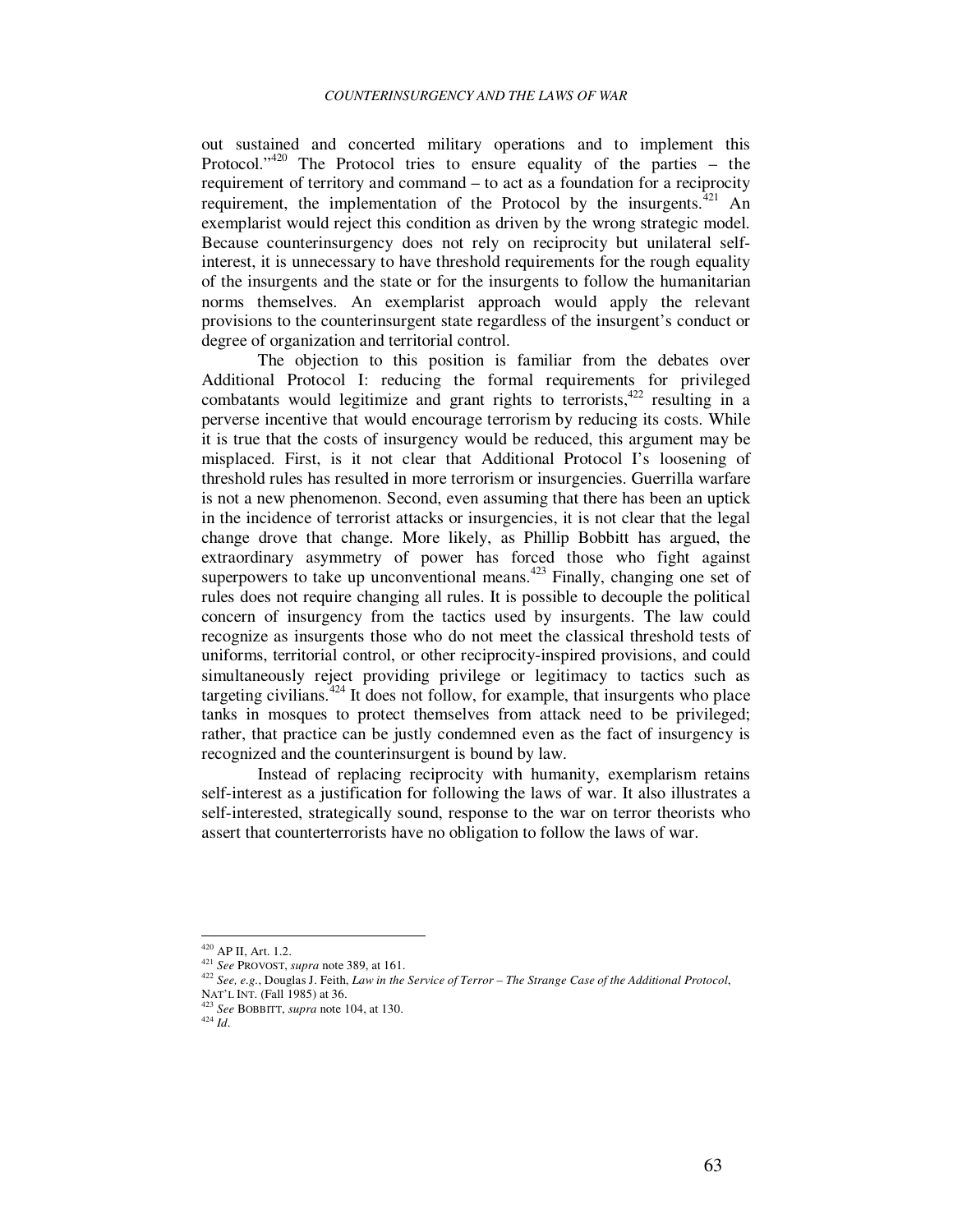out sustained and concerted military operations and to implement this Protocol."[420] The Protocol tries to ensure equality of the parties – the requirement of territory and command – to act as a foundation for a reciprocity requirement, the implementation of the Protocol by the insurgents.[421] An exemplarist would reject this condition as driven by the wrong strategic model. Because counterinsurgency does not rely on reciprocity but unilateral self-interest, it is unnecessary to have threshold requirements for the rough equality of the insurgents and the state or for the insurgents to follow the humanitarian norms themselves. An exemplarist approach would apply the relevant provisions to the counterinsurgent state regardless of the insurgent's conduct or degree of organization and territorial control.

The objection to this position is familiar from the debates over Additional Protocol I: reducing the formal requirements for privileged combatants would legitimize and grant rights to terrorists,[422] resulting in a perverse incentive that would encourage terrorism by reducing its costs. While it is true that the costs of insurgency would be reduced, this argument may be misplaced. First, is it not clear that Additional Protocol I's loosening of threshold rules has resulted in more terrorism or insurgencies. Guerrilla warfare is not a new phenomenon. Second, even assuming that there has been an uptick in the incidence of terrorist attacks or insurgencies, it is not clear that the legal change drove that change. More likely, as Phillip Bobbitt has argued, the extraordinary asymmetry of power has forced those who fight against superpowers to take up unconventional means.[423] Finally, changing one set of rules does not require changing all rules. It is possible to decouple the political concern of insurgency from the tactics used by insurgents. The law could recognize as insurgents those who do not meet the classical threshold tests of uniforms, territorial control, or other reciprocity-inspired provisions, and could simultaneously reject providing privilege or legitimacy to tactics such as targeting civilians.[424] It does not follow, for example, that insurgents who place tanks in mosques to protect themselves from attack need to be privileged; rather, that practice can be justly condemned even as the fact of insurgency is recognized and the counterinsurgent is bound by law.

Instead of replacing reciprocity with humanity, exemplarism retains self-interest as a justification for following the laws of war. It also illustrates a self-interested, strategically sound, response to the war on terror theorists who assert that counterterrorists have no obligation to follow the laws of war.

---

[420] AP II, Art. 1.2.

[421] *See* PROVOST, *supra* note 389, at 161.

[422] *See, e.g.*, Douglas J. Feith, *Law in the Service of Terror – The Strange Case of the Additional Protocol*, NAT'L INT. (Fall 1985) at 36.

[423] *See* BOBBITT, *supra* note 104, at 130.

[424] *Id*.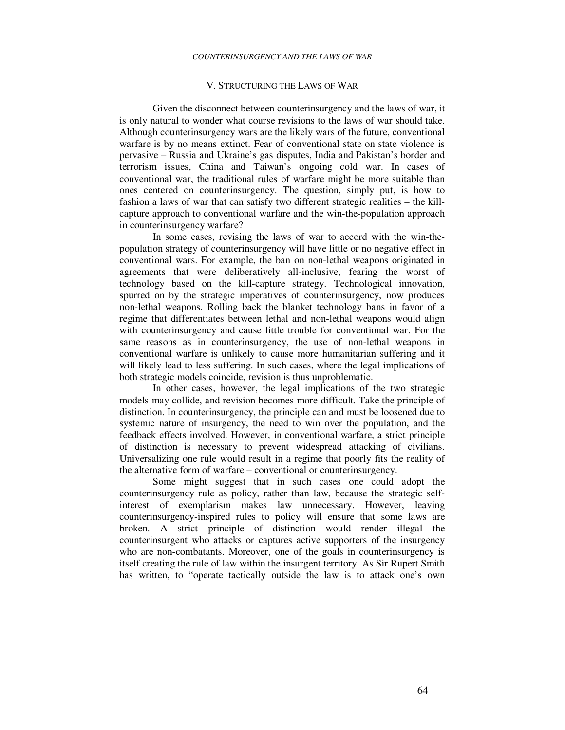## V. Structuring the Laws of War

Given the disconnect between counterinsurgency and the laws of war, it is only natural to wonder what course revisions to the laws of war should take. Although counterinsurgency wars are the likely wars of the future, conventional warfare is by no means extinct. Fear of conventional state on state violence is pervasive – Russia and Ukraine's gas disputes, India and Pakistan's border and terrorism issues, China and Taiwan's ongoing cold war. In cases of conventional war, the traditional rules of warfare might be more suitable than ones centered on counterinsurgency. The question, simply put, is how to fashion a laws of war that can satisfy two different strategic realities – the kill-capture approach to conventional warfare and the win-the-population approach in counterinsurgency warfare?

In some cases, revising the laws of war to accord with the win-the-population strategy of counterinsurgency will have little or no negative effect in conventional wars. For example, the ban on non-lethal weapons originated in agreements that were deliberatively all-inclusive, fearing the worst of technology based on the kill-capture strategy. Technological innovation, spurred on by the strategic imperatives of counterinsurgency, now produces non-lethal weapons. Rolling back the blanket technology bans in favor of a regime that differentiates between lethal and non-lethal weapons would align with counterinsurgency and cause little trouble for conventional war. For the same reasons as in counterinsurgency, the use of non-lethal weapons in conventional warfare is unlikely to cause more humanitarian suffering and it will likely lead to less suffering. In such cases, where the legal implications of both strategic models coincide, revision is thus unproblematic.

In other cases, however, the legal implications of the two strategic models may collide, and revision becomes more difficult. Take the principle of distinction. In counterinsurgency, the principle can and must be loosened due to systemic nature of insurgency, the need to win over the population, and the feedback effects involved. However, in conventional warfare, a strict principle of distinction is necessary to prevent widespread attacking of civilians. Universalizing one rule would result in a regime that poorly fits the reality of the alternative form of warfare – conventional or counterinsurgency.

Some might suggest that in such cases one could adopt the counterinsurgency rule as policy, rather than law, because the strategic self-interest of exemplarism makes law unnecessary. However, leaving counterinsurgency-inspired rules to policy will ensure that some laws are broken. A strict principle of distinction would render illegal the counterinsurgent who attacks or captures active supporters of the insurgency who are non-combatants. Moreover, one of the goals in counterinsurgency is itself creating the rule of law within the insurgent territory. As Sir Rupert Smith has written, to "operate tactically outside the law is to attack one's own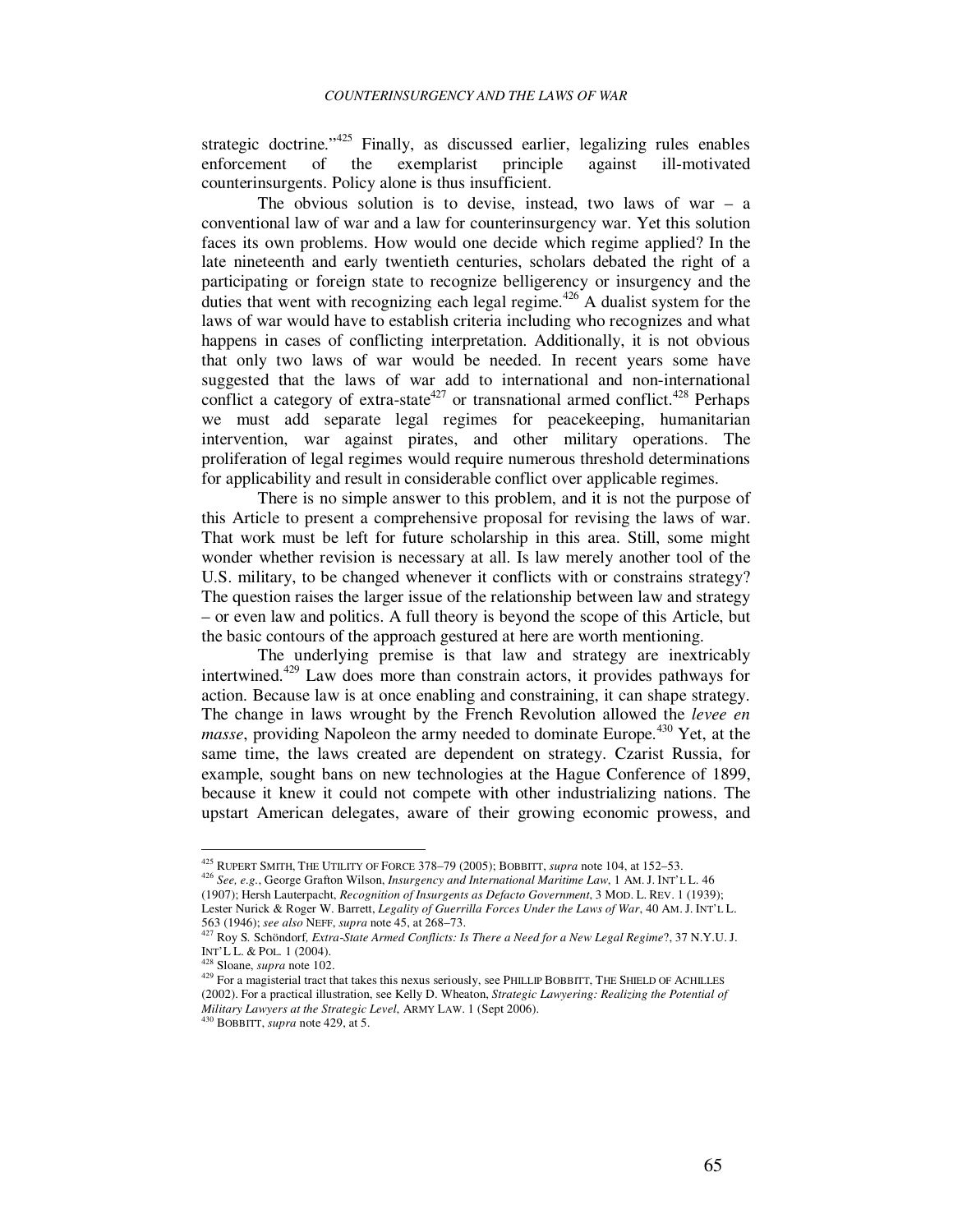strategic doctrine."[425] Finally, as discussed earlier, legalizing rules enables enforcement of the exemplarist principle against ill-motivated counterinsurgents. Policy alone is thus insufficient.

The obvious solution is to devise, instead, two laws of war – a conventional law of war and a law for counterinsurgency war. Yet this solution faces its own problems. How would one decide which regime applied? In the late nineteenth and early twentieth centuries, scholars debated the right of a participating or foreign state to recognize belligerency or insurgency and the duties that went with recognizing each legal regime.[426] A dualist system for the laws of war would have to establish criteria including who recognizes and what happens in cases of conflicting interpretation. Additionally, it is not obvious that only two laws of war would be needed. In recent years some have suggested that the laws of war add to international and non-international conflict a category of extra-state[427] or transnational armed conflict.[428] Perhaps we must add separate legal regimes for peacekeeping, humanitarian intervention, war against pirates, and other military operations. The proliferation of legal regimes would require numerous threshold determinations for applicability and result in considerable conflict over applicable regimes.

There is no simple answer to this problem, and it is not the purpose of this Article to present a comprehensive proposal for revising the laws of war. That work must be left for future scholarship in this area. Still, some might wonder whether revision is necessary at all. Is law merely another tool of the U.S. military, to be changed whenever it conflicts with or constrains strategy? The question raises the larger issue of the relationship between law and strategy – or even law and politics. A full theory is beyond the scope of this Article, but the basic contours of the approach gestured at here are worth mentioning.

The underlying premise is that law and strategy are inextricably intertwined.[429] Law does more than constrain actors, it provides pathways for action. Because law is at once enabling and constraining, it can shape strategy. The change in laws wrought by the French Revolution allowed the *levee en masse*, providing Napoleon the army needed to dominate Europe.[430] Yet, at the same time, the laws created are dependent on strategy. Czarist Russia, for example, sought bans on new technologies at the Hague Conference of 1899, because it knew it could not compete with other industrializing nations. The upstart American delegates, aware of their growing economic prowess, and

---

[425] RUPERT SMITH, THE UTILITY OF FORCE 378–79 (2005); BOBBITT, *supra* note 104, at 152–53.

[426] *See, e.g.*, George Grafton Wilson, *Insurgency and International Maritime Law*, 1 AM. J. INT'L L. 46 (1907); Hersh Lauterpacht, *Recognition of Insurgents as Defacto Government*, 3 MOD. L. REV. 1 (1939); Lester Nurick & Roger W. Barrett, *Legality of Guerrilla Forces Under the Laws of War*, 40 AM. J. INT'L L. 563 (1946); *see also* NEFF, *supra* note 45, at 268–73.

[427] Roy S. Schöndorf, *Extra-State Armed Conflicts: Is There a Need for a New Legal Regime*?, 37 N.Y.U. J. INT'L L. & POL. 1 (2004).

[428] Sloane, *supra* note 102.

[429] For a magisterial tract that takes this nexus seriously, see PHILLIP BOBBITT, THE SHIELD OF ACHILLES (2002). For a practical illustration, see Kelly D. Wheaton, *Strategic Lawyering: Realizing the Potential of Military Lawyers at the Strategic Level*, ARMY LAW. 1 (Sept 2006).

[430] BOBBITT, *supra* note 429, at 5.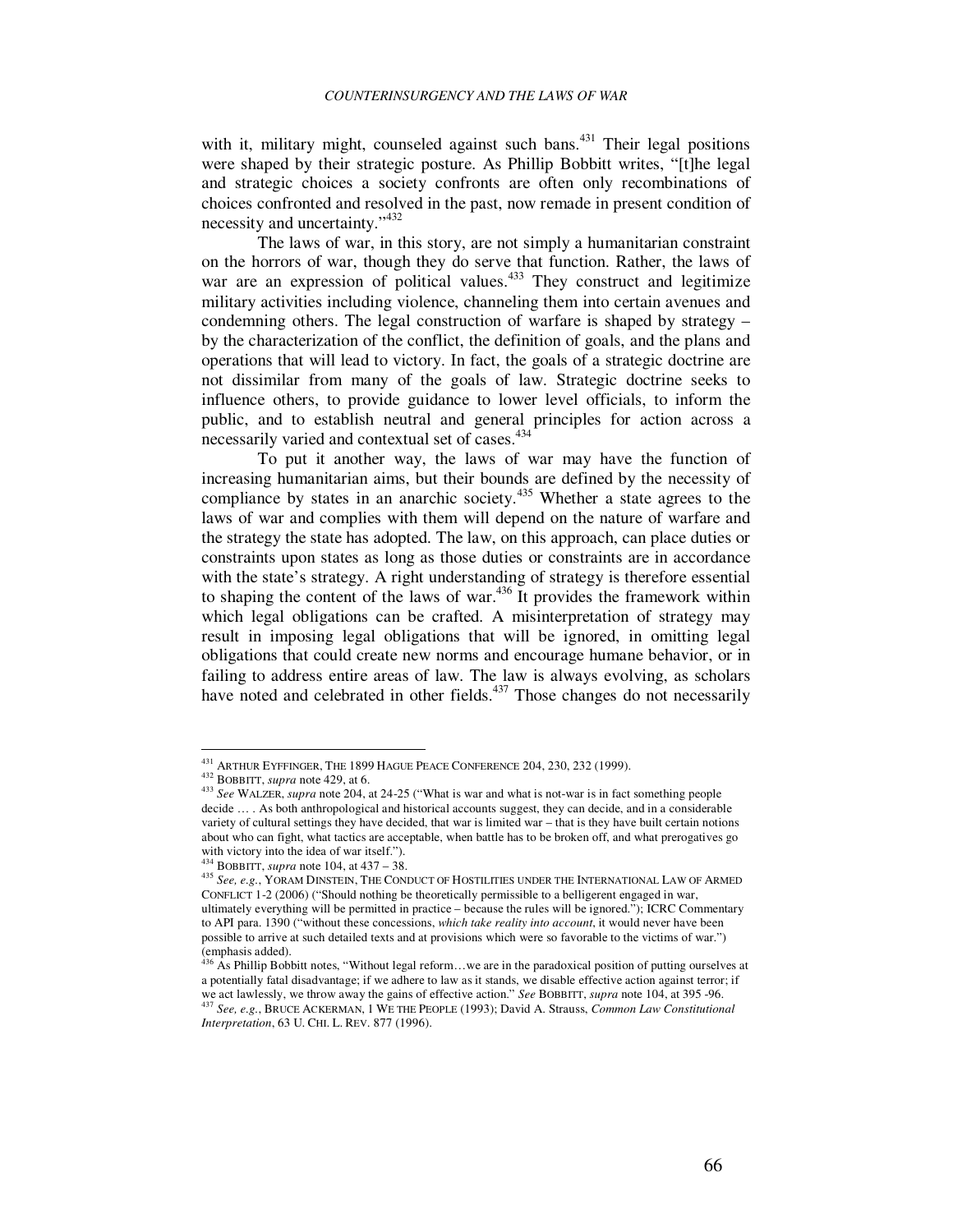with it, military might, counseled against such bans.[431] Their legal positions were shaped by their strategic posture. As Phillip Bobbitt writes, "[t]he legal and strategic choices a society confronts are often only recombinations of choices confronted and resolved in the past, now remade in present condition of necessity and uncertainty."[432]

The laws of war, in this story, are not simply a humanitarian constraint on the horrors of war, though they do serve that function. Rather, the laws of war are an expression of political values.[433] They construct and legitimize military activities including violence, channeling them into certain avenues and condemning others. The legal construction of warfare is shaped by strategy – by the characterization of the conflict, the definition of goals, and the plans and operations that will lead to victory. In fact, the goals of a strategic doctrine are not dissimilar from many of the goals of law. Strategic doctrine seeks to influence others, to provide guidance to lower level officials, to inform the public, and to establish neutral and general principles for action across a necessarily varied and contextual set of cases.[434]

To put it another way, the laws of war may have the function of increasing humanitarian aims, but their bounds are defined by the necessity of compliance by states in an anarchic society.[435] Whether a state agrees to the laws of war and complies with them will depend on the nature of warfare and the strategy the state has adopted. The law, on this approach, can place duties or constraints upon states as long as those duties or constraints are in accordance with the state's strategy. A right understanding of strategy is therefore essential to shaping the content of the laws of war.[436] It provides the framework within which legal obligations can be crafted. A misinterpretation of strategy may result in imposing legal obligations that will be ignored, in omitting legal obligations that could create new norms and encourage humane behavior, or in failing to address entire areas of law. The law is always evolving, as scholars have noted and celebrated in other fields.[437] Those changes do not necessarily

---

[431] ARTHUR EYFFINGER, THE 1899 HAGUE PEACE CONFERENCE 204, 230, 232 (1999).

[432] BOBBITT, *supra* note 429, at 6.

[433] *See* WALZER, *supra* note 204, at 24-25 ("What is war and what is not-war is in fact something people decide … . As both anthropological and historical accounts suggest, they can decide, and in a considerable variety of cultural settings they have decided, that war is limited war – that is they have built certain notions about who can fight, what tactics are acceptable, when battle has to be broken off, and what prerogatives go with victory into the idea of war itself.").

[434] BOBBITT, *supra* note 104, at 437 – 38.

[435] *See, e.g.*, YORAM DINSTEIN, THE CONDUCT OF HOSTILITIES UNDER THE INTERNATIONAL LAW OF ARMED CONFLICT 1-2 (2006) ("Should nothing be theoretically permissible to a belligerent engaged in war, ultimately everything will be permitted in practice – because the rules will be ignored."); ICRC Commentary to API para. 1390 ("without these concessions, *which take reality into account*, it would never have been possible to arrive at such detailed texts and at provisions which were so favorable to the victims of war.") (emphasis added).

[436] As Phillip Bobbitt notes, "Without legal reform…we are in the paradoxical position of putting ourselves at a potentially fatal disadvantage; if we adhere to law as it stands, we disable effective action against terror; if we act lawlessly, we throw away the gains of effective action." *See* BOBBITT, *supra* note 104, at 395 -96.

[437] *See, e.g.*, BRUCE ACKERMAN, 1 WE THE PEOPLE (1993); David A. Strauss, *Common Law Constitutional Interpretation*, 63 U. CHI. L. REV. 877 (1996).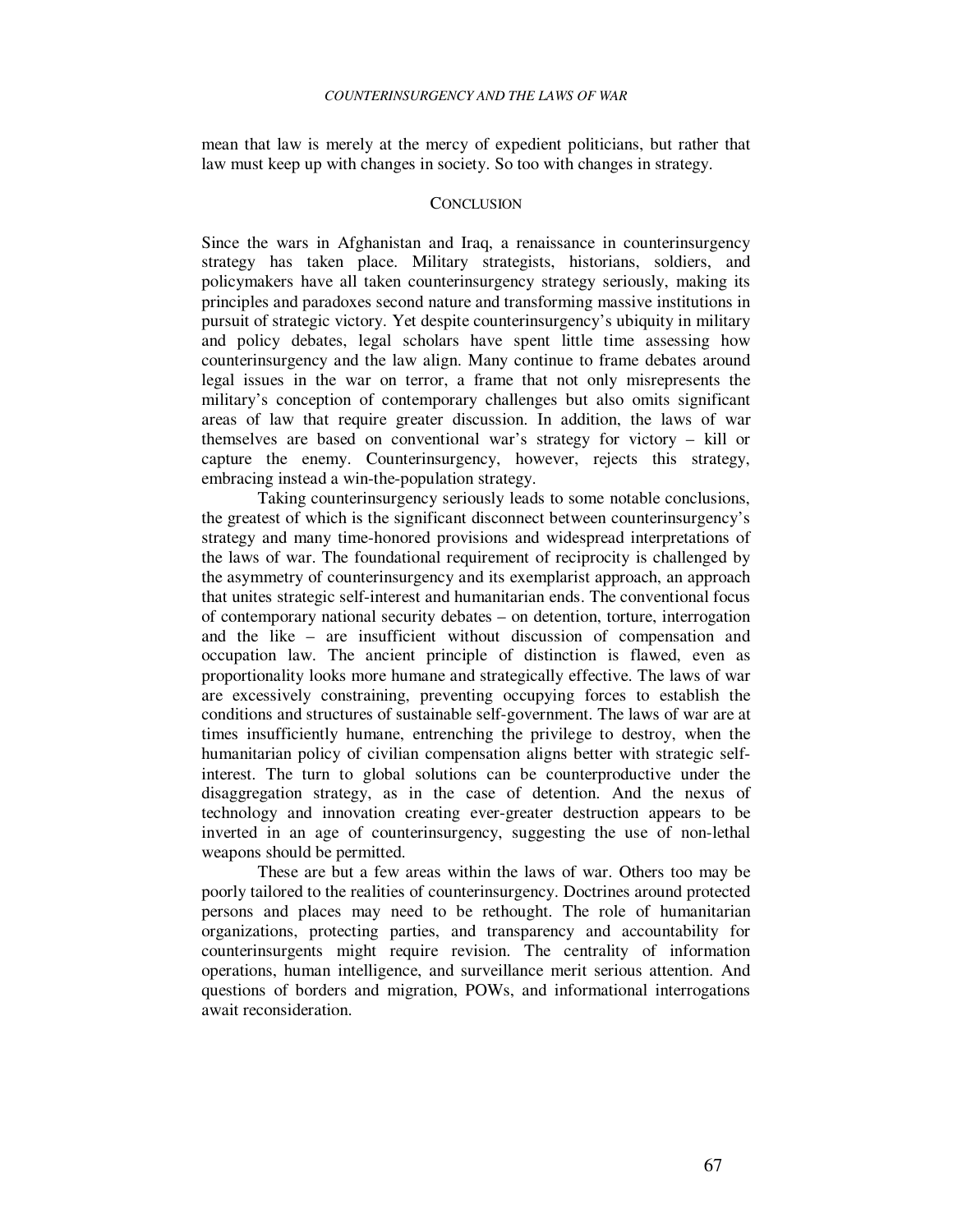mean that law is merely at the mercy of expedient politicians, but rather that law must keep up with changes in society. So too with changes in strategy.

## CONCLUSION

Since the wars in Afghanistan and Iraq, a renaissance in counterinsurgency strategy has taken place. Military strategists, historians, soldiers, and policymakers have all taken counterinsurgency strategy seriously, making its principles and paradoxes second nature and transforming massive institutions in pursuit of strategic victory. Yet despite counterinsurgency's ubiquity in military and policy debates, legal scholars have spent little time assessing how counterinsurgency and the law align. Many continue to frame debates around legal issues in the war on terror, a frame that not only misrepresents the military's conception of contemporary challenges but also omits significant areas of law that require greater discussion. In addition, the laws of war themselves are based on conventional war's strategy for victory – kill or capture the enemy. Counterinsurgency, however, rejects this strategy, embracing instead a win-the-population strategy.

Taking counterinsurgency seriously leads to some notable conclusions, the greatest of which is the significant disconnect between counterinsurgency's strategy and many time-honored provisions and widespread interpretations of the laws of war. The foundational requirement of reciprocity is challenged by the asymmetry of counterinsurgency and its exemplarist approach, an approach that unites strategic self-interest and humanitarian ends. The conventional focus of contemporary national security debates – on detention, torture, interrogation and the like – are insufficient without discussion of compensation and occupation law. The ancient principle of distinction is flawed, even as proportionality looks more humane and strategically effective. The laws of war are excessively constraining, preventing occupying forces to establish the conditions and structures of sustainable self-government. The laws of war are at times insufficiently humane, entrenching the privilege to destroy, when the humanitarian policy of civilian compensation aligns better with strategic self-interest. The turn to global solutions can be counterproductive under the disaggregation strategy, as in the case of detention. And the nexus of technology and innovation creating ever-greater destruction appears to be inverted in an age of counterinsurgency, suggesting the use of non-lethal weapons should be permitted.

These are but a few areas within the laws of war. Others too may be poorly tailored to the realities of counterinsurgency. Doctrines around protected persons and places may need to be rethought. The role of humanitarian organizations, protecting parties, and transparency and accountability for counterinsurgents might require revision. The centrality of information operations, human intelligence, and surveillance merit serious attention. And questions of borders and migration, POWs, and informational interrogations await reconsideration.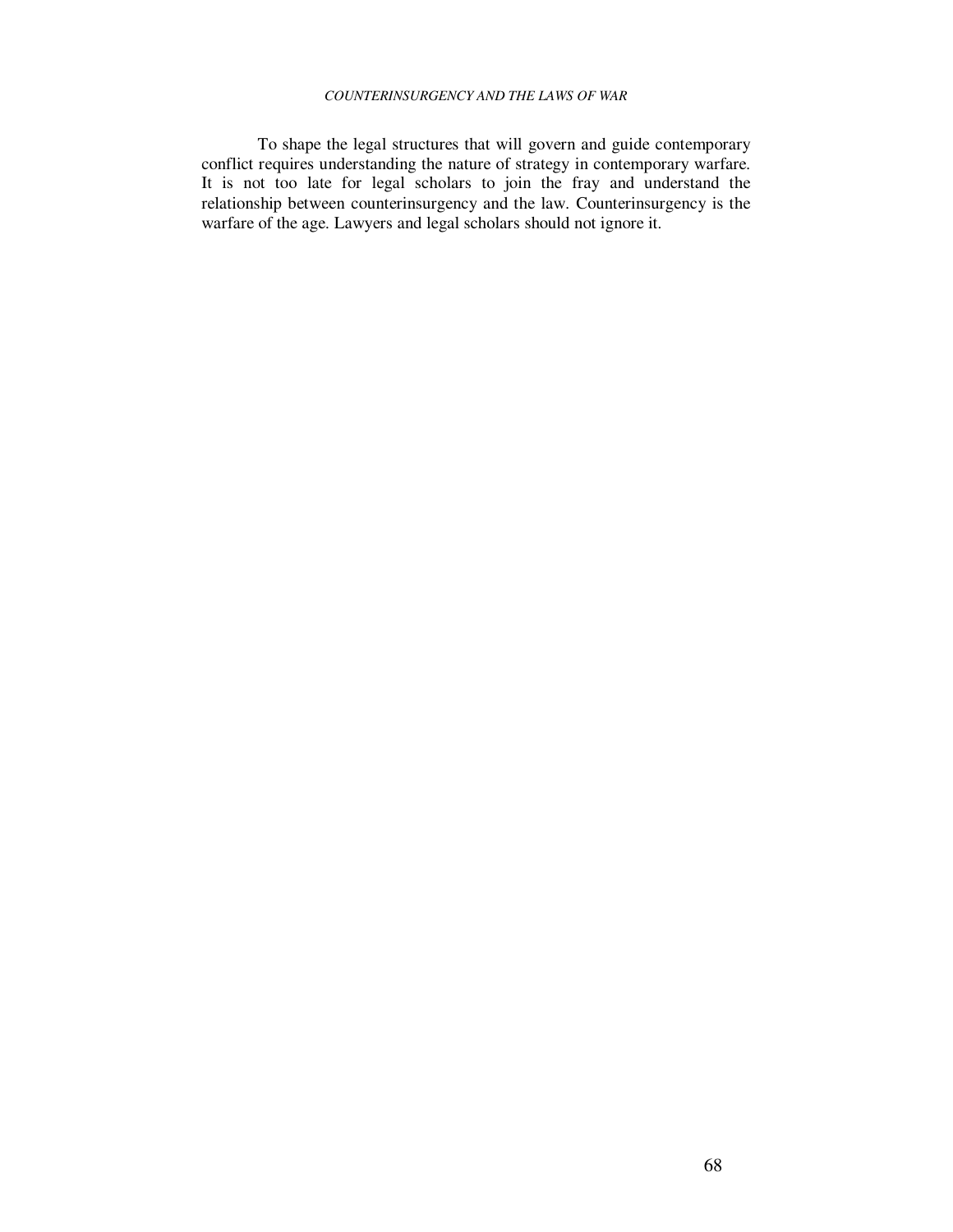To shape the legal structures that will govern and guide contemporary conflict requires understanding the nature of strategy in contemporary warfare. It is not too late for legal scholars to join the fray and understand the relationship between counterinsurgency and the law. Counterinsurgency is the warfare of the age. Lawyers and legal scholars should not ignore it.